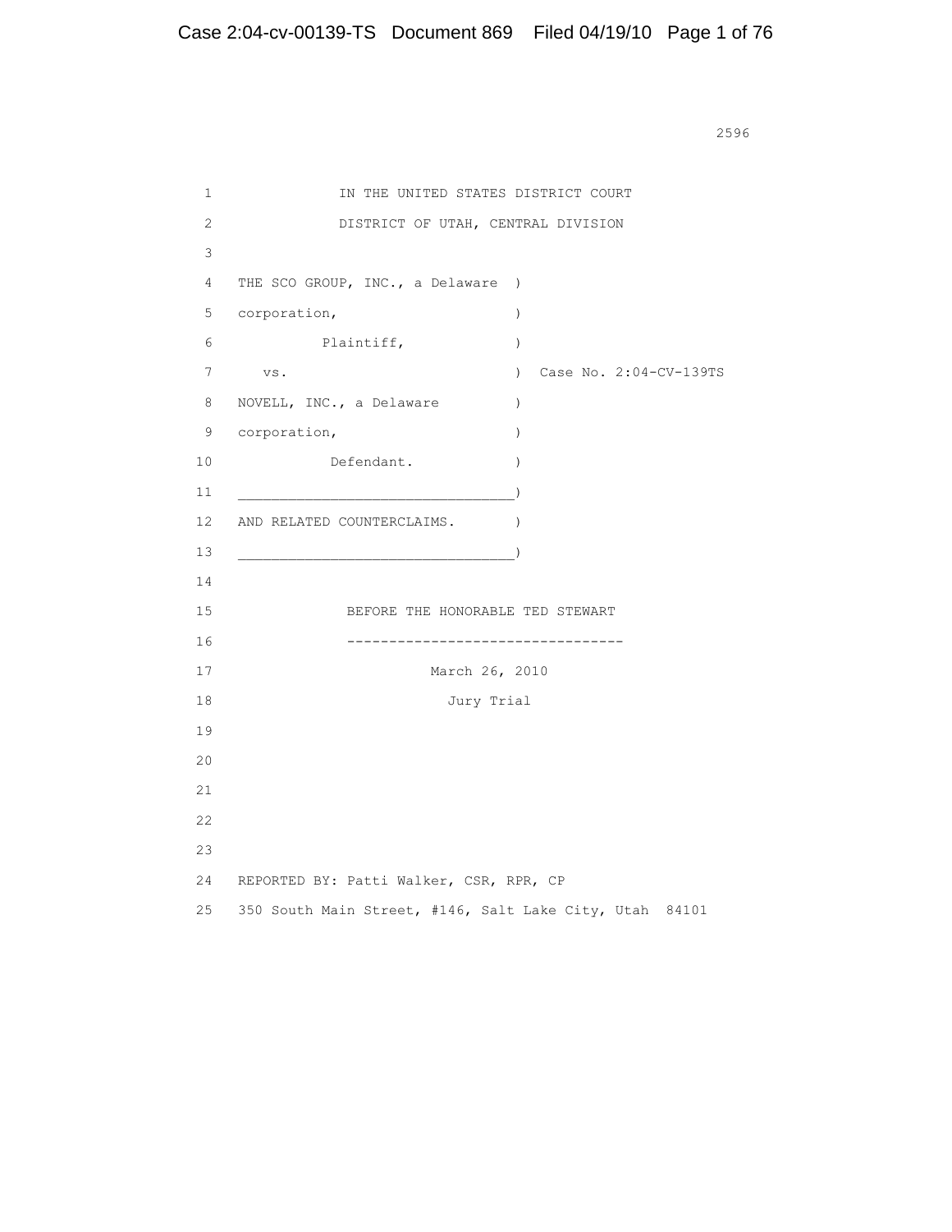IN THE UNITED STATES DISTRICT COURT

DISTRICT OF UTAH, CENTRAL DIVISION

THE SCO GROUP, INC., a Delaware )
corporation, )
Plaintiff, )
vs. ) Case No. 2:04-CV-139TS
NOVELL, INC., a Delaware )
corporation, )
Defendant. )
________________________________)
AND RELATED COUNTERCLAIMS. )
________________________________)

BEFORE THE HONORABLE TED STEWART

---------------------------------

March 26, 2010

Jury Trial

REPORTED BY: Patti Walker, CSR, RPR, CP

350 South Main Street, #146, Salt Lake City, Utah 84101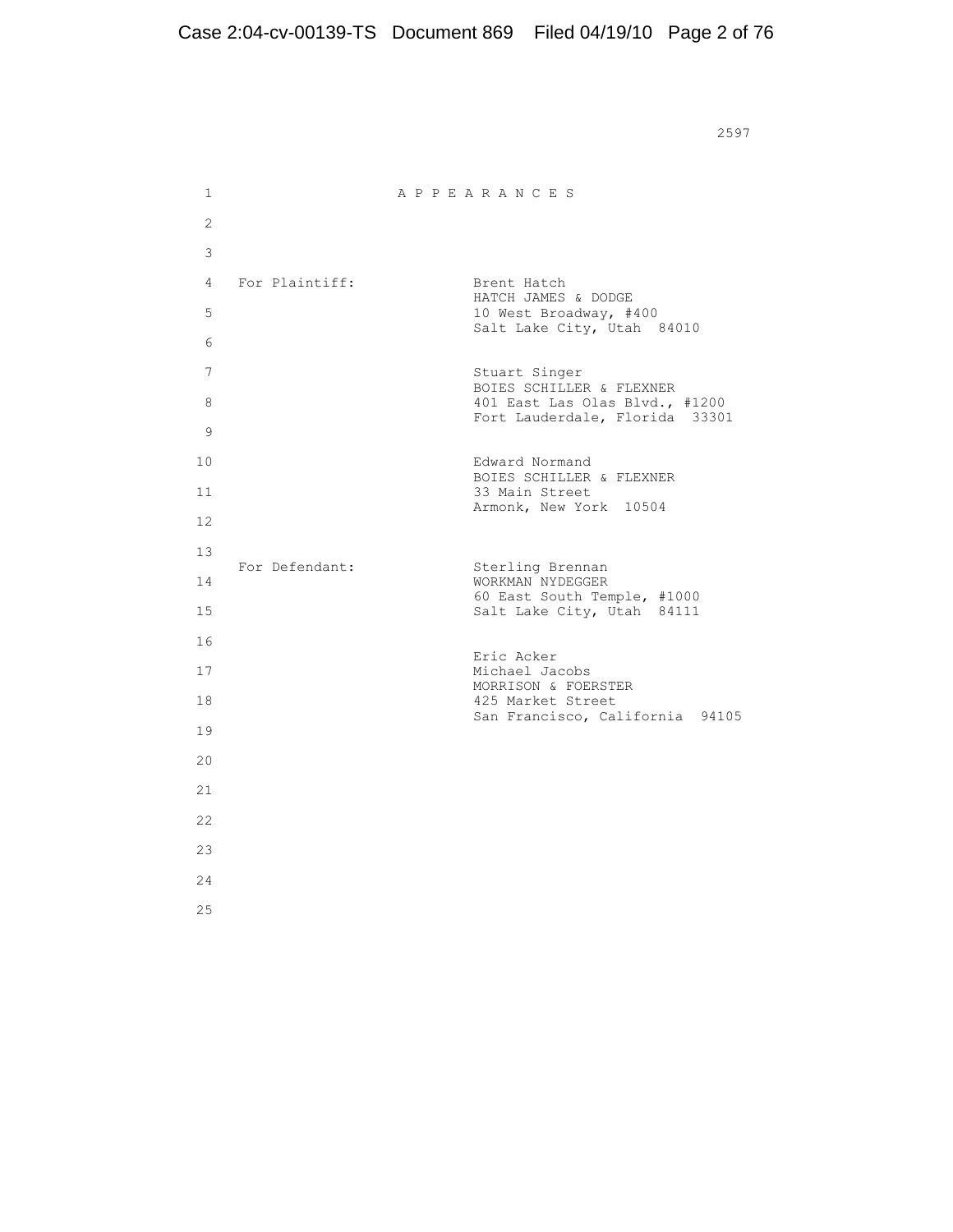# APPEARANCES

**For Plaintiff:**

Brent Hatch
HATCH JAMES & DODGE
10 West Broadway, #400
Salt Lake City, Utah 84010

Stuart Singer
BOIES SCHILLER & FLEXNER
401 East Las Olas Blvd., #1200
Fort Lauderdale, Florida 33301

Edward Normand
BOIES SCHILLER & FLEXNER
33 Main Street
Armonk, New York 10504

**For Defendant:**

Sterling Brennan
WORKMAN NYDEGGER
60 East South Temple, #1000
Salt Lake City, Utah 84111

Eric Acker
Michael Jacobs
MORRISON & FOERSTER
425 Market Street
San Francisco, California 94105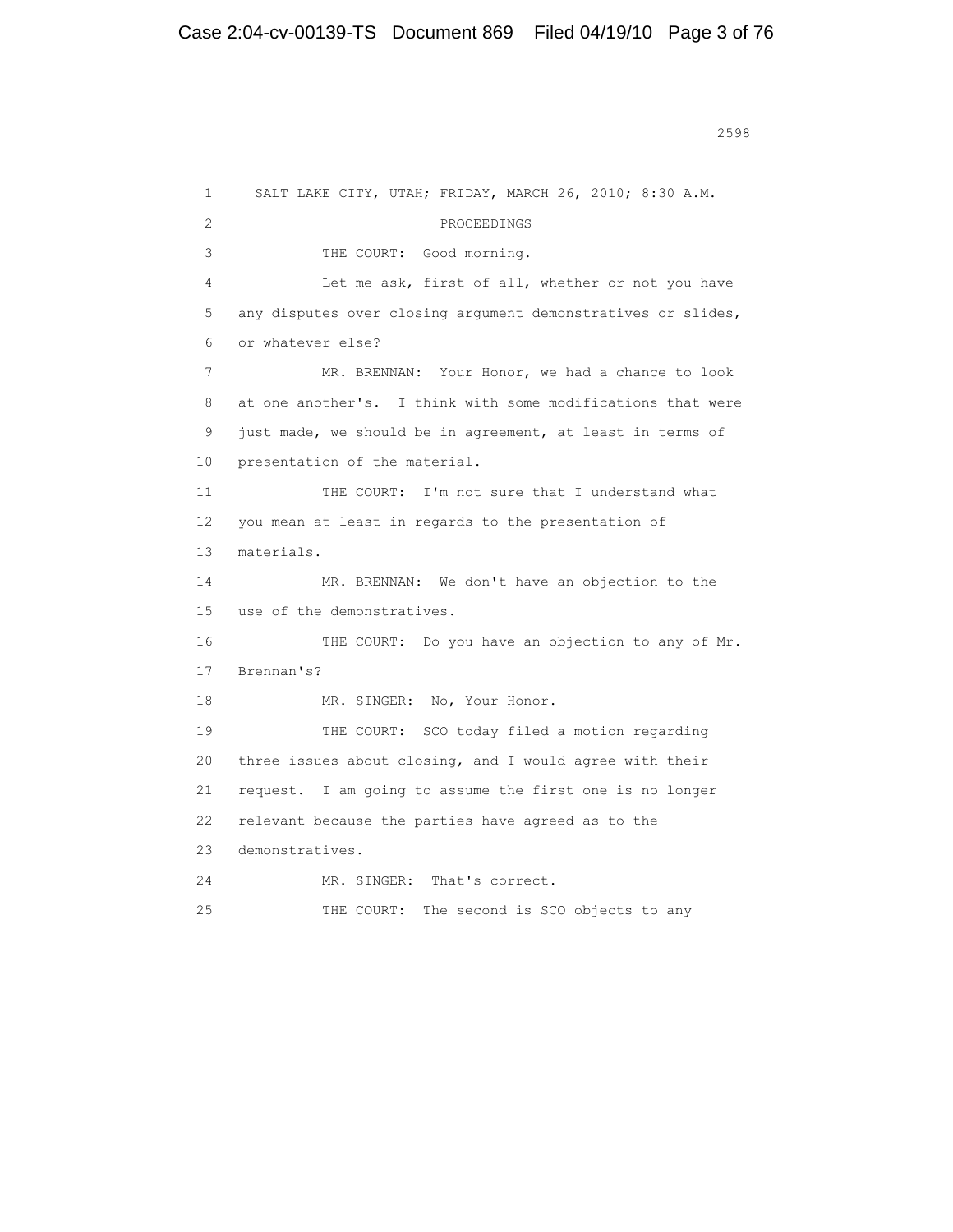SALT LAKE CITY, UTAH; FRIDAY, MARCH 26, 2010; 8:30 A.M.

PROCEEDINGS

THE COURT: Good morning.

Let me ask, first of all, whether or not you have any disputes over closing argument demonstratives or slides, or whatever else?

MR. BRENNAN: Your Honor, we had a chance to look at one another's. I think with some modifications that were just made, we should be in agreement, at least in terms of presentation of the material.

THE COURT: I'm not sure that I understand what you mean at least in regards to the presentation of materials.

MR. BRENNAN: We don't have an objection to the use of the demonstratives.

THE COURT: Do you have an objection to any of Mr. Brennan's?

MR. SINGER: No, Your Honor.

THE COURT: SCO today filed a motion regarding three issues about closing, and I would agree with their request. I am going to assume the first one is no longer relevant because the parties have agreed as to the demonstratives.

MR. SINGER: That's correct.

THE COURT: The second is SCO objects to any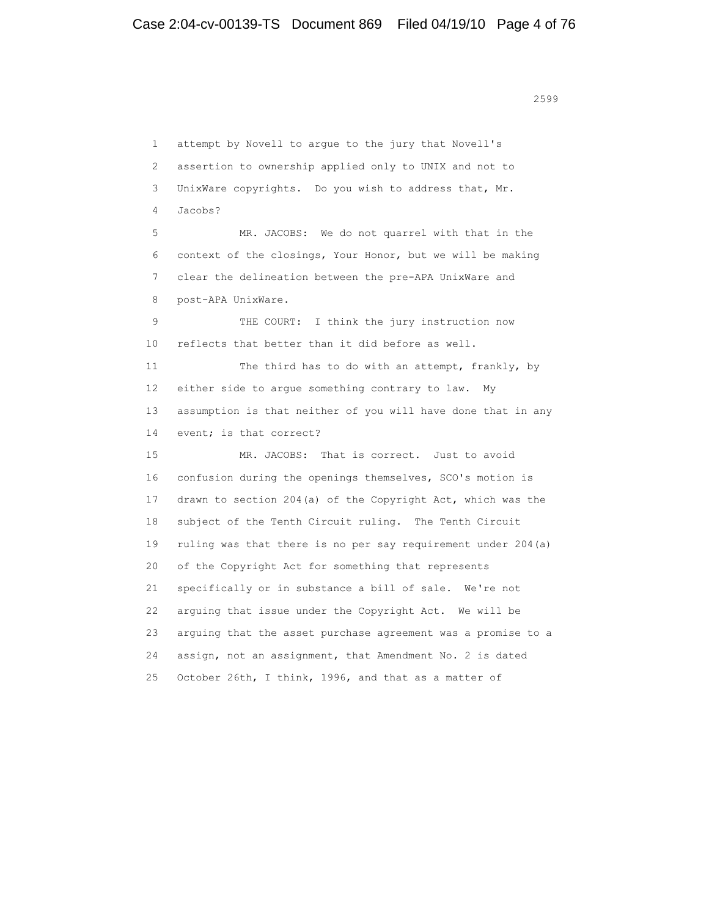1 attempt by Novell to argue to the jury that Novell's
2 assertion to ownership applied only to UNIX and not to
3 UnixWare copyrights. Do you wish to address that, Mr.
4 Jacobs?

5 MR. JACOBS: We do not quarrel with that in the
6 context of the closings, Your Honor, but we will be making
7 clear the delineation between the pre-APA UnixWare and
8 post-APA UnixWare.

9 THE COURT: I think the jury instruction now
10 reflects that better than it did before as well.

11 The third has to do with an attempt, frankly, by
12 either side to argue something contrary to law. My
13 assumption is that neither of you will have done that in any
14 event; is that correct?

15 MR. JACOBS: That is correct. Just to avoid
16 confusion during the openings themselves, SCO's motion is
17 drawn to section 204(a) of the Copyright Act, which was the
18 subject of the Tenth Circuit ruling. The Tenth Circuit
19 ruling was that there is no per say requirement under 204(a)
20 of the Copyright Act for something that represents
21 specifically or in substance a bill of sale. We're not
22 arguing that issue under the Copyright Act. We will be
23 arguing that the asset purchase agreement was a promise to a
24 assign, not an assignment, that Amendment No. 2 is dated
25 October 26th, I think, 1996, and that as a matter of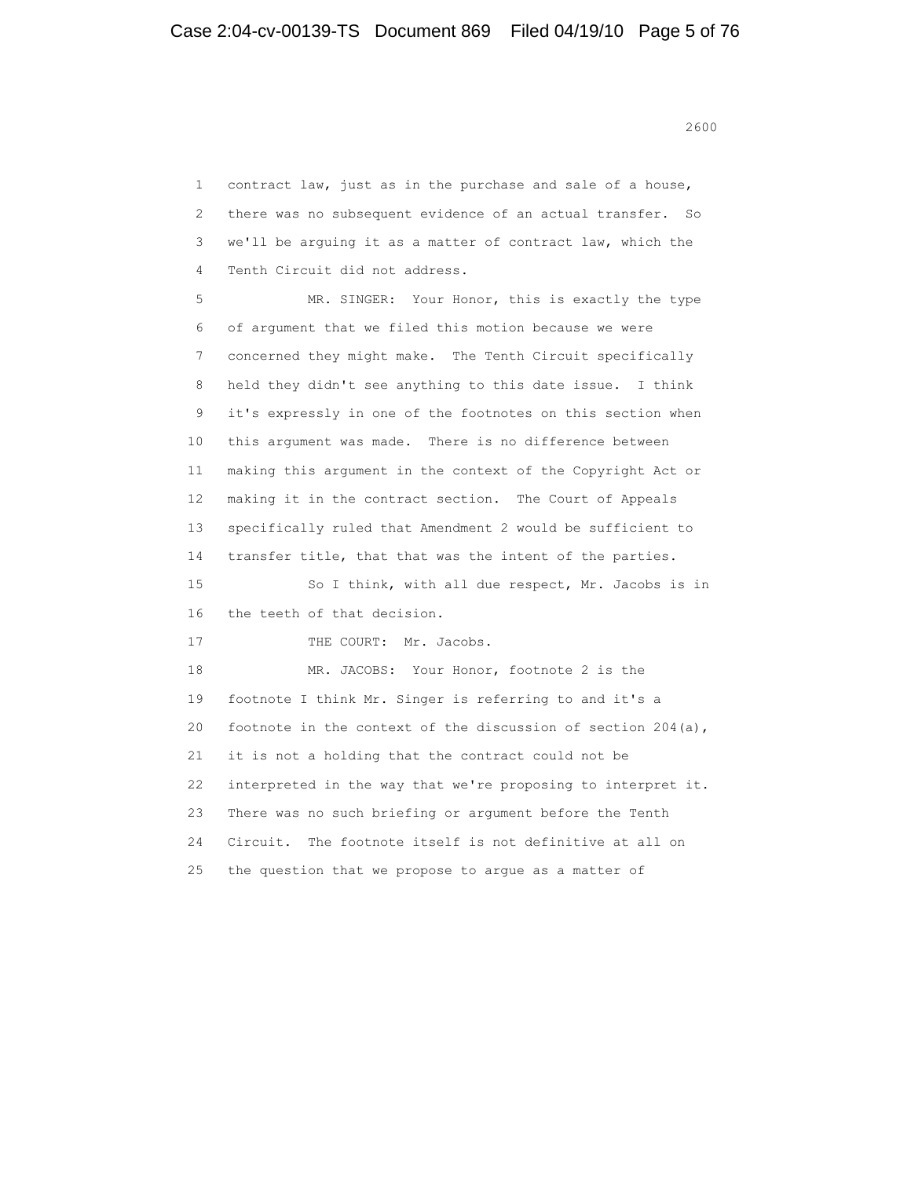contract law, just as in the purchase and sale of a house, there was no subsequent evidence of an actual transfer. So we'll be arguing it as a matter of contract law, which the Tenth Circuit did not address.

MR. SINGER: Your Honor, this is exactly the type of argument that we filed this motion because we were concerned they might make. The Tenth Circuit specifically held they didn't see anything to this date issue. I think it's expressly in one of the footnotes on this section when this argument was made. There is no difference between making this argument in the context of the Copyright Act or making it in the contract section. The Court of Appeals specifically ruled that Amendment 2 would be sufficient to transfer title, that that was the intent of the parties.

So I think, with all due respect, Mr. Jacobs is in the teeth of that decision.

THE COURT: Mr. Jacobs.

MR. JACOBS: Your Honor, footnote 2 is the footnote I think Mr. Singer is referring to and it's a footnote in the context of the discussion of section 204(a), it is not a holding that the contract could not be interpreted in the way that we're proposing to interpret it. There was no such briefing or argument before the Tenth Circuit. The footnote itself is not definitive at all on the question that we propose to argue as a matter of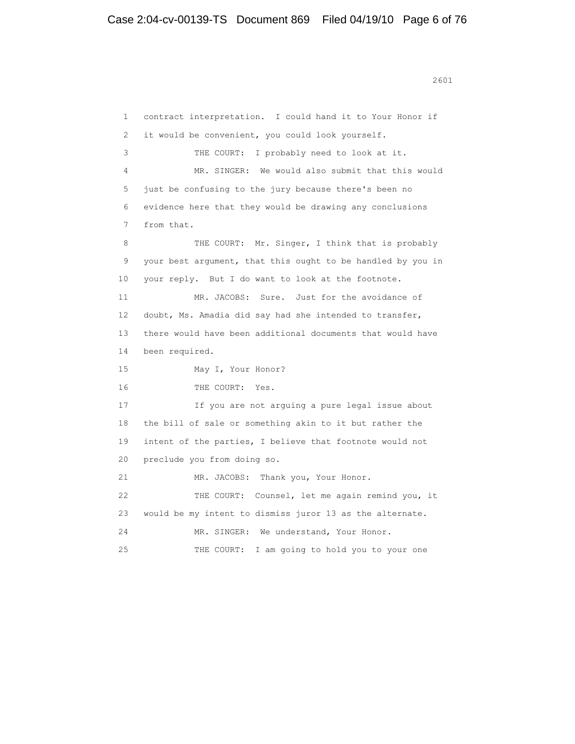1 contract interpretation. I could hand it to Your Honor if
2 it would be convenient, you could look yourself.
3 THE COURT: I probably need to look at it.
4 MR. SINGER: We would also submit that this would
5 just be confusing to the jury because there's been no
6 evidence here that they would be drawing any conclusions
7 from that.
8 THE COURT: Mr. Singer, I think that is probably
9 your best argument, that this ought to be handled by you in
10 your reply. But I do want to look at the footnote.
11 MR. JACOBS: Sure. Just for the avoidance of
12 doubt, Ms. Amadia did say had she intended to transfer,
13 there would have been additional documents that would have
14 been required.
15 May I, Your Honor?
16 THE COURT: Yes.
17 If you are not arguing a pure legal issue about
18 the bill of sale or something akin to it but rather the
19 intent of the parties, I believe that footnote would not
20 preclude you from doing so.
21 MR. JACOBS: Thank you, Your Honor.
22 THE COURT: Counsel, let me again remind you, it
23 would be my intent to dismiss juror 13 as the alternate.
24 MR. SINGER: We understand, Your Honor.
25 THE COURT: I am going to hold you to your one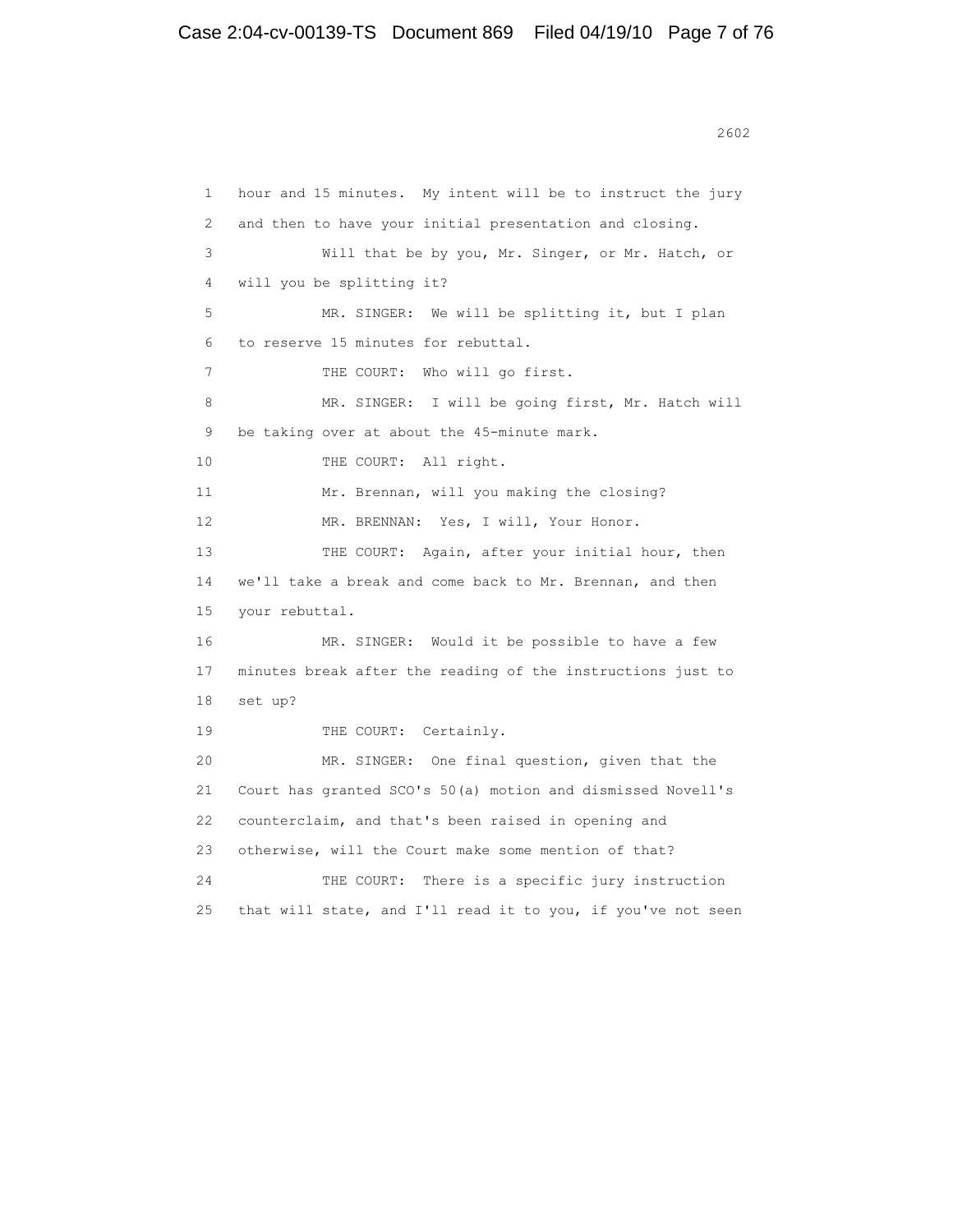1 hour and 15 minutes. My intent will be to instruct the jury
2 and then to have your initial presentation and closing.
3 Will that be by you, Mr. Singer, or Mr. Hatch, or
4 will you be splitting it?
5 MR. SINGER: We will be splitting it, but I plan
6 to reserve 15 minutes for rebuttal.
7 THE COURT: Who will go first.
8 MR. SINGER: I will be going first, Mr. Hatch will
9 be taking over at about the 45-minute mark.
10 THE COURT: All right.
11 Mr. Brennan, will you making the closing?
12 MR. BRENNAN: Yes, I will, Your Honor.
13 THE COURT: Again, after your initial hour, then
14 we'll take a break and come back to Mr. Brennan, and then
15 your rebuttal.
16 MR. SINGER: Would it be possible to have a few
17 minutes break after the reading of the instructions just to
18 set up?
19 THE COURT: Certainly.
20 MR. SINGER: One final question, given that the
21 Court has granted SCO's 50(a) motion and dismissed Novell's
22 counterclaim, and that's been raised in opening and
23 otherwise, will the Court make some mention of that?
24 THE COURT: There is a specific jury instruction
25 that will state, and I'll read it to you, if you've not seen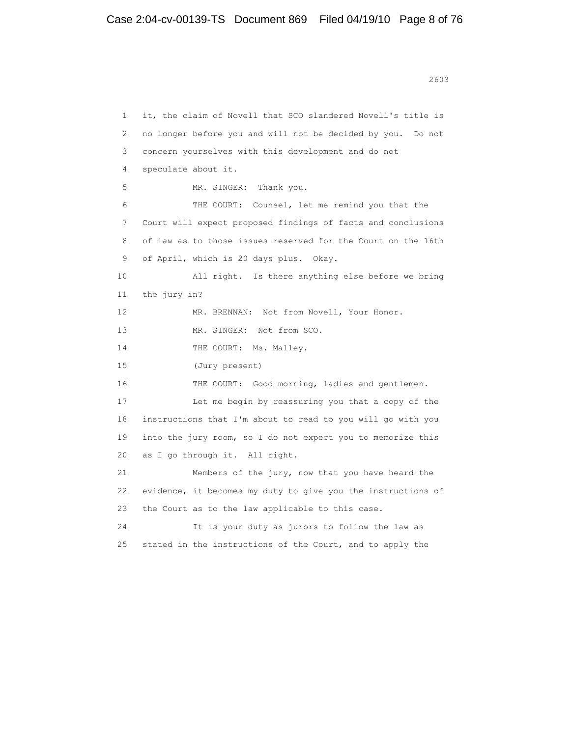1 it, the claim of Novell that SCO slandered Novell's title is
2 no longer before you and will not be decided by you. Do not
3 concern yourselves with this development and do not
4 speculate about it.
5 MR. SINGER: Thank you.
6 THE COURT: Counsel, let me remind you that the
7 Court will expect proposed findings of facts and conclusions
8 of law as to those issues reserved for the Court on the 16th
9 of April, which is 20 days plus. Okay.
10 All right. Is there anything else before we bring
11 the jury in?
12 MR. BRENNAN: Not from Novell, Your Honor.
13 MR. SINGER: Not from SCO.
14 THE COURT: Ms. Malley.
15 (Jury present)
16 THE COURT: Good morning, ladies and gentlemen.
17 Let me begin by reassuring you that a copy of the
18 instructions that I'm about to read to you will go with you
19 into the jury room, so I do not expect you to memorize this
20 as I go through it. All right.
21 Members of the jury, now that you have heard the
22 evidence, it becomes my duty to give you the instructions of
23 the Court as to the law applicable to this case.
24 It is your duty as jurors to follow the law as
25 stated in the instructions of the Court, and to apply the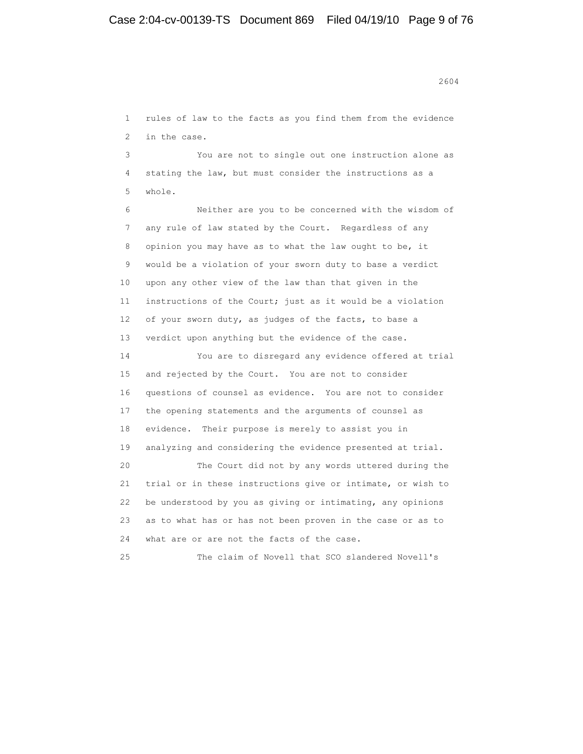rules of law to the facts as you find them from the evidence in the case.

You are not to single out one instruction alone as stating the law, but must consider the instructions as a whole.

Neither are you to be concerned with the wisdom of any rule of law stated by the Court. Regardless of any opinion you may have as to what the law ought to be, it would be a violation of your sworn duty to base a verdict upon any other view of the law than that given in the instructions of the Court; just as it would be a violation of your sworn duty, as judges of the facts, to base a verdict upon anything but the evidence of the case.

You are to disregard any evidence offered at trial and rejected by the Court. You are not to consider questions of counsel as evidence. You are not to consider the opening statements and the arguments of counsel as evidence. Their purpose is merely to assist you in analyzing and considering the evidence presented at trial.

The Court did not by any words uttered during the trial or in these instructions give or intimate, or wish to be understood by you as giving or intimating, any opinions as to what has or has not been proven in the case or as to what are or are not the facts of the case.

The claim of Novell that SCO slandered Novell's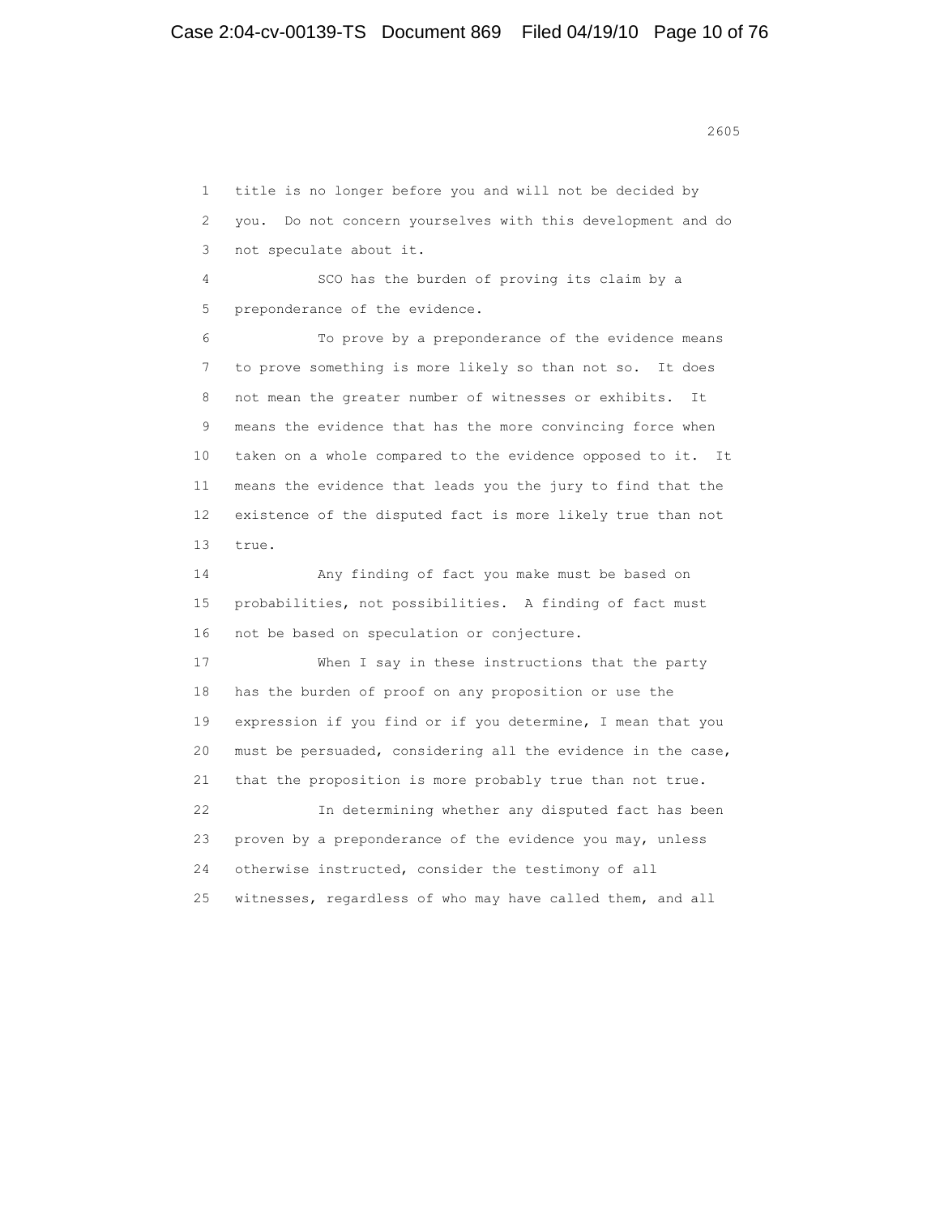title is no longer before you and will not be decided by you. Do not concern yourselves with this development and do not speculate about it.

SCO has the burden of proving its claim by a preponderance of the evidence.

To prove by a preponderance of the evidence means to prove something is more likely so than not so. It does not mean the greater number of witnesses or exhibits. It means the evidence that has the more convincing force when taken on a whole compared to the evidence opposed to it. It means the evidence that leads you the jury to find that the existence of the disputed fact is more likely true than not true.

Any finding of fact you make must be based on probabilities, not possibilities. A finding of fact must not be based on speculation or conjecture.

When I say in these instructions that the party has the burden of proof on any proposition or use the expression if you find or if you determine, I mean that you must be persuaded, considering all the evidence in the case, that the proposition is more probably true than not true.

In determining whether any disputed fact has been proven by a preponderance of the evidence you may, unless otherwise instructed, consider the testimony of all witnesses, regardless of who may have called them, and all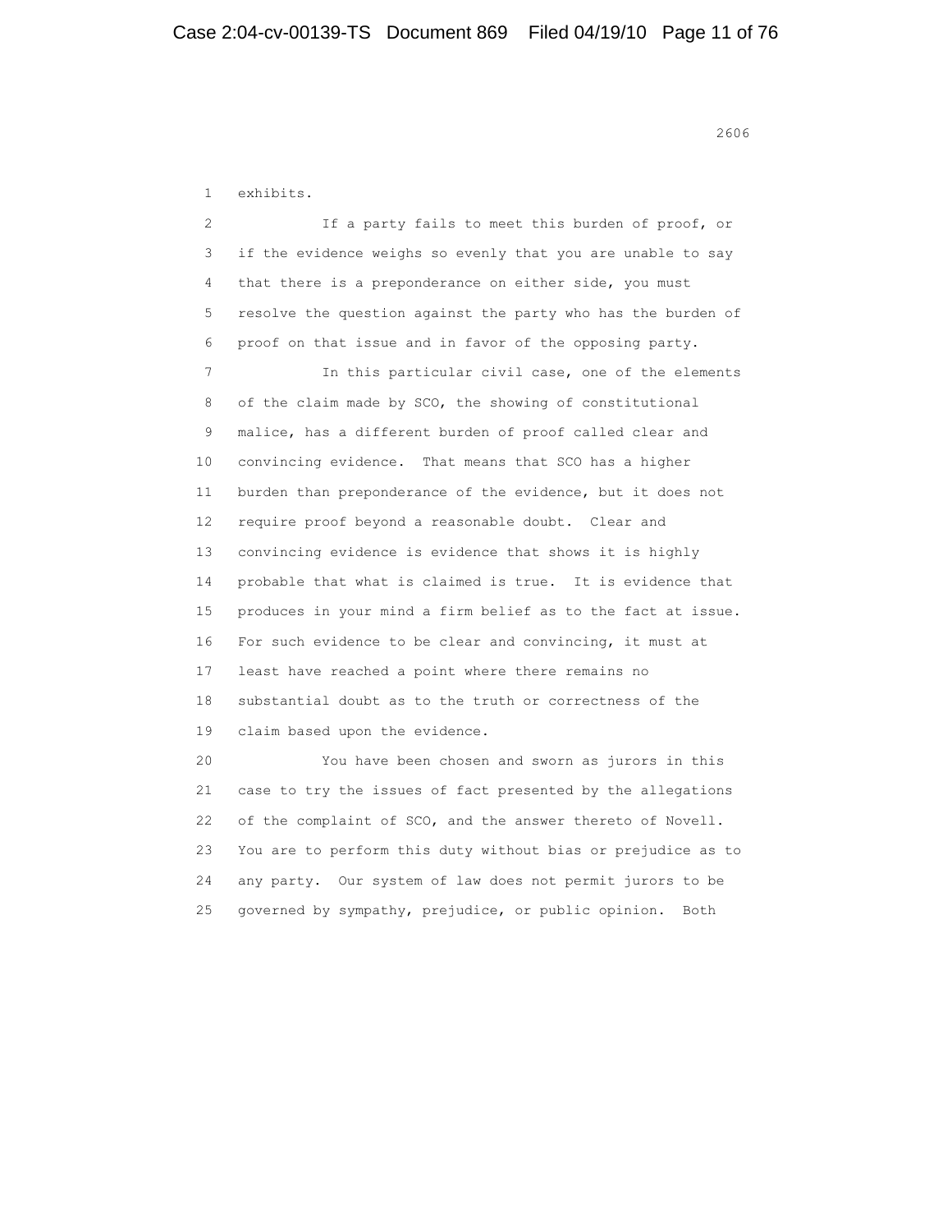exhibits.

If a party fails to meet this burden of proof, or if the evidence weighs so evenly that you are unable to say that there is a preponderance on either side, you must resolve the question against the party who has the burden of proof on that issue and in favor of the opposing party.

In this particular civil case, one of the elements of the claim made by SCO, the showing of constitutional malice, has a different burden of proof called clear and convincing evidence. That means that SCO has a higher burden than preponderance of the evidence, but it does not require proof beyond a reasonable doubt. Clear and convincing evidence is evidence that shows it is highly probable that what is claimed is true. It is evidence that produces in your mind a firm belief as to the fact at issue. For such evidence to be clear and convincing, it must at least have reached a point where there remains no substantial doubt as to the truth or correctness of the claim based upon the evidence.

You have been chosen and sworn as jurors in this case to try the issues of fact presented by the allegations of the complaint of SCO, and the answer thereto of Novell. You are to perform this duty without bias or prejudice as to any party. Our system of law does not permit jurors to be governed by sympathy, prejudice, or public opinion. Both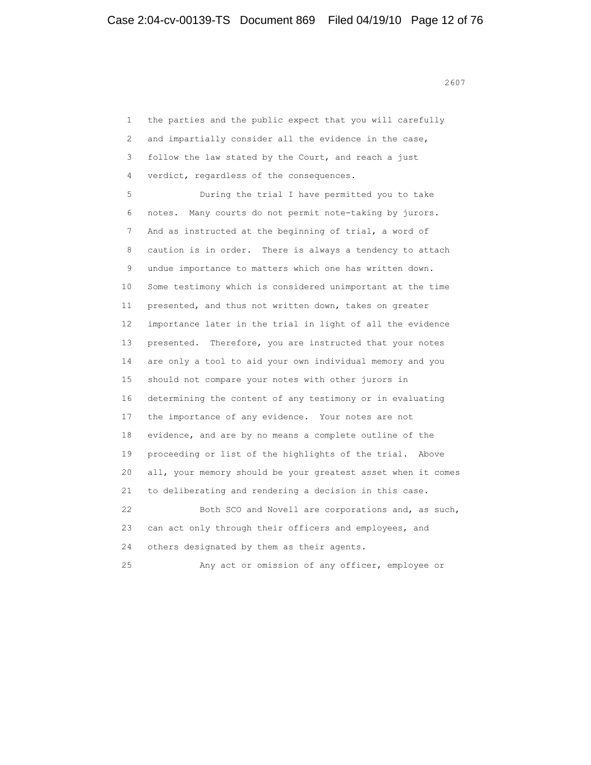the parties and the public expect that you will carefully and impartially consider all the evidence in the case, follow the law stated by the Court, and reach a just verdict, regardless of the consequences.

During the trial I have permitted you to take notes. Many courts do not permit note-taking by jurors. And as instructed at the beginning of trial, a word of caution is in order. There is always a tendency to attach undue importance to matters which one has written down. Some testimony which is considered unimportant at the time presented, and thus not written down, takes on greater importance later in the trial in light of all the evidence presented. Therefore, you are instructed that your notes are only a tool to aid your own individual memory and you should not compare your notes with other jurors in determining the content of any testimony or in evaluating the importance of any evidence. Your notes are not evidence, and are by no means a complete outline of the proceeding or list of the highlights of the trial. Above all, your memory should be your greatest asset when it comes to deliberating and rendering a decision in this case.

Both SCO and Novell are corporations and, as such, can act only through their officers and employees, and others designated by them as their agents.

Any act or omission of any officer, employee or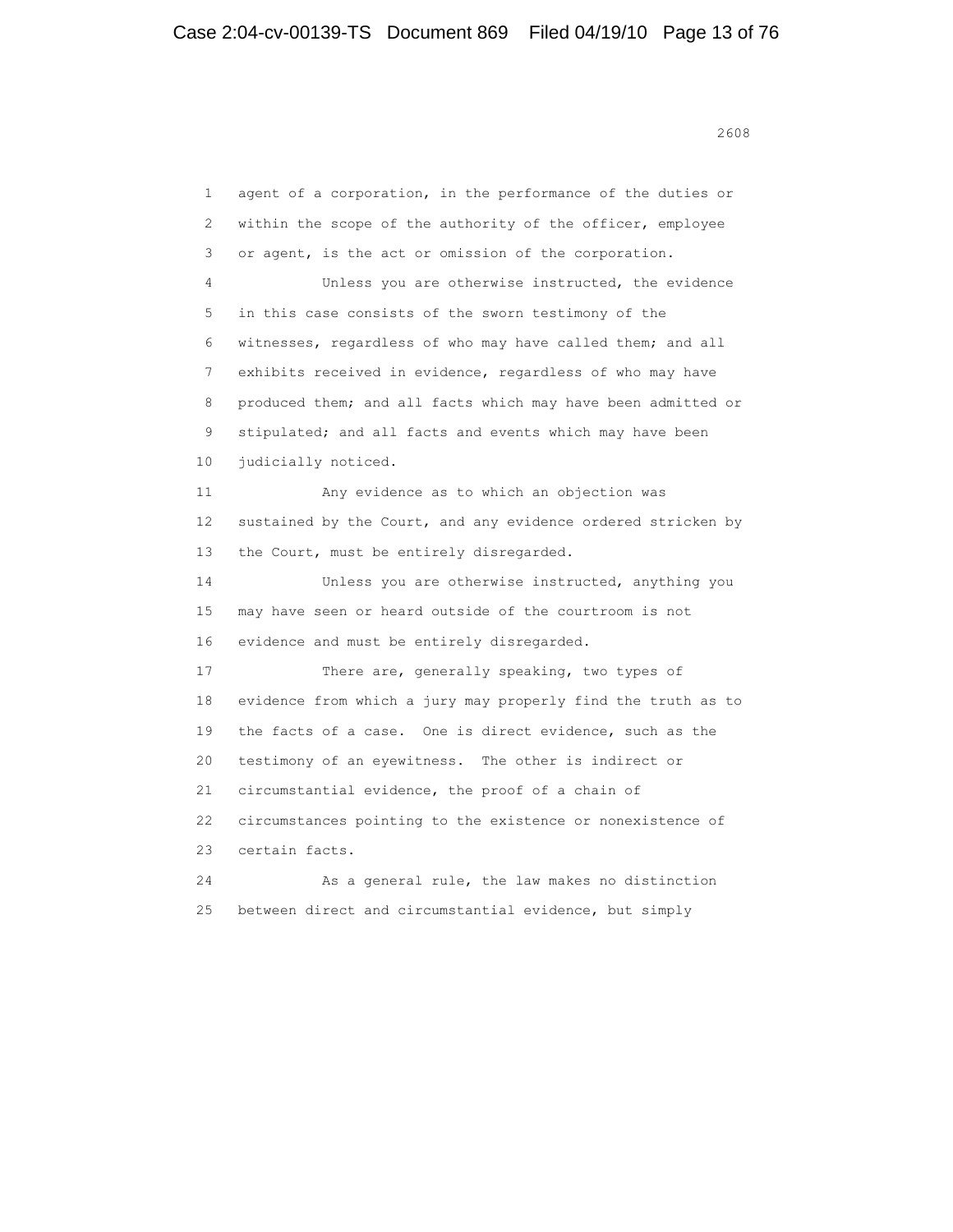agent of a corporation, in the performance of the duties or within the scope of the authority of the officer, employee or agent, is the act or omission of the corporation.

Unless you are otherwise instructed, the evidence in this case consists of the sworn testimony of the witnesses, regardless of who may have called them; and all exhibits received in evidence, regardless of who may have produced them; and all facts which may have been admitted or stipulated; and all facts and events which may have been judicially noticed.

Any evidence as to which an objection was sustained by the Court, and any evidence ordered stricken by the Court, must be entirely disregarded.

Unless you are otherwise instructed, anything you may have seen or heard outside of the courtroom is not evidence and must be entirely disregarded.

There are, generally speaking, two types of evidence from which a jury may properly find the truth as to the facts of a case. One is direct evidence, such as the testimony of an eyewitness. The other is indirect or circumstantial evidence, the proof of a chain of circumstances pointing to the existence or nonexistence of certain facts.

As a general rule, the law makes no distinction between direct and circumstantial evidence, but simply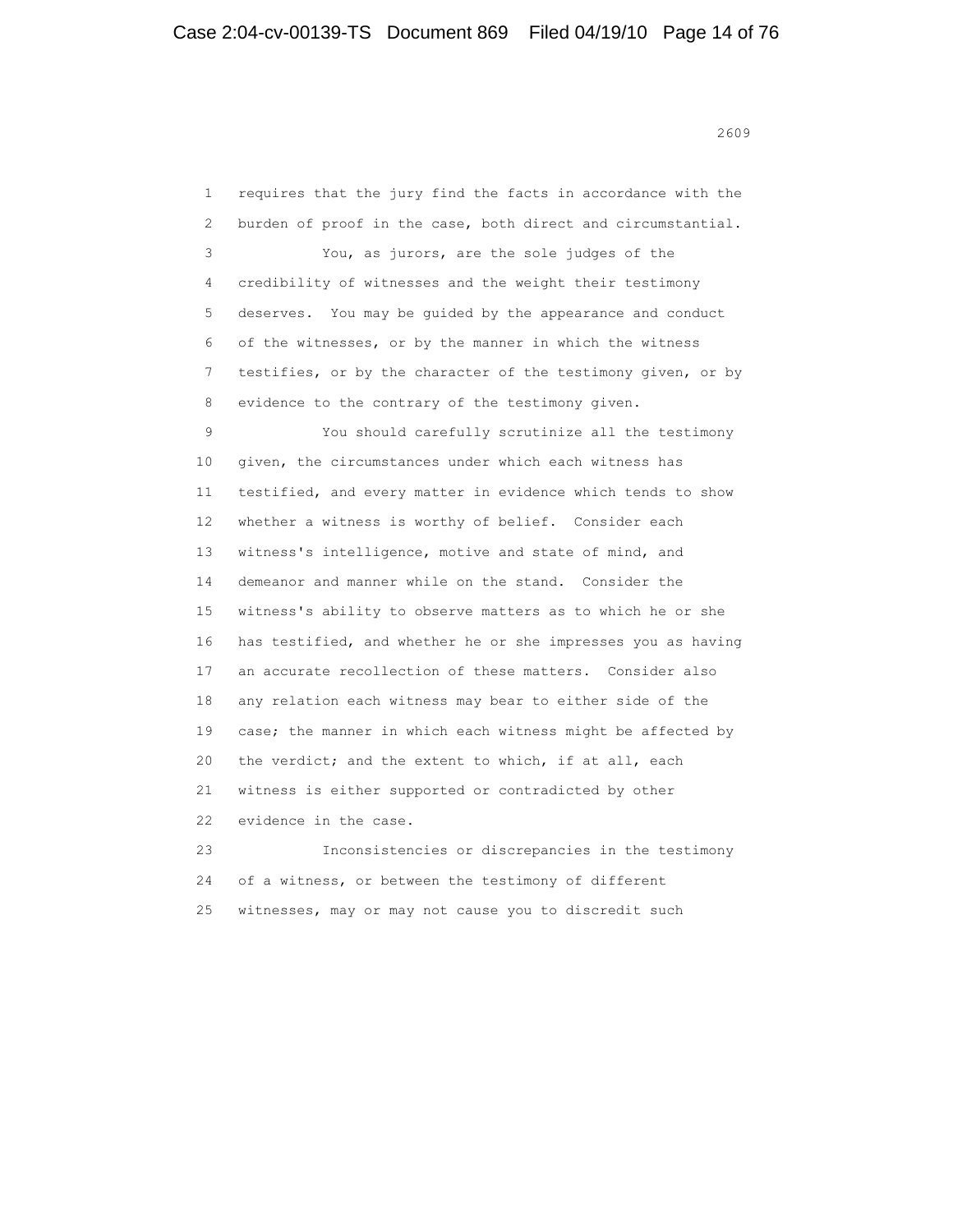requires that the jury find the facts in accordance with the burden of proof in the case, both direct and circumstantial.

You, as jurors, are the sole judges of the credibility of witnesses and the weight their testimony deserves. You may be guided by the appearance and conduct of the witnesses, or by the manner in which the witness testifies, or by the character of the testimony given, or by evidence to the contrary of the testimony given.

You should carefully scrutinize all the testimony given, the circumstances under which each witness has testified, and every matter in evidence which tends to show whether a witness is worthy of belief. Consider each witness's intelligence, motive and state of mind, and demeanor and manner while on the stand. Consider the witness's ability to observe matters as to which he or she has testified, and whether he or she impresses you as having an accurate recollection of these matters. Consider also any relation each witness may bear to either side of the case; the manner in which each witness might be affected by the verdict; and the extent to which, if at all, each witness is either supported or contradicted by other evidence in the case.

Inconsistencies or discrepancies in the testimony of a witness, or between the testimony of different witnesses, may or may not cause you to discredit such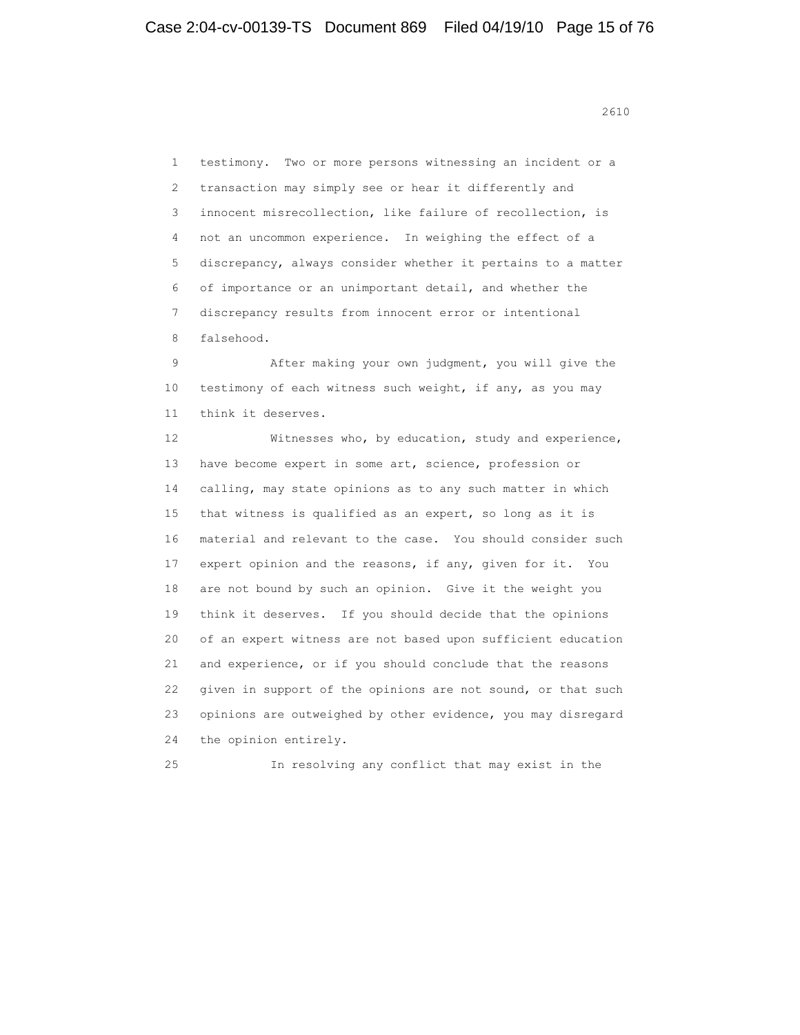testimony. Two or more persons witnessing an incident or a transaction may simply see or hear it differently and innocent misrecollection, like failure of recollection, is not an uncommon experience. In weighing the effect of a discrepancy, always consider whether it pertains to a matter of importance or an unimportant detail, and whether the discrepancy results from innocent error or intentional falsehood.

After making your own judgment, you will give the testimony of each witness such weight, if any, as you may think it deserves.

Witnesses who, by education, study and experience, have become expert in some art, science, profession or calling, may state opinions as to any such matter in which that witness is qualified as an expert, so long as it is material and relevant to the case. You should consider such expert opinion and the reasons, if any, given for it. You are not bound by such an opinion. Give it the weight you think it deserves. If you should decide that the opinions of an expert witness are not based upon sufficient education and experience, or if you should conclude that the reasons given in support of the opinions are not sound, or that such opinions are outweighed by other evidence, you may disregard the opinion entirely.

In resolving any conflict that may exist in the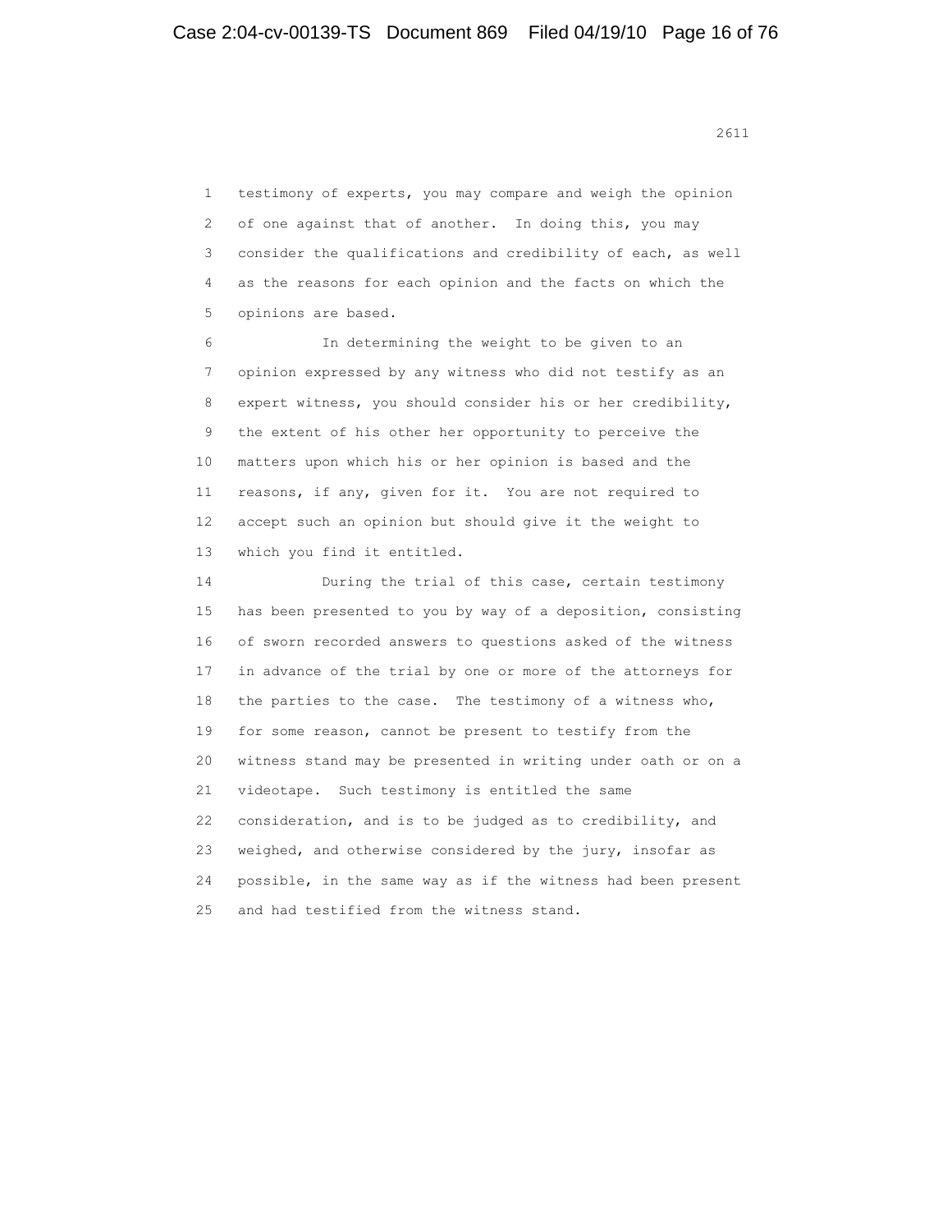testimony of experts, you may compare and weigh the opinion of one against that of another. In doing this, you may consider the qualifications and credibility of each, as well as the reasons for each opinion and the facts on which the opinions are based.

In determining the weight to be given to an opinion expressed by any witness who did not testify as an expert witness, you should consider his or her credibility, the extent of his other her opportunity to perceive the matters upon which his or her opinion is based and the reasons, if any, given for it. You are not required to accept such an opinion but should give it the weight to which you find it entitled.

During the trial of this case, certain testimony has been presented to you by way of a deposition, consisting of sworn recorded answers to questions asked of the witness in advance of the trial by one or more of the attorneys for the parties to the case. The testimony of a witness who, for some reason, cannot be present to testify from the witness stand may be presented in writing under oath or on a videotape. Such testimony is entitled the same consideration, and is to be judged as to credibility, and weighed, and otherwise considered by the jury, insofar as possible, in the same way as if the witness had been present and had testified from the witness stand.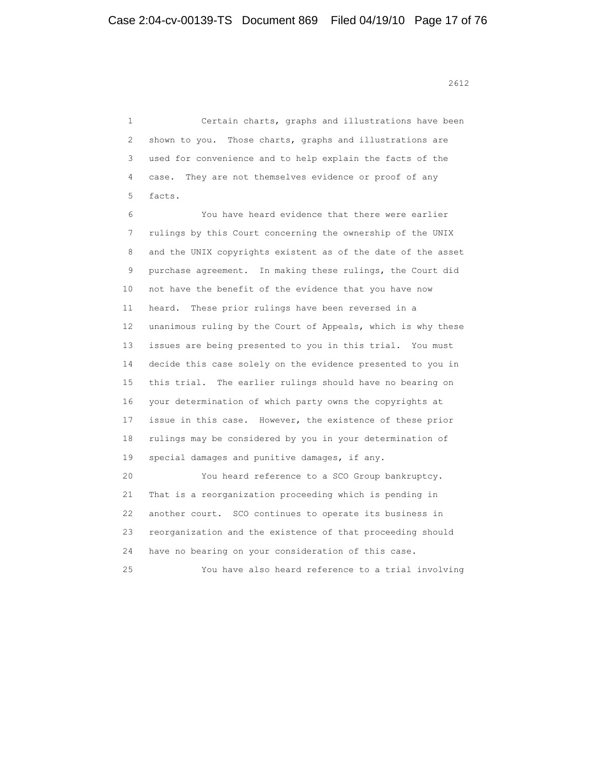Certain charts, graphs and illustrations have been shown to you. Those charts, graphs and illustrations are used for convenience and to help explain the facts of the case. They are not themselves evidence or proof of any facts.

You have heard evidence that there were earlier rulings by this Court concerning the ownership of the UNIX and the UNIX copyrights existent as of the date of the asset purchase agreement. In making these rulings, the Court did not have the benefit of the evidence that you have now heard. These prior rulings have been reversed in a unanimous ruling by the Court of Appeals, which is why these issues are being presented to you in this trial. You must decide this case solely on the evidence presented to you in this trial. The earlier rulings should have no bearing on your determination of which party owns the copyrights at issue in this case. However, the existence of these prior rulings may be considered by you in your determination of special damages and punitive damages, if any.

You heard reference to a SCO Group bankruptcy. That is a reorganization proceeding which is pending in another court. SCO continues to operate its business in reorganization and the existence of that proceeding should have no bearing on your consideration of this case.

You have also heard reference to a trial involving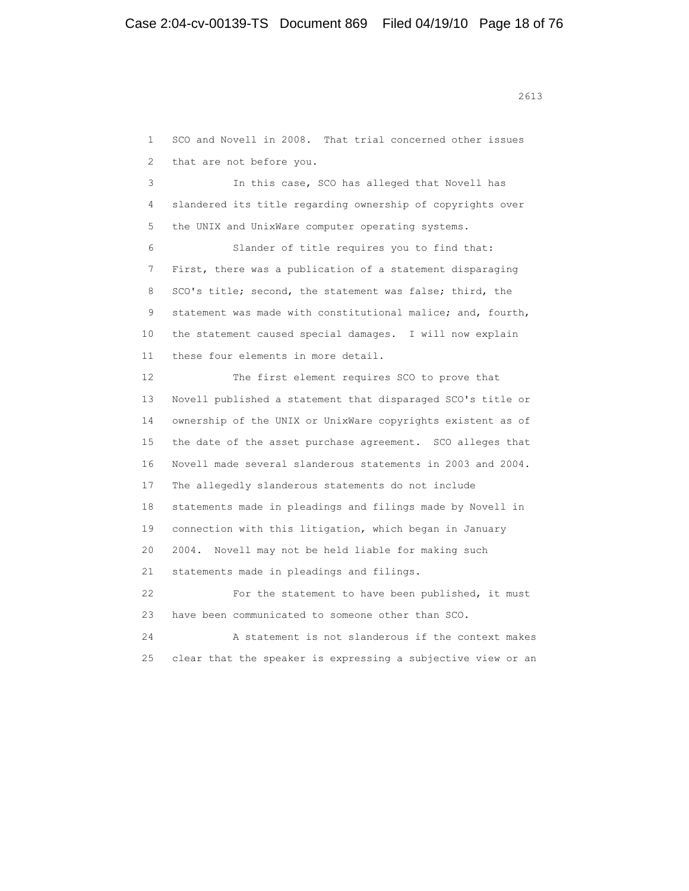SCO and Novell in 2008. That trial concerned other issues that are not before you.

In this case, SCO has alleged that Novell has slandered its title regarding ownership of copyrights over the UNIX and UnixWare computer operating systems.

Slander of title requires you to find that: First, there was a publication of a statement disparaging SCO's title; second, the statement was false; third, the statement was made with constitutional malice; and, fourth, the statement caused special damages. I will now explain these four elements in more detail.

The first element requires SCO to prove that Novell published a statement that disparaged SCO's title or ownership of the UNIX or UnixWare copyrights existent as of the date of the asset purchase agreement. SCO alleges that Novell made several slanderous statements in 2003 and 2004. The allegedly slanderous statements do not include statements made in pleadings and filings made by Novell in connection with this litigation, which began in January 2004. Novell may not be held liable for making such statements made in pleadings and filings.

For the statement to have been published, it must have been communicated to someone other than SCO.

A statement is not slanderous if the context makes clear that the speaker is expressing a subjective view or an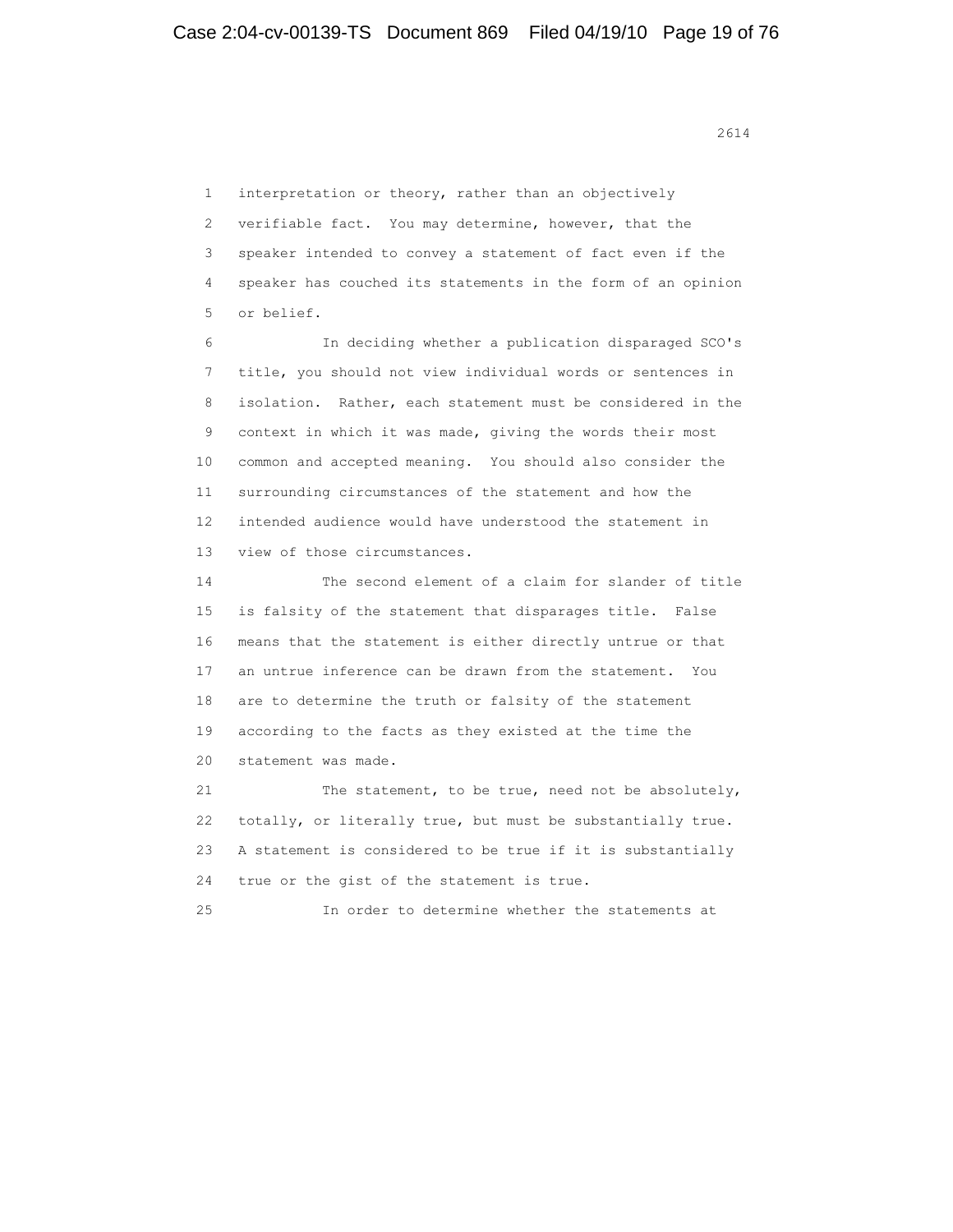interpretation or theory, rather than an objectively verifiable fact. You may determine, however, that the speaker intended to convey a statement of fact even if the speaker has couched its statements in the form of an opinion or belief.

In deciding whether a publication disparaged SCO's title, you should not view individual words or sentences in isolation. Rather, each statement must be considered in the context in which it was made, giving the words their most common and accepted meaning. You should also consider the surrounding circumstances of the statement and how the intended audience would have understood the statement in view of those circumstances.

The second element of a claim for slander of title is falsity of the statement that disparages title. False means that the statement is either directly untrue or that an untrue inference can be drawn from the statement. You are to determine the truth or falsity of the statement according to the facts as they existed at the time the statement was made.

The statement, to be true, need not be absolutely, totally, or literally true, but must be substantially true. A statement is considered to be true if it is substantially true or the gist of the statement is true.

In order to determine whether the statements at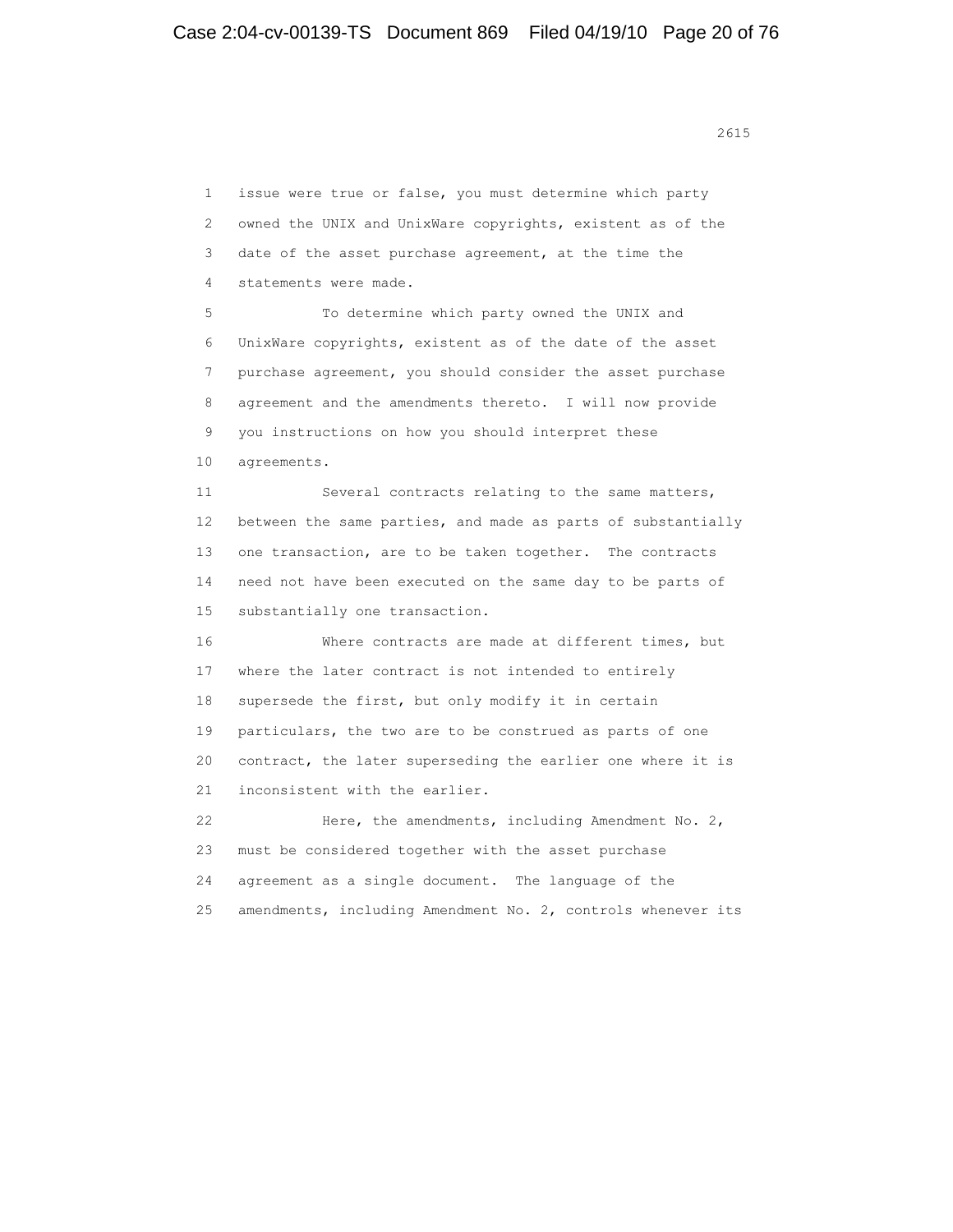issue were true or false, you must determine which party owned the UNIX and UnixWare copyrights, existent as of the date of the asset purchase agreement, at the time the statements were made.

To determine which party owned the UNIX and UnixWare copyrights, existent as of the date of the asset purchase agreement, you should consider the asset purchase agreement and the amendments thereto. I will now provide you instructions on how you should interpret these agreements.

Several contracts relating to the same matters, between the same parties, and made as parts of substantially one transaction, are to be taken together. The contracts need not have been executed on the same day to be parts of substantially one transaction.

Where contracts are made at different times, but where the later contract is not intended to entirely supersede the first, but only modify it in certain particulars, the two are to be construed as parts of one contract, the later superseding the earlier one where it is inconsistent with the earlier.

Here, the amendments, including Amendment No. 2, must be considered together with the asset purchase agreement as a single document. The language of the amendments, including Amendment No. 2, controls whenever its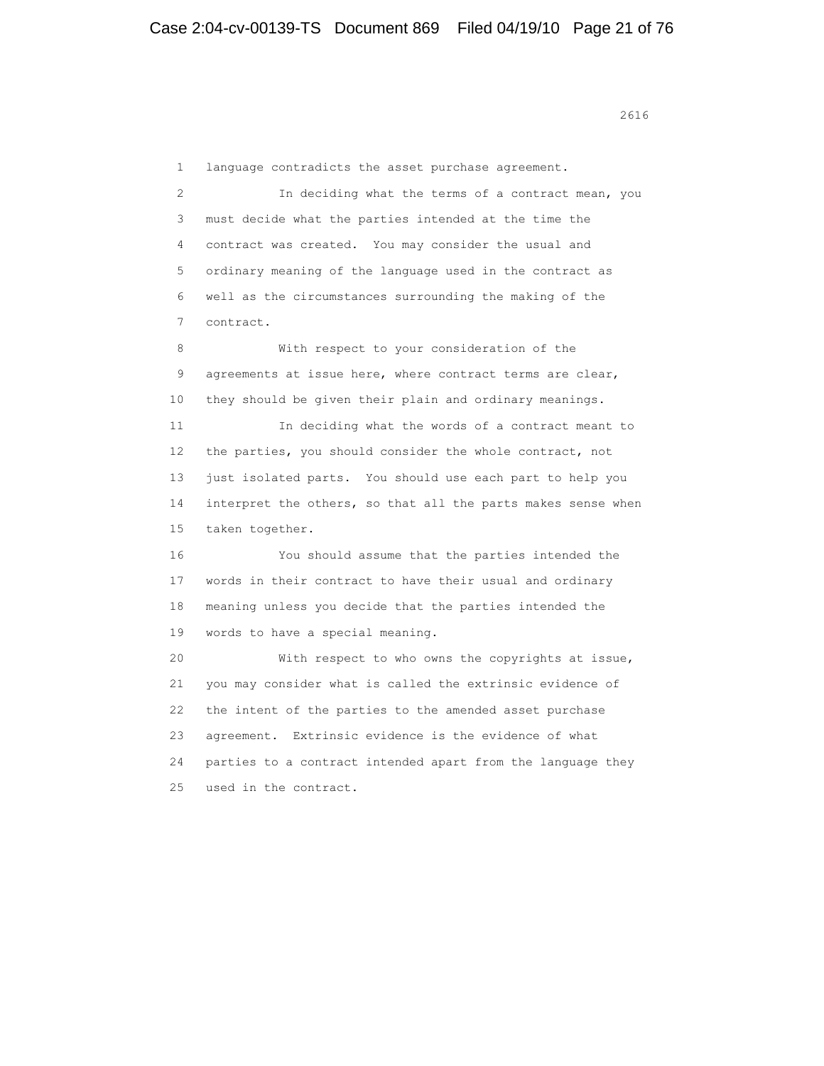language contradicts the asset purchase agreement.

In deciding what the terms of a contract mean, you must decide what the parties intended at the time the contract was created. You may consider the usual and ordinary meaning of the language used in the contract as well as the circumstances surrounding the making of the contract.

With respect to your consideration of the agreements at issue here, where contract terms are clear, they should be given their plain and ordinary meanings.

In deciding what the words of a contract meant to the parties, you should consider the whole contract, not just isolated parts. You should use each part to help you interpret the others, so that all the parts makes sense when taken together.

You should assume that the parties intended the words in their contract to have their usual and ordinary meaning unless you decide that the parties intended the words to have a special meaning.

With respect to who owns the copyrights at issue, you may consider what is called the extrinsic evidence of the intent of the parties to the amended asset purchase agreement. Extrinsic evidence is the evidence of what parties to a contract intended apart from the language they used in the contract.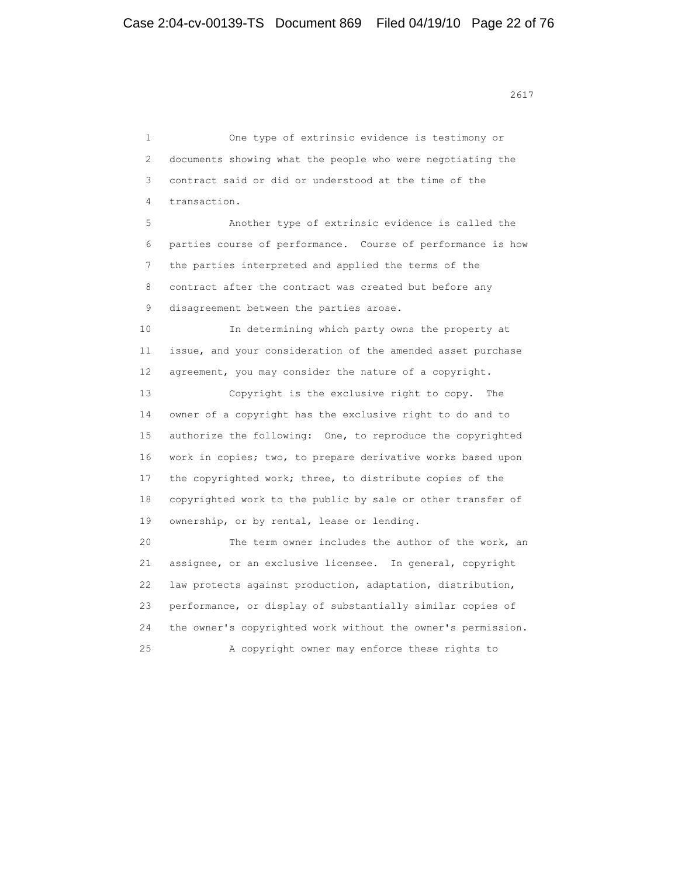One type of extrinsic evidence is testimony or documents showing what the people who were negotiating the contract said or did or understood at the time of the transaction.

Another type of extrinsic evidence is called the parties course of performance. Course of performance is how the parties interpreted and applied the terms of the contract after the contract was created but before any disagreement between the parties arose.

In determining which party owns the property at issue, and your consideration of the amended asset purchase agreement, you may consider the nature of a copyright.

Copyright is the exclusive right to copy. The owner of a copyright has the exclusive right to do and to authorize the following: One, to reproduce the copyrighted work in copies; two, to prepare derivative works based upon the copyrighted work; three, to distribute copies of the copyrighted work to the public by sale or other transfer of ownership, or by rental, lease or lending.

The term owner includes the author of the work, an assignee, or an exclusive licensee. In general, copyright law protects against production, adaptation, distribution, performance, or display of substantially similar copies of the owner's copyrighted work without the owner's permission.

A copyright owner may enforce these rights to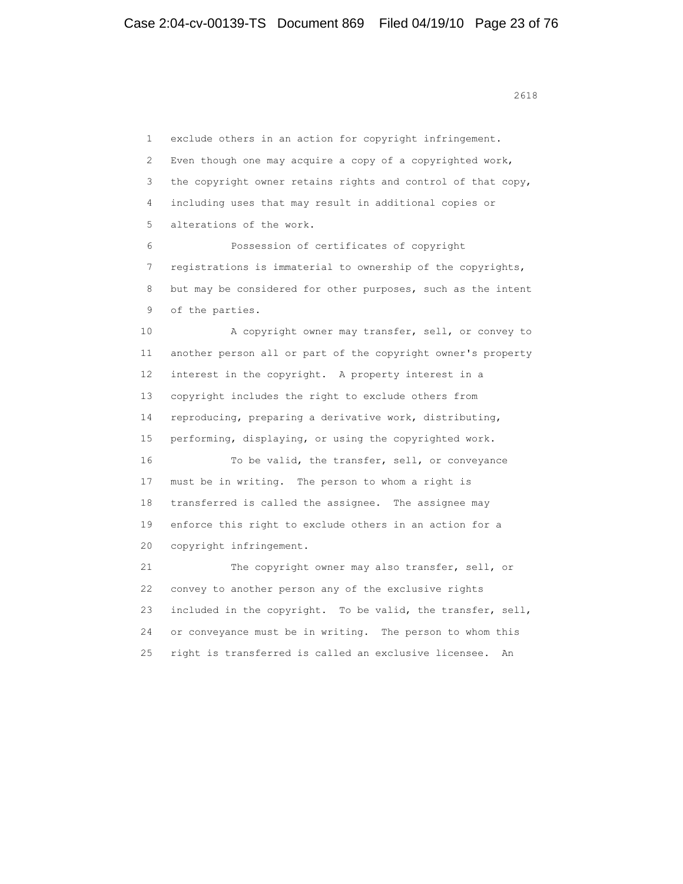exclude others in an action for copyright infringement. Even though one may acquire a copy of a copyrighted work, the copyright owner retains rights and control of that copy, including uses that may result in additional copies or alterations of the work.

Possession of certificates of copyright registrations is immaterial to ownership of the copyrights, but may be considered for other purposes, such as the intent of the parties.

A copyright owner may transfer, sell, or convey to another person all or part of the copyright owner's property interest in the copyright. A property interest in a copyright includes the right to exclude others from reproducing, preparing a derivative work, distributing, performing, displaying, or using the copyrighted work.

To be valid, the transfer, sell, or conveyance must be in writing. The person to whom a right is transferred is called the assignee. The assignee may enforce this right to exclude others in an action for a copyright infringement.

The copyright owner may also transfer, sell, or convey to another person any of the exclusive rights included in the copyright. To be valid, the transfer, sell, or conveyance must be in writing. The person to whom this right is transferred is called an exclusive licensee. An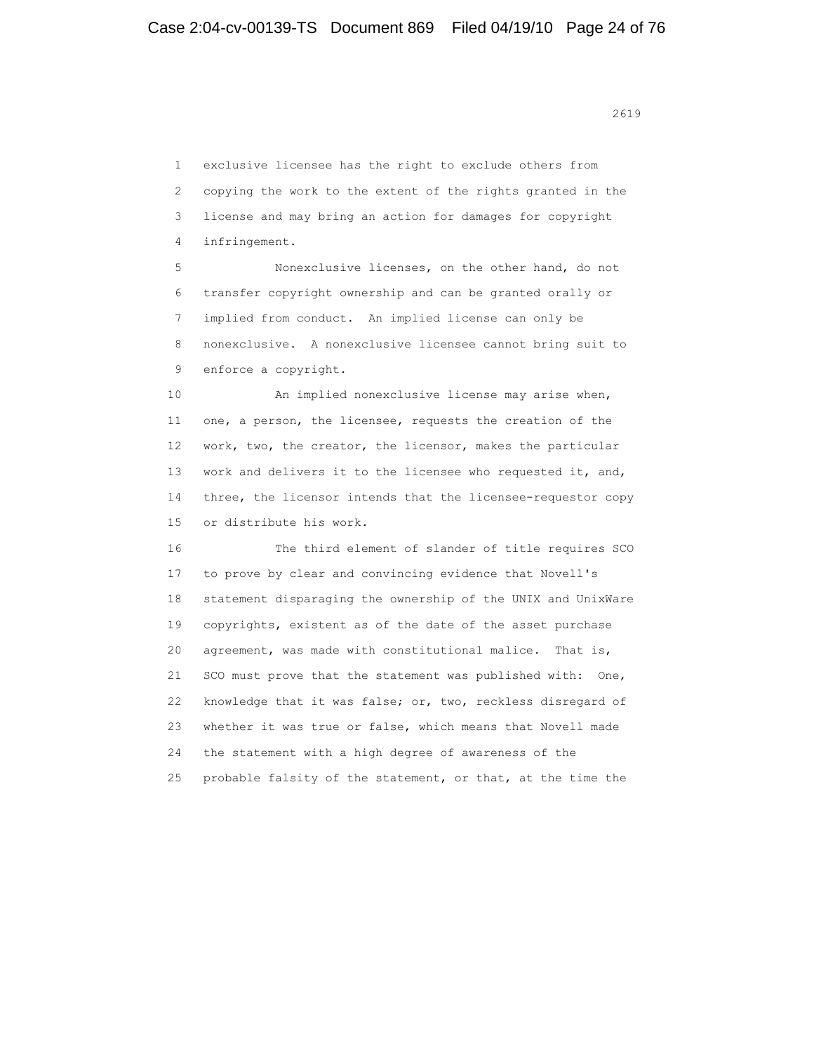exclusive licensee has the right to exclude others from copying the work to the extent of the rights granted in the license and may bring an action for damages for copyright infringement.

Nonexclusive licenses, on the other hand, do not transfer copyright ownership and can be granted orally or implied from conduct. An implied license can only be nonexclusive. A nonexclusive licensee cannot bring suit to enforce a copyright.

An implied nonexclusive license may arise when, one, a person, the licensee, requests the creation of the work, two, the creator, the licensor, makes the particular work and delivers it to the licensee who requested it, and, three, the licensor intends that the licensee-requestor copy or distribute his work.

The third element of slander of title requires SCO to prove by clear and convincing evidence that Novell's statement disparaging the ownership of the UNIX and UnixWare copyrights, existent as of the date of the asset purchase agreement, was made with constitutional malice. That is, SCO must prove that the statement was published with: One, knowledge that it was false; or, two, reckless disregard of whether it was true or false, which means that Novell made the statement with a high degree of awareness of the probable falsity of the statement, or that, at the time the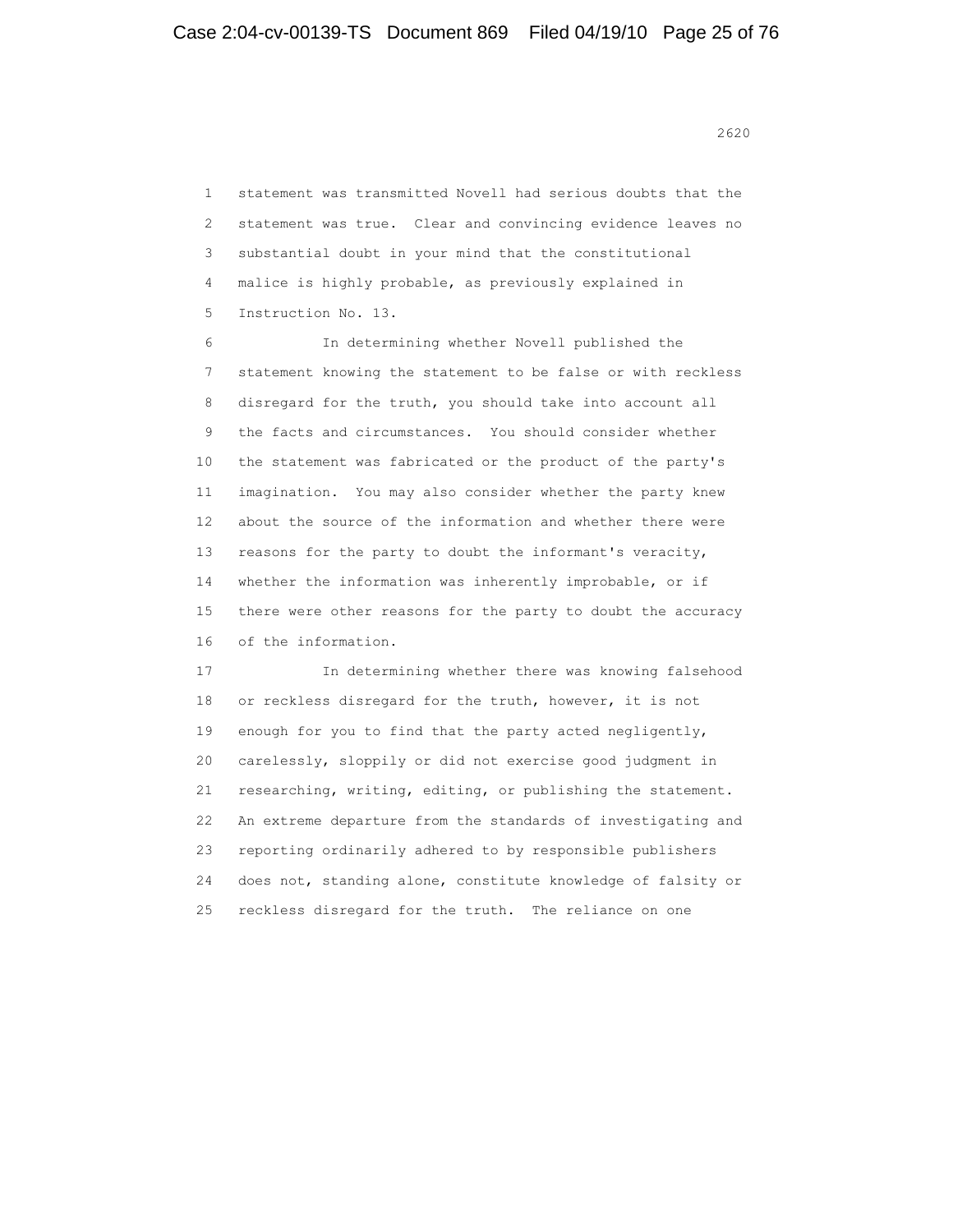statement was transmitted Novell had serious doubts that the statement was true. Clear and convincing evidence leaves no substantial doubt in your mind that the constitutional malice is highly probable, as previously explained in Instruction No. 13.

In determining whether Novell published the statement knowing the statement to be false or with reckless disregard for the truth, you should take into account all the facts and circumstances. You should consider whether the statement was fabricated or the product of the party's imagination. You may also consider whether the party knew about the source of the information and whether there were reasons for the party to doubt the informant's veracity, whether the information was inherently improbable, or if there were other reasons for the party to doubt the accuracy of the information.

In determining whether there was knowing falsehood or reckless disregard for the truth, however, it is not enough for you to find that the party acted negligently, carelessly, sloppily or did not exercise good judgment in researching, writing, editing, or publishing the statement. An extreme departure from the standards of investigating and reporting ordinarily adhered to by responsible publishers does not, standing alone, constitute knowledge of falsity or reckless disregard for the truth. The reliance on one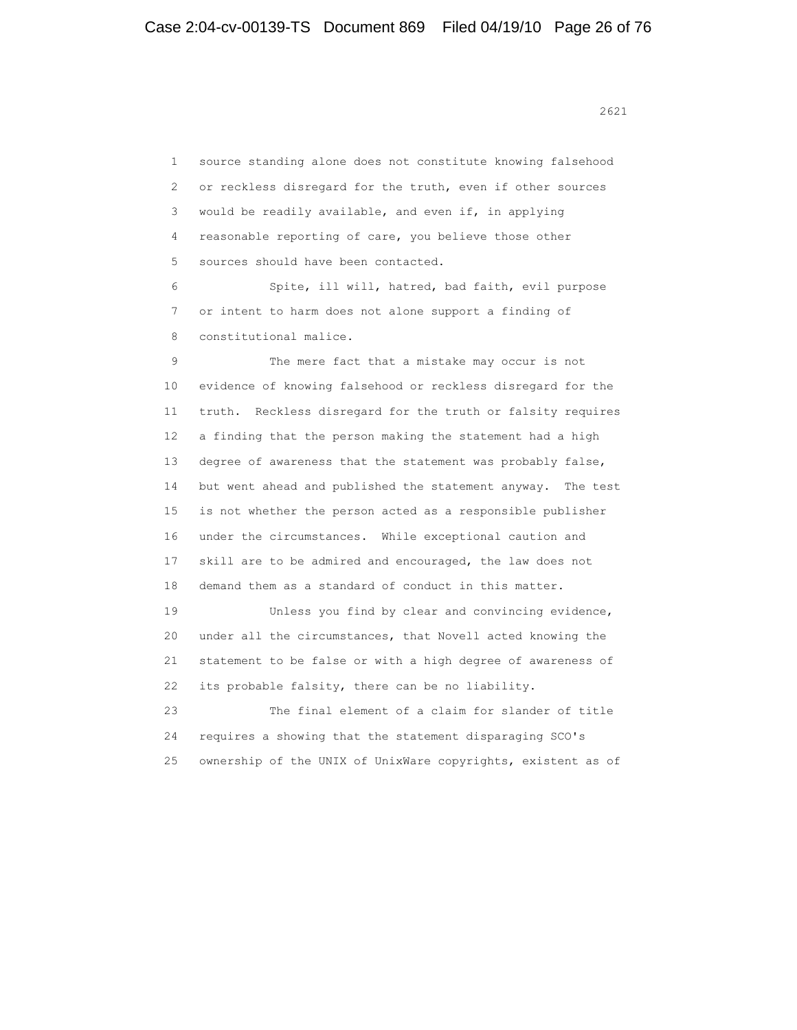source standing alone does not constitute knowing falsehood or reckless disregard for the truth, even if other sources would be readily available, and even if, in applying reasonable reporting of care, you believe those other sources should have been contacted.

Spite, ill will, hatred, bad faith, evil purpose or intent to harm does not alone support a finding of constitutional malice.

The mere fact that a mistake may occur is not evidence of knowing falsehood or reckless disregard for the truth. Reckless disregard for the truth or falsity requires a finding that the person making the statement had a high degree of awareness that the statement was probably false, but went ahead and published the statement anyway. The test is not whether the person acted as a responsible publisher under the circumstances. While exceptional caution and skill are to be admired and encouraged, the law does not demand them as a standard of conduct in this matter.

Unless you find by clear and convincing evidence, under all the circumstances, that Novell acted knowing the statement to be false or with a high degree of awareness of its probable falsity, there can be no liability.

The final element of a claim for slander of title requires a showing that the statement disparaging SCO's ownership of the UNIX of UnixWare copyrights, existent as of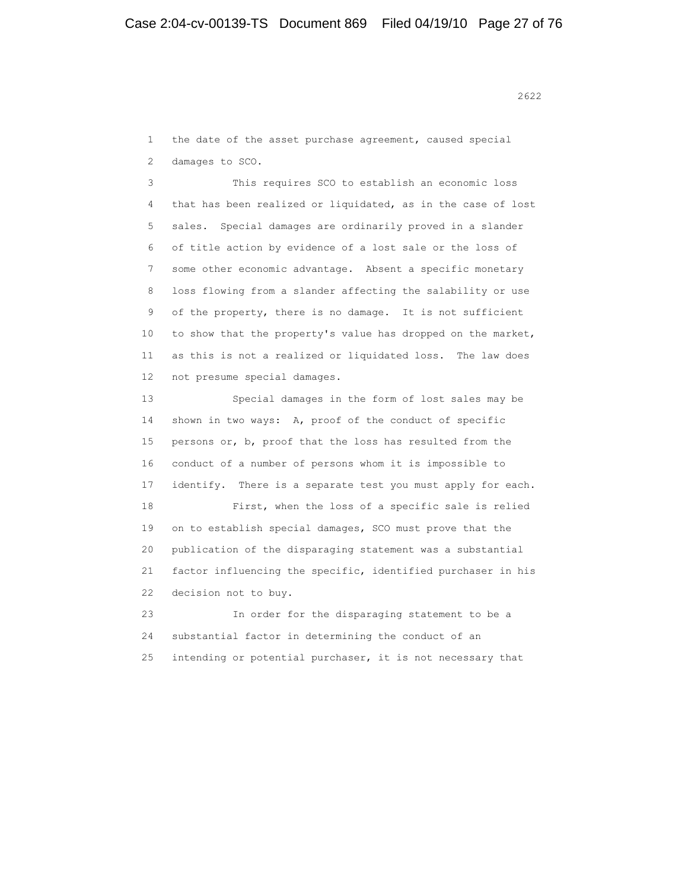the date of the asset purchase agreement, caused special damages to SCO.

This requires SCO to establish an economic loss that has been realized or liquidated, as in the case of lost sales. Special damages are ordinarily proved in a slander of title action by evidence of a lost sale or the loss of some other economic advantage. Absent a specific monetary loss flowing from a slander affecting the salability or use of the property, there is no damage. It is not sufficient to show that the property's value has dropped on the market, as this is not a realized or liquidated loss. The law does not presume special damages.

Special damages in the form of lost sales may be shown in two ways: A, proof of the conduct of specific persons or, b, proof that the loss has resulted from the conduct of a number of persons whom it is impossible to identify. There is a separate test you must apply for each.

First, when the loss of a specific sale is relied on to establish special damages, SCO must prove that the publication of the disparaging statement was a substantial factor influencing the specific, identified purchaser in his decision not to buy.

In order for the disparaging statement to be a substantial factor in determining the conduct of an intending or potential purchaser, it is not necessary that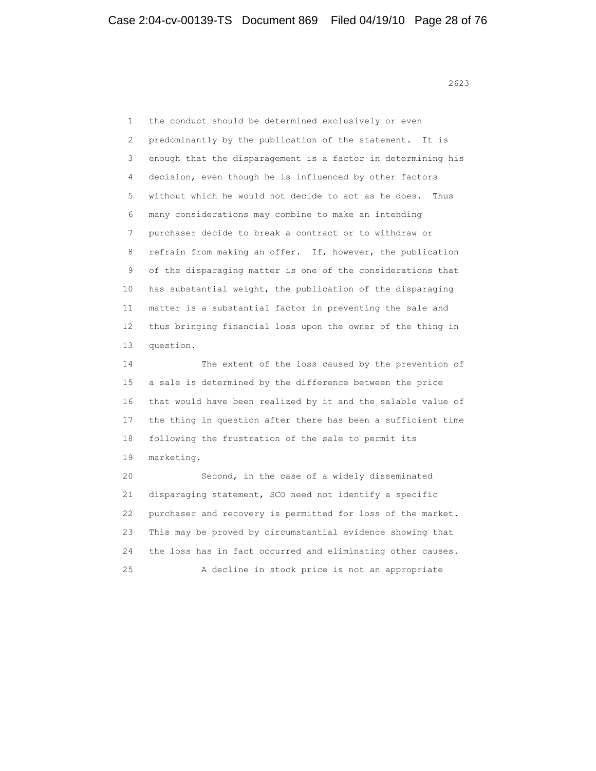the conduct should be determined exclusively or even predominantly by the publication of the statement. It is enough that the disparagement is a factor in determining his decision, even though he is influenced by other factors without which he would not decide to act as he does. Thus many considerations may combine to make an intending purchaser decide to break a contract or to withdraw or refrain from making an offer. If, however, the publication of the disparaging matter is one of the considerations that has substantial weight, the publication of the disparaging matter is a substantial factor in preventing the sale and thus bringing financial loss upon the owner of the thing in question.

The extent of the loss caused by the prevention of a sale is determined by the difference between the price that would have been realized by it and the salable value of the thing in question after there has been a sufficient time following the frustration of the sale to permit its marketing.

Second, in the case of a widely disseminated disparaging statement, SCO need not identify a specific purchaser and recovery is permitted for loss of the market. This may be proved by circumstantial evidence showing that the loss has in fact occurred and eliminating other causes.

A decline in stock price is not an appropriate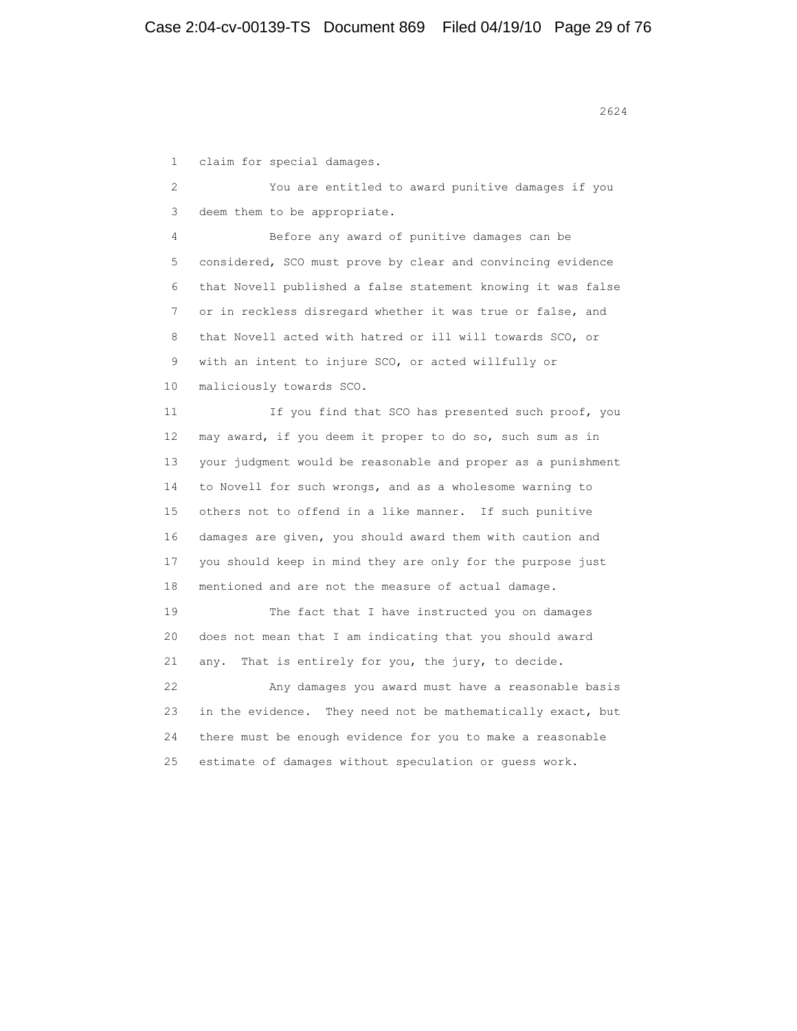claim for special damages.

You are entitled to award punitive damages if you deem them to be appropriate.

Before any award of punitive damages can be considered, SCO must prove by clear and convincing evidence that Novell published a false statement knowing it was false or in reckless disregard whether it was true or false, and that Novell acted with hatred or ill will towards SCO, or with an intent to injure SCO, or acted willfully or maliciously towards SCO.

If you find that SCO has presented such proof, you may award, if you deem it proper to do so, such sum as in your judgment would be reasonable and proper as a punishment to Novell for such wrongs, and as a wholesome warning to others not to offend in a like manner. If such punitive damages are given, you should award them with caution and you should keep in mind they are only for the purpose just mentioned and are not the measure of actual damage.

The fact that I have instructed you on damages does not mean that I am indicating that you should award any. That is entirely for you, the jury, to decide.

Any damages you award must have a reasonable basis in the evidence. They need not be mathematically exact, but there must be enough evidence for you to make a reasonable estimate of damages without speculation or guess work.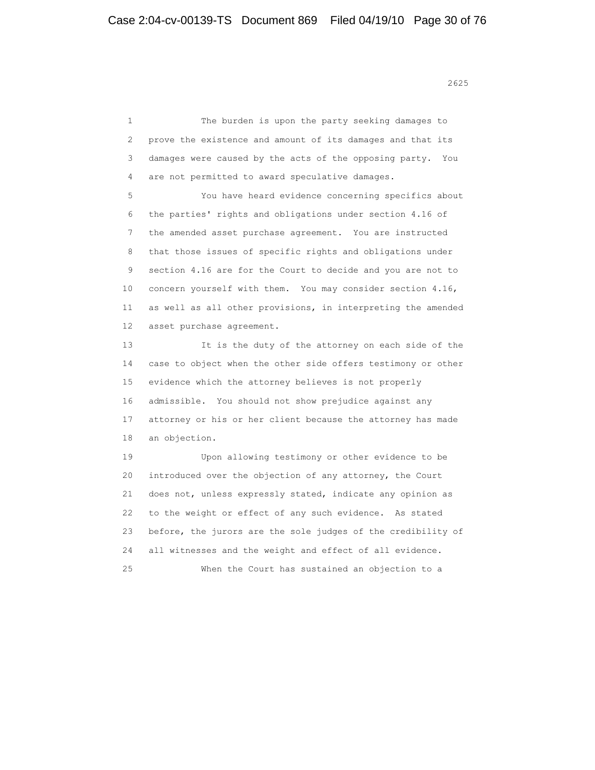The burden is upon the party seeking damages to prove the existence and amount of its damages and that its damages were caused by the acts of the opposing party. You are not permitted to award speculative damages.

You have heard evidence concerning specifics about the parties' rights and obligations under section 4.16 of the amended asset purchase agreement. You are instructed that those issues of specific rights and obligations under section 4.16 are for the Court to decide and you are not to concern yourself with them. You may consider section 4.16, as well as all other provisions, in interpreting the amended asset purchase agreement.

It is the duty of the attorney on each side of the case to object when the other side offers testimony or other evidence which the attorney believes is not properly admissible. You should not show prejudice against any attorney or his or her client because the attorney has made an objection.

Upon allowing testimony or other evidence to be introduced over the objection of any attorney, the Court does not, unless expressly stated, indicate any opinion as to the weight or effect of any such evidence. As stated before, the jurors are the sole judges of the credibility of all witnesses and the weight and effect of all evidence.

When the Court has sustained an objection to a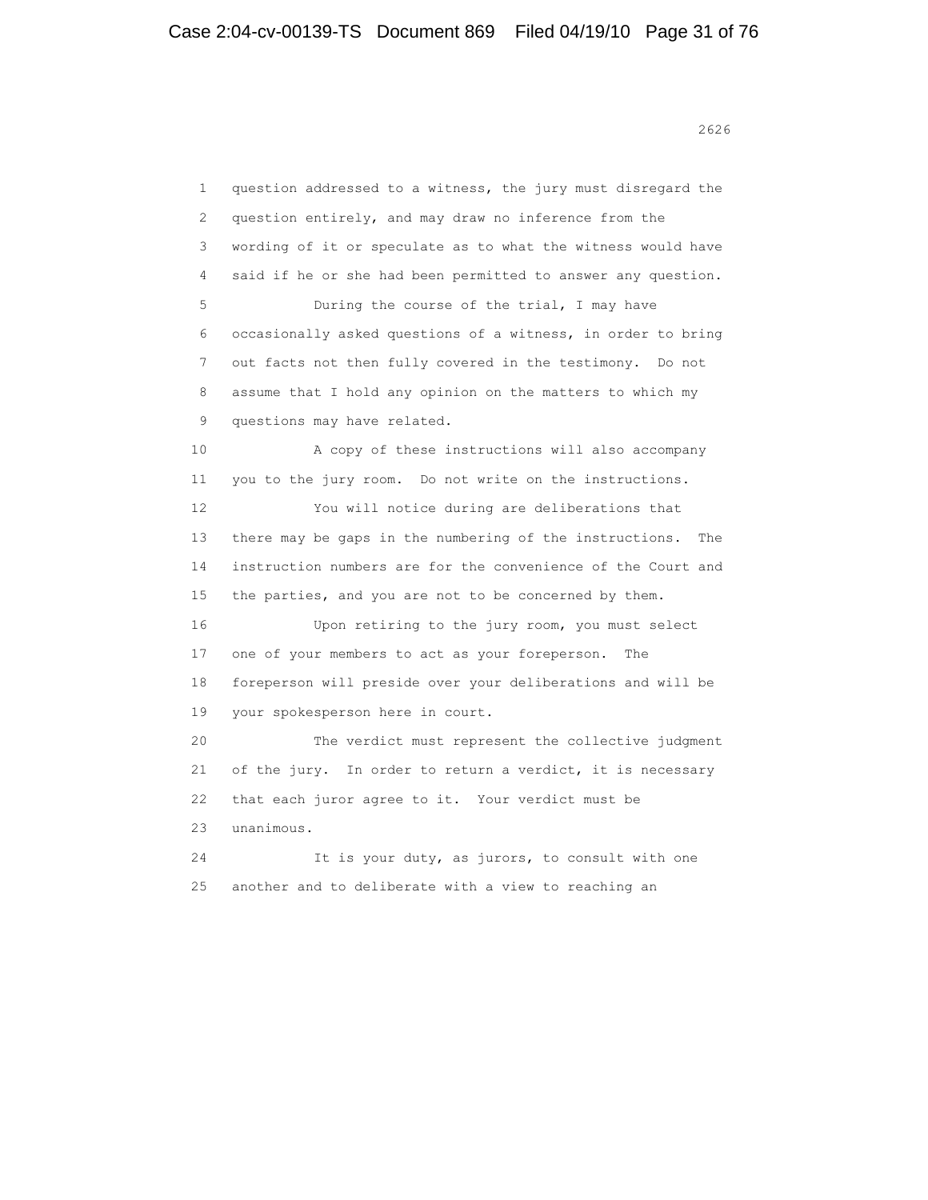question addressed to a witness, the jury must disregard the question entirely, and may draw no inference from the wording of it or speculate as to what the witness would have said if he or she had been permitted to answer any question.

During the course of the trial, I may have occasionally asked questions of a witness, in order to bring out facts not then fully covered in the testimony. Do not assume that I hold any opinion on the matters to which my questions may have related.

A copy of these instructions will also accompany you to the jury room. Do not write on the instructions.

You will notice during are deliberations that there may be gaps in the numbering of the instructions. The instruction numbers are for the convenience of the Court and the parties, and you are not to be concerned by them.

Upon retiring to the jury room, you must select one of your members to act as your foreperson. The foreperson will preside over your deliberations and will be your spokesperson here in court.

The verdict must represent the collective judgment of the jury. In order to return a verdict, it is necessary that each juror agree to it. Your verdict must be unanimous.

It is your duty, as jurors, to consult with one another and to deliberate with a view to reaching an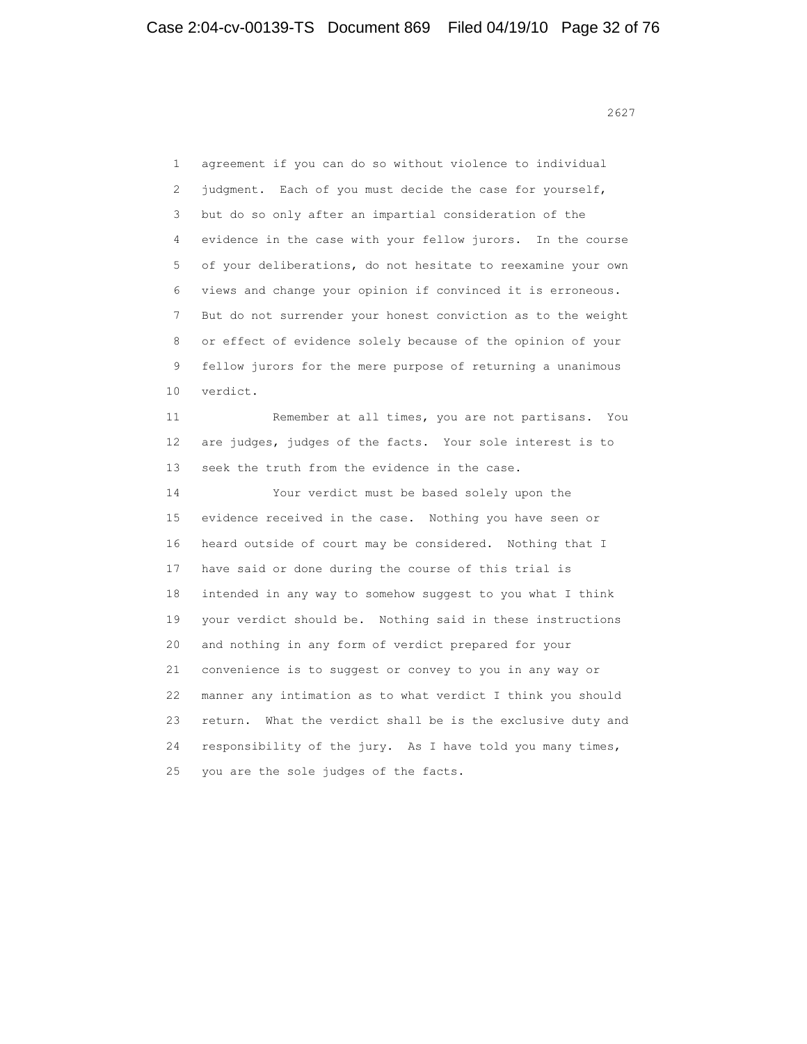agreement if you can do so without violence to individual judgment. Each of you must decide the case for yourself, but do so only after an impartial consideration of the evidence in the case with your fellow jurors. In the course of your deliberations, do not hesitate to reexamine your own views and change your opinion if convinced it is erroneous. But do not surrender your honest conviction as to the weight or effect of evidence solely because of the opinion of your fellow jurors for the mere purpose of returning a unanimous verdict.

Remember at all times, you are not partisans. You are judges, judges of the facts. Your sole interest is to seek the truth from the evidence in the case.

Your verdict must be based solely upon the evidence received in the case. Nothing you have seen or heard outside of court may be considered. Nothing that I have said or done during the course of this trial is intended in any way to somehow suggest to you what I think your verdict should be. Nothing said in these instructions and nothing in any form of verdict prepared for your convenience is to suggest or convey to you in any way or manner any intimation as to what verdict I think you should return. What the verdict shall be is the exclusive duty and responsibility of the jury. As I have told you many times, you are the sole judges of the facts.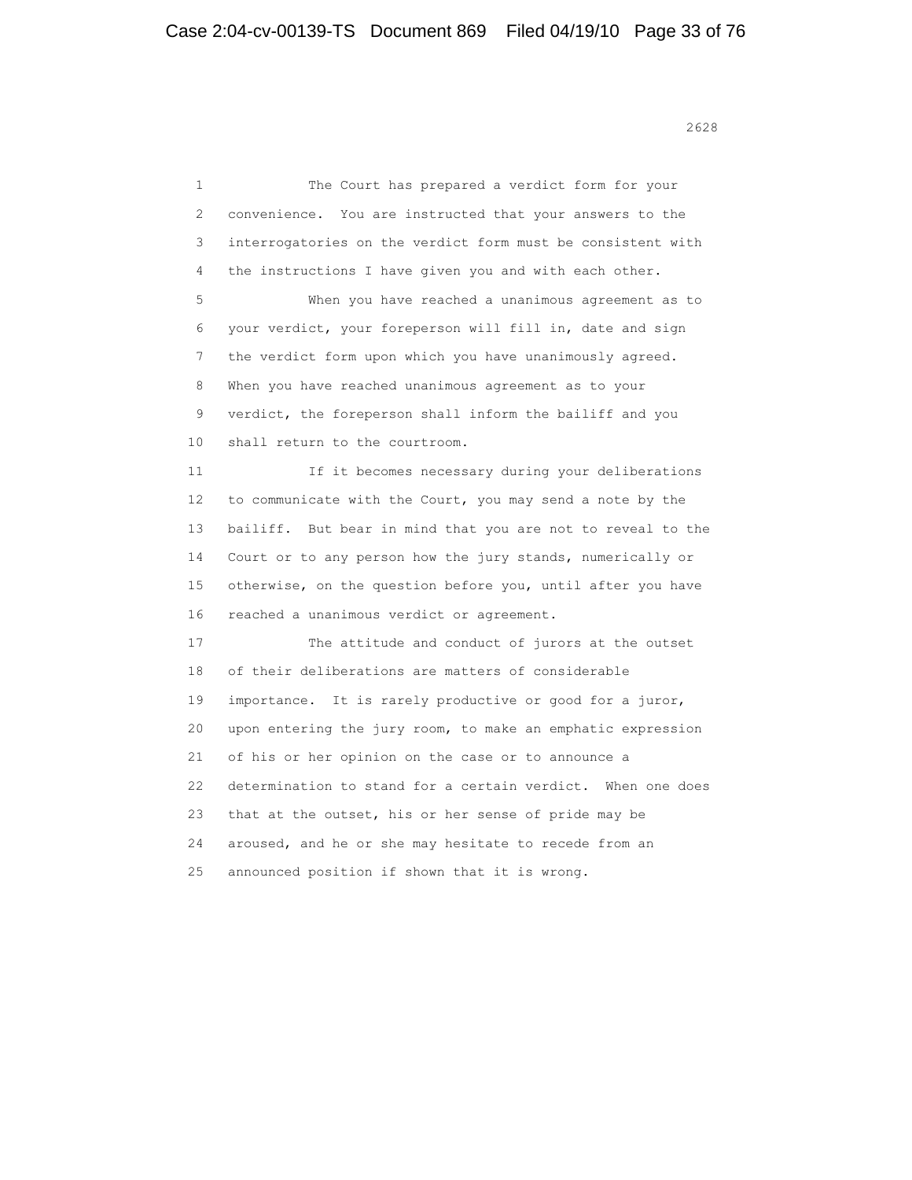The Court has prepared a verdict form for your convenience. You are instructed that your answers to the interrogatories on the verdict form must be consistent with the instructions I have given you and with each other.

When you have reached a unanimous agreement as to your verdict, your foreperson will fill in, date and sign the verdict form upon which you have unanimously agreed. When you have reached unanimous agreement as to your verdict, the foreperson shall inform the bailiff and you shall return to the courtroom.

If it becomes necessary during your deliberations to communicate with the Court, you may send a note by the bailiff. But bear in mind that you are not to reveal to the Court or to any person how the jury stands, numerically or otherwise, on the question before you, until after you have reached a unanimous verdict or agreement.

The attitude and conduct of jurors at the outset of their deliberations are matters of considerable importance. It is rarely productive or good for a juror, upon entering the jury room, to make an emphatic expression of his or her opinion on the case or to announce a determination to stand for a certain verdict. When one does that at the outset, his or her sense of pride may be aroused, and he or she may hesitate to recede from an announced position if shown that it is wrong.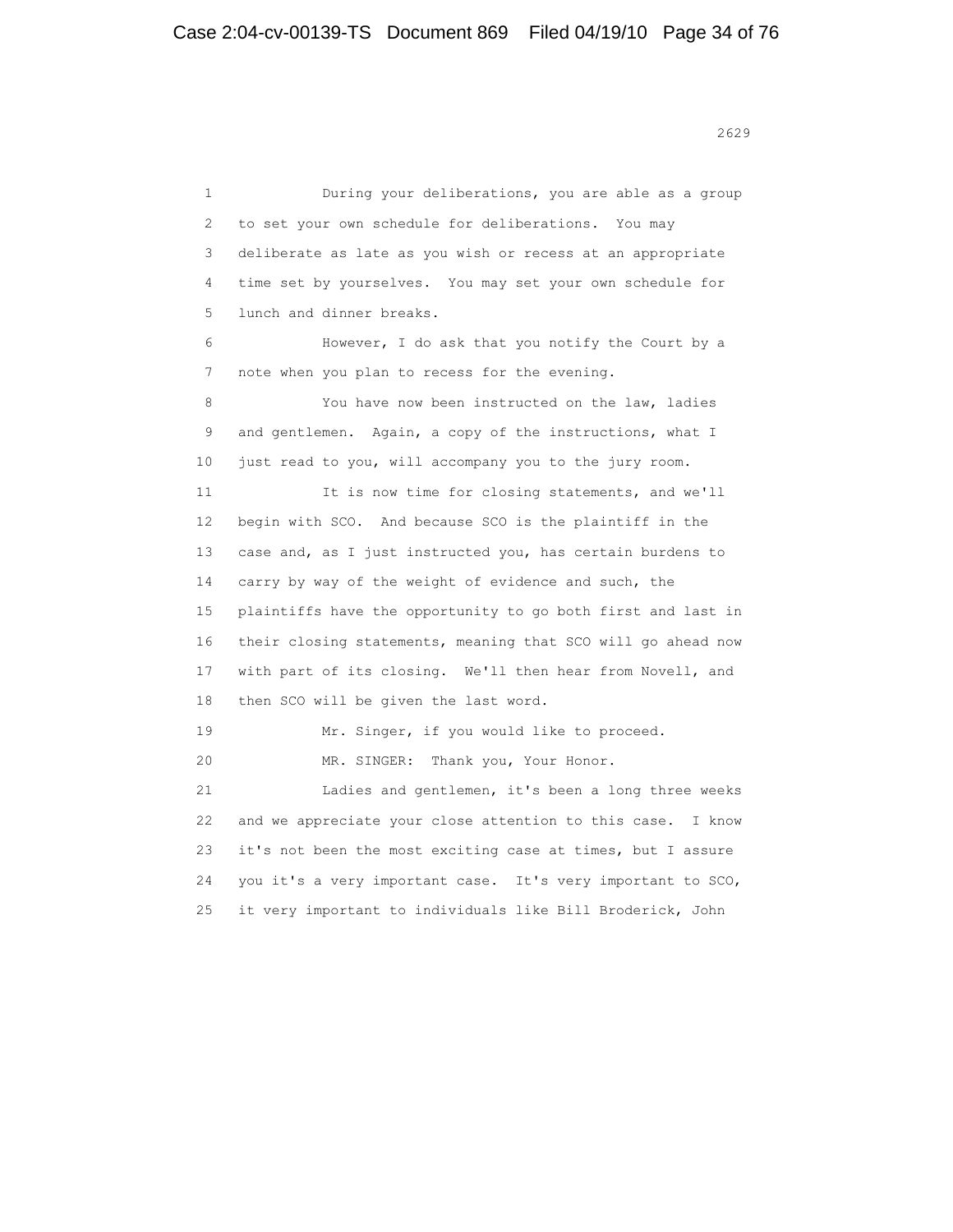During your deliberations, you are able as a group to set your own schedule for deliberations. You may deliberate as late as you wish or recess at an appropriate time set by yourselves. You may set your own schedule for lunch and dinner breaks.

However, I do ask that you notify the Court by a note when you plan to recess for the evening.

You have now been instructed on the law, ladies and gentlemen. Again, a copy of the instructions, what I just read to you, will accompany you to the jury room.

It is now time for closing statements, and we'll begin with SCO. And because SCO is the plaintiff in the case and, as I just instructed you, has certain burdens to carry by way of the weight of evidence and such, the plaintiffs have the opportunity to go both first and last in their closing statements, meaning that SCO will go ahead now with part of its closing. We'll then hear from Novell, and then SCO will be given the last word.

Mr. Singer, if you would like to proceed.

MR. SINGER: Thank you, Your Honor.

Ladies and gentlemen, it's been a long three weeks and we appreciate your close attention to this case. I know it's not been the most exciting case at times, but I assure you it's a very important case. It's very important to SCO, it very important to individuals like Bill Broderick, John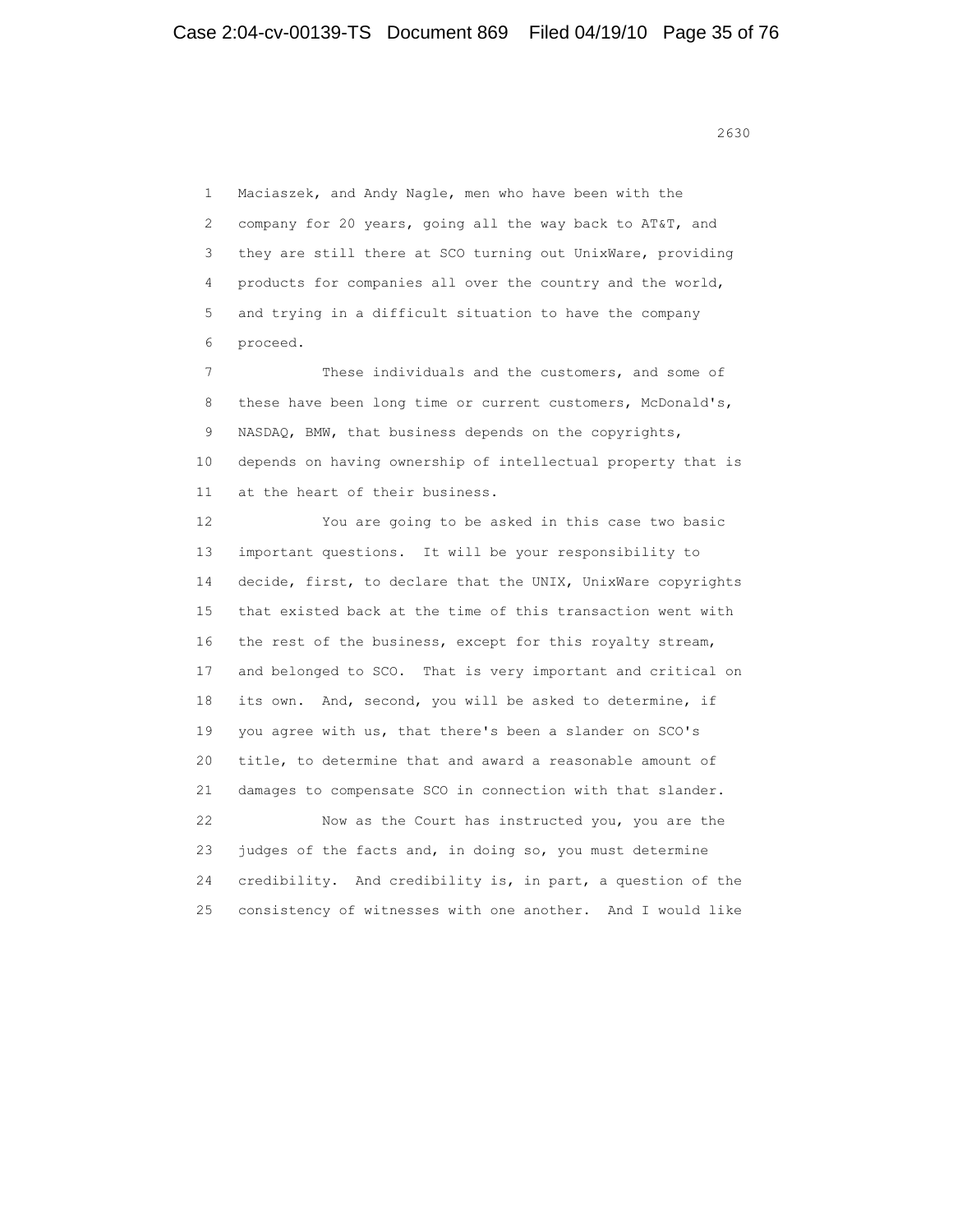Maciaszek, and Andy Nagle, men who have been with the company for 20 years, going all the way back to AT&T, and they are still there at SCO turning out UnixWare, providing products for companies all over the country and the world, and trying in a difficult situation to have the company proceed.

These individuals and the customers, and some of these have been long time or current customers, McDonald's, NASDAQ, BMW, that business depends on the copyrights, depends on having ownership of intellectual property that is at the heart of their business.

You are going to be asked in this case two basic important questions. It will be your responsibility to decide, first, to declare that the UNIX, UnixWare copyrights that existed back at the time of this transaction went with the rest of the business, except for this royalty stream, and belonged to SCO. That is very important and critical on its own. And, second, you will be asked to determine, if you agree with us, that there's been a slander on SCO's title, to determine that and award a reasonable amount of damages to compensate SCO in connection with that slander.

Now as the Court has instructed you, you are the judges of the facts and, in doing so, you must determine credibility. And credibility is, in part, a question of the consistency of witnesses with one another. And I would like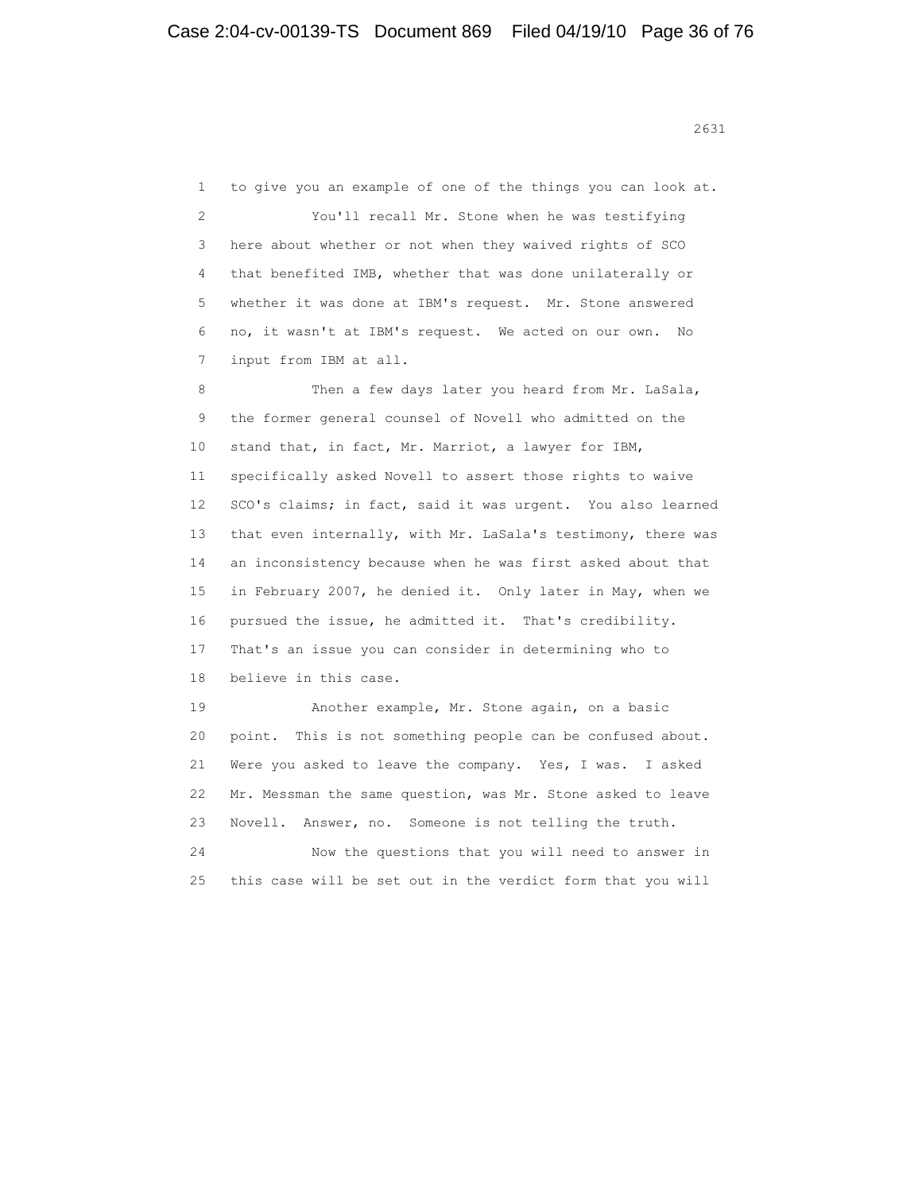to give you an example of one of the things you can look at.

You'll recall Mr. Stone when he was testifying here about whether or not when they waived rights of SCO that benefited IMB, whether that was done unilaterally or whether it was done at IBM's request. Mr. Stone answered no, it wasn't at IBM's request. We acted on our own. No input from IBM at all.

Then a few days later you heard from Mr. LaSala, the former general counsel of Novell who admitted on the stand that, in fact, Mr. Marriot, a lawyer for IBM, specifically asked Novell to assert those rights to waive SCO's claims; in fact, said it was urgent. You also learned that even internally, with Mr. LaSala's testimony, there was an inconsistency because when he was first asked about that in February 2007, he denied it. Only later in May, when we pursued the issue, he admitted it. That's credibility. That's an issue you can consider in determining who to believe in this case.

Another example, Mr. Stone again, on a basic point. This is not something people can be confused about. Were you asked to leave the company. Yes, I was. I asked Mr. Messman the same question, was Mr. Stone asked to leave Novell. Answer, no. Someone is not telling the truth.

Now the questions that you will need to answer in this case will be set out in the verdict form that you will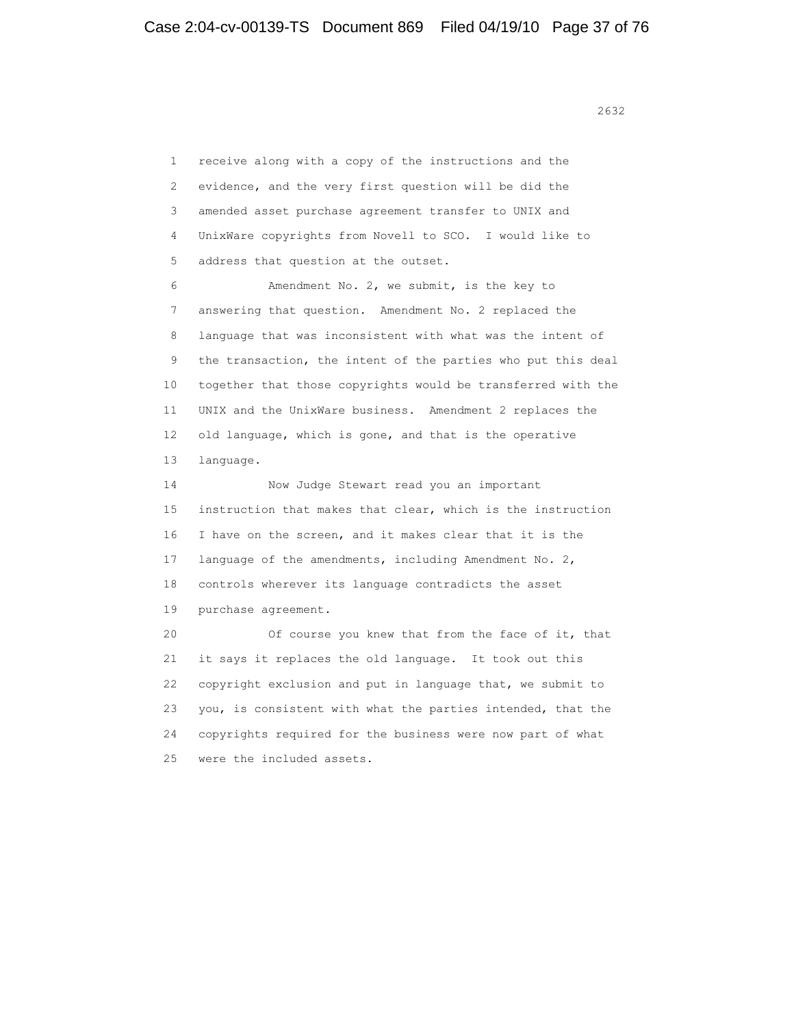1 receive along with a copy of the instructions and the
2 evidence, and the very first question will be did the
3 amended asset purchase agreement transfer to UNIX and
4 UnixWare copyrights from Novell to SCO. I would like to
5 address that question at the outset.

6 Amendment No. 2, we submit, is the key to
7 answering that question. Amendment No. 2 replaced the
8 language that was inconsistent with what was the intent of
9 the transaction, the intent of the parties who put this deal
10 together that those copyrights would be transferred with the
11 UNIX and the UnixWare business. Amendment 2 replaces the
12 old language, which is gone, and that is the operative
13 language.

14 Now Judge Stewart read you an important
15 instruction that makes that clear, which is the instruction
16 I have on the screen, and it makes clear that it is the
17 language of the amendments, including Amendment No. 2,
18 controls wherever its language contradicts the asset
19 purchase agreement.

20 Of course you knew that from the face of it, that
21 it says it replaces the old language. It took out this
22 copyright exclusion and put in language that, we submit to
23 you, is consistent with what the parties intended, that the
24 copyrights required for the business were now part of what
25 were the included assets.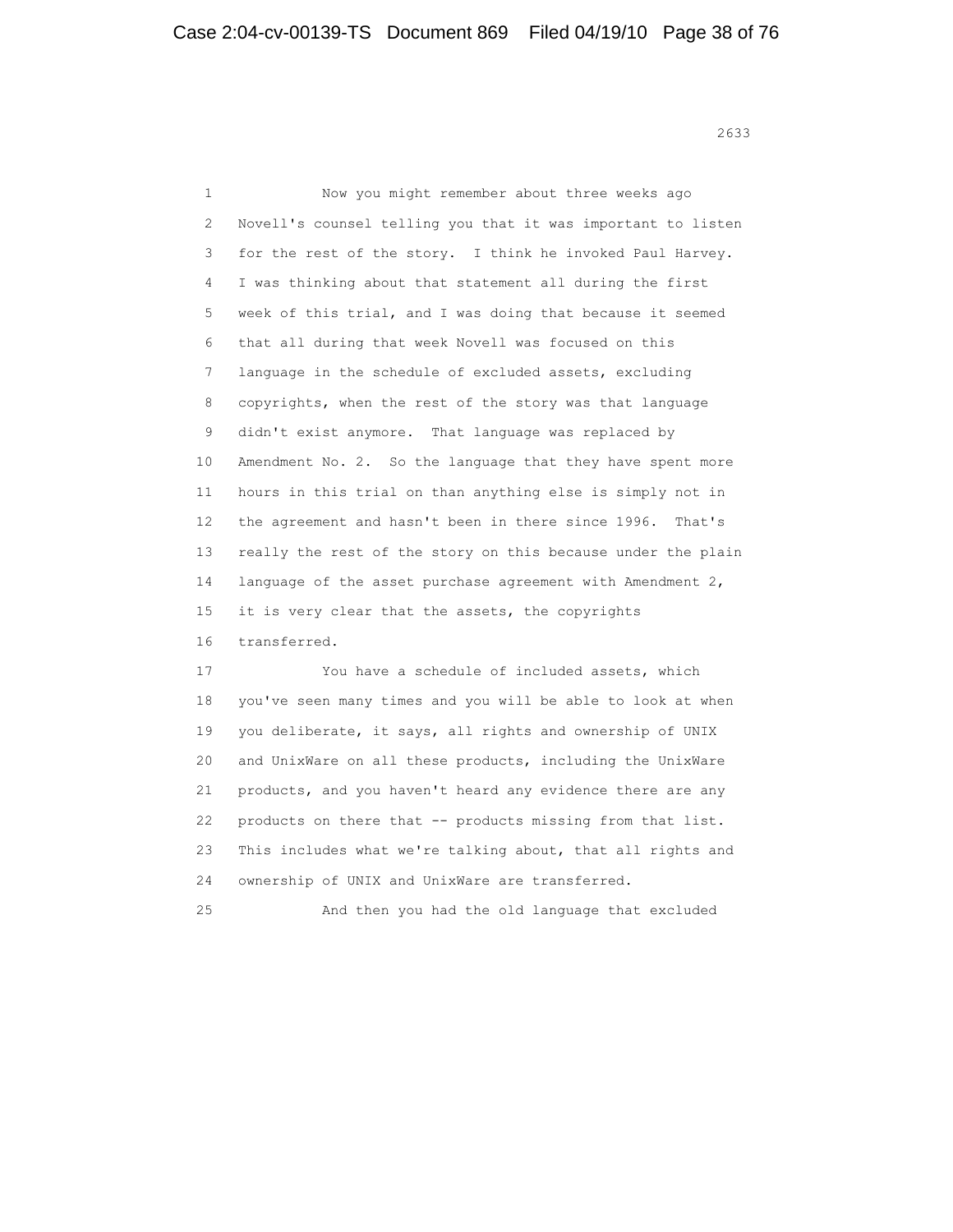Now you might remember about three weeks ago Novell's counsel telling you that it was important to listen for the rest of the story. I think he invoked Paul Harvey. I was thinking about that statement all during the first week of this trial, and I was doing that because it seemed that all during that week Novell was focused on this language in the schedule of excluded assets, excluding copyrights, when the rest of the story was that language didn't exist anymore. That language was replaced by Amendment No. 2. So the language that they have spent more hours in this trial on than anything else is simply not in the agreement and hasn't been in there since 1996. That's really the rest of the story on this because under the plain language of the asset purchase agreement with Amendment 2, it is very clear that the assets, the copyrights transferred.

You have a schedule of included assets, which you've seen many times and you will be able to look at when you deliberate, it says, all rights and ownership of UNIX and UnixWare on all these products, including the UnixWare products, and you haven't heard any evidence there are any products on there that -- products missing from that list. This includes what we're talking about, that all rights and ownership of UNIX and UnixWare are transferred.

And then you had the old language that excluded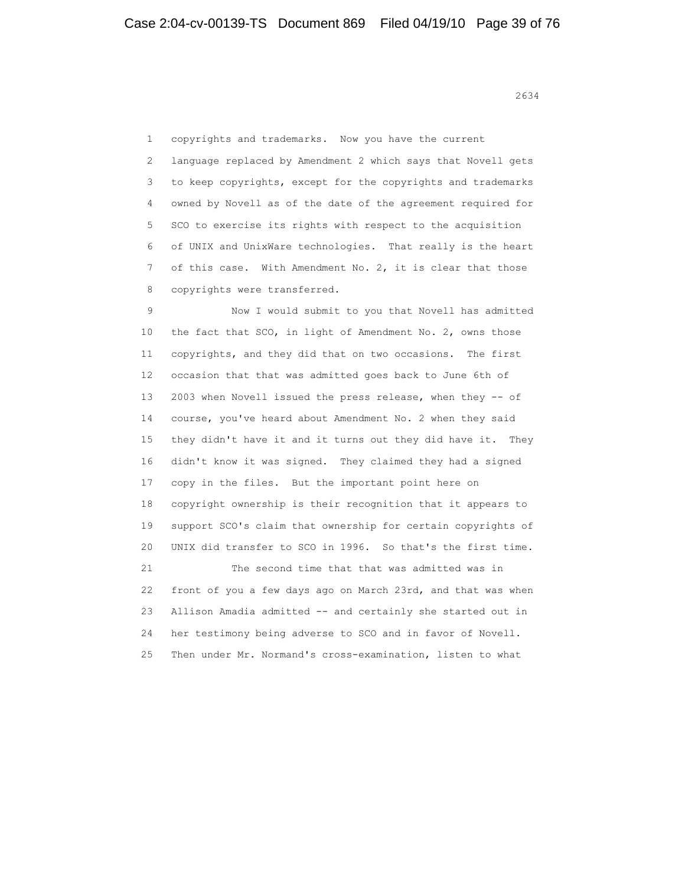copyrights and trademarks. Now you have the current language replaced by Amendment 2 which says that Novell gets to keep copyrights, except for the copyrights and trademarks owned by Novell as of the date of the agreement required for SCO to exercise its rights with respect to the acquisition of UNIX and UnixWare technologies. That really is the heart of this case. With Amendment No. 2, it is clear that those copyrights were transferred.

Now I would submit to you that Novell has admitted the fact that SCO, in light of Amendment No. 2, owns those copyrights, and they did that on two occasions. The first occasion that that was admitted goes back to June 6th of 2003 when Novell issued the press release, when they -- of course, you've heard about Amendment No. 2 when they said they didn't have it and it turns out they did have it. They didn't know it was signed. They claimed they had a signed copy in the files. But the important point here on copyright ownership is their recognition that it appears to support SCO's claim that ownership for certain copyrights of UNIX did transfer to SCO in 1996. So that's the first time.

The second time that that was admitted was in front of you a few days ago on March 23rd, and that was when Allison Amadia admitted -- and certainly she started out in her testimony being adverse to SCO and in favor of Novell. Then under Mr. Normand's cross-examination, listen to what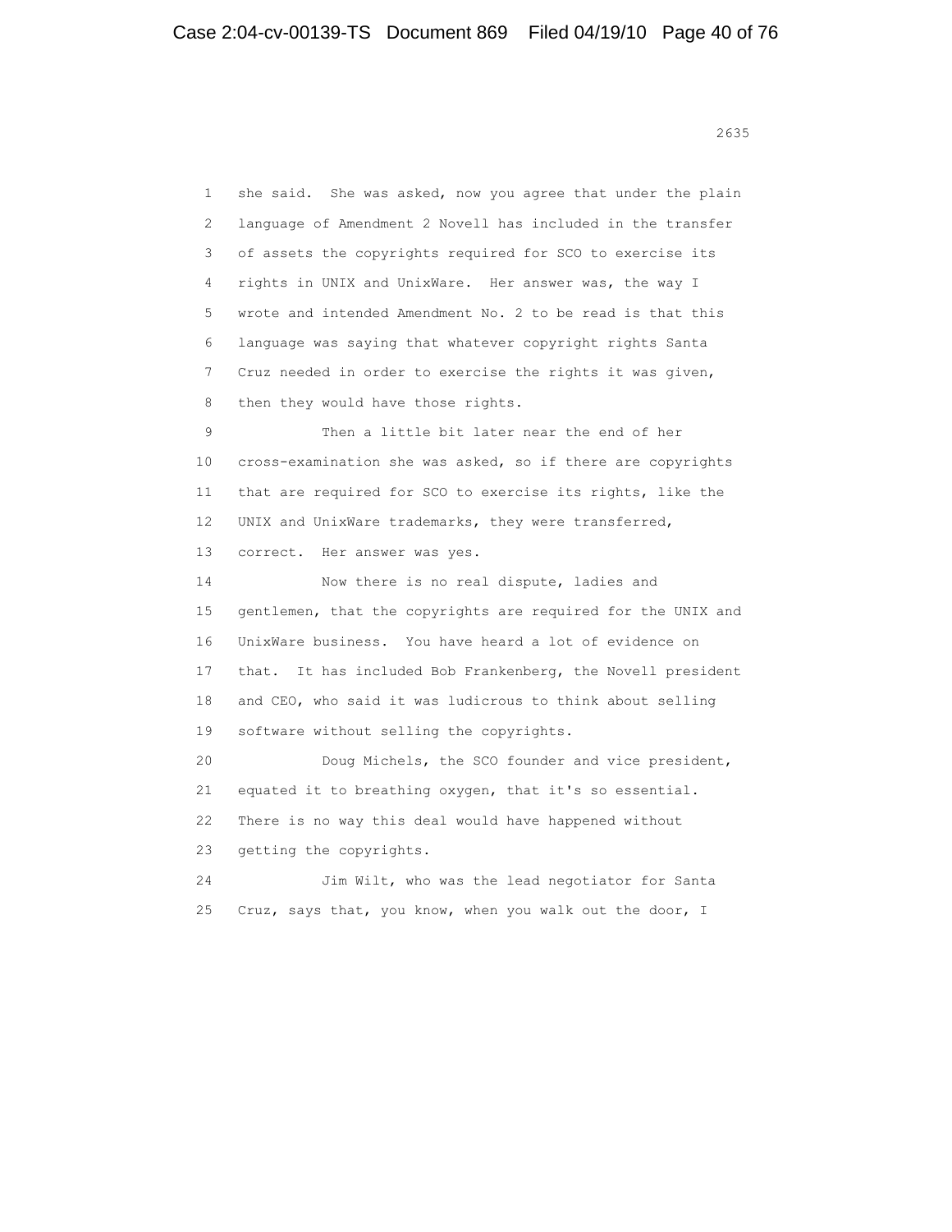1 she said. She was asked, now you agree that under the plain
2 language of Amendment 2 Novell has included in the transfer
3 of assets the copyrights required for SCO to exercise its
4 rights in UNIX and UnixWare. Her answer was, the way I
5 wrote and intended Amendment No. 2 to be read is that this
6 language was saying that whatever copyright rights Santa
7 Cruz needed in order to exercise the rights it was given,
8 then they would have those rights.

9 Then a little bit later near the end of her
10 cross-examination she was asked, so if there are copyrights
11 that are required for SCO to exercise its rights, like the
12 UNIX and UnixWare trademarks, they were transferred,
13 correct. Her answer was yes.

14 Now there is no real dispute, ladies and
15 gentlemen, that the copyrights are required for the UNIX and
16 UnixWare business. You have heard a lot of evidence on
17 that. It has included Bob Frankenberg, the Novell president
18 and CEO, who said it was ludicrous to think about selling
19 software without selling the copyrights.

20 Doug Michels, the SCO founder and vice president,
21 equated it to breathing oxygen, that it's so essential.
22 There is no way this deal would have happened without
23 getting the copyrights.

24 Jim Wilt, who was the lead negotiator for Santa
25 Cruz, says that, you know, when you walk out the door, I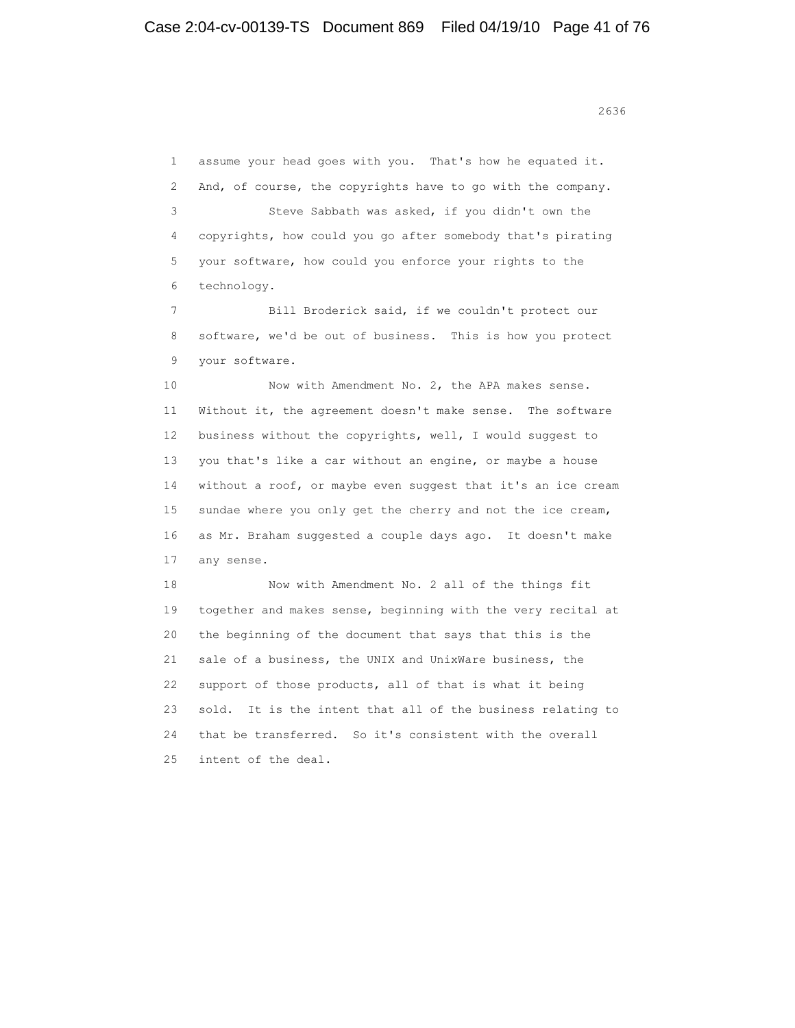assume your head goes with you. That's how he equated it. And, of course, the copyrights have to go with the company.

Steve Sabbath was asked, if you didn't own the copyrights, how could you go after somebody that's pirating your software, how could you enforce your rights to the technology.

Bill Broderick said, if we couldn't protect our software, we'd be out of business. This is how you protect your software.

Now with Amendment No. 2, the APA makes sense. Without it, the agreement doesn't make sense. The software business without the copyrights, well, I would suggest to you that's like a car without an engine, or maybe a house without a roof, or maybe even suggest that it's an ice cream sundae where you only get the cherry and not the ice cream, as Mr. Braham suggested a couple days ago. It doesn't make any sense.

Now with Amendment No. 2 all of the things fit together and makes sense, beginning with the very recital at the beginning of the document that says that this is the sale of a business, the UNIX and UnixWare business, the support of those products, all of that is what it being sold. It is the intent that all of the business relating to that be transferred. So it's consistent with the overall intent of the deal.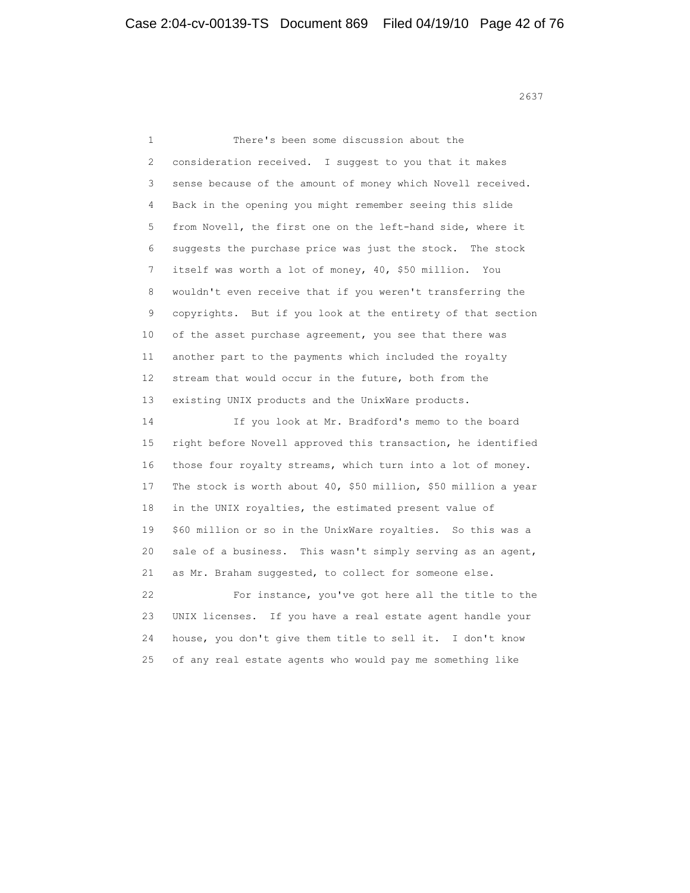1 There's been some discussion about the
2 consideration received. I suggest to you that it makes
3 sense because of the amount of money which Novell received.
4 Back in the opening you might remember seeing this slide
5 from Novell, the first one on the left-hand side, where it
6 suggests the purchase price was just the stock. The stock
7 itself was worth a lot of money, 40, $50 million. You
8 wouldn't even receive that if you weren't transferring the
9 copyrights. But if you look at the entirety of that section
10 of the asset purchase agreement, you see that there was
11 another part to the payments which included the royalty
12 stream that would occur in the future, both from the
13 existing UNIX products and the UnixWare products.
14 If you look at Mr. Bradford's memo to the board
15 right before Novell approved this transaction, he identified
16 those four royalty streams, which turn into a lot of money.
17 The stock is worth about 40, $50 million, $50 million a year
18 in the UNIX royalties, the estimated present value of
19 $60 million or so in the UnixWare royalties. So this was a
20 sale of a business. This wasn't simply serving as an agent,
21 as Mr. Braham suggested, to collect for someone else.
22 For instance, you've got here all the title to the
23 UNIX licenses. If you have a real estate agent handle your
24 house, you don't give them title to sell it. I don't know
25 of any real estate agents who would pay me something like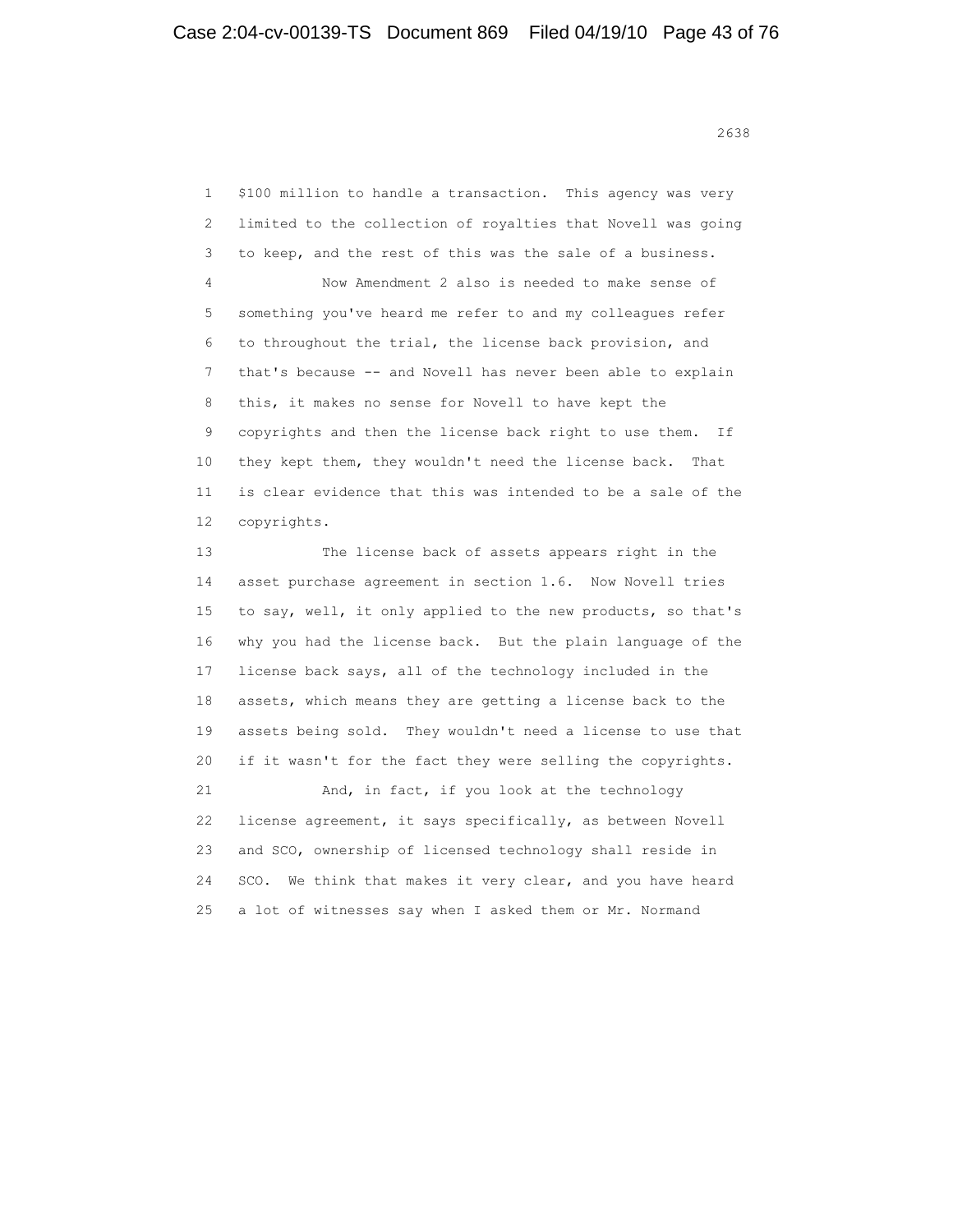1 $100 million to handle a transaction. This agency was very
2 limited to the collection of royalties that Novell was going
3 to keep, and the rest of this was the sale of a business.
4 Now Amendment 2 also is needed to make sense of
5 something you've heard me refer to and my colleagues refer
6 to throughout the trial, the license back provision, and
7 that's because -- and Novell has never been able to explain
8 this, it makes no sense for Novell to have kept the
9 copyrights and then the license back right to use them. If
10 they kept them, they wouldn't need the license back. That
11 is clear evidence that this was intended to be a sale of the
12 copyrights.
13 The license back of assets appears right in the
14 asset purchase agreement in section 1.6. Now Novell tries
15 to say, well, it only applied to the new products, so that's
16 why you had the license back. But the plain language of the
17 license back says, all of the technology included in the
18 assets, which means they are getting a license back to the
19 assets being sold. They wouldn't need a license to use that
20 if it wasn't for the fact they were selling the copyrights.
21 And, in fact, if you look at the technology
22 license agreement, it says specifically, as between Novell
23 and SCO, ownership of licensed technology shall reside in
24 SCO. We think that makes it very clear, and you have heard
25 a lot of witnesses say when I asked them or Mr. Normand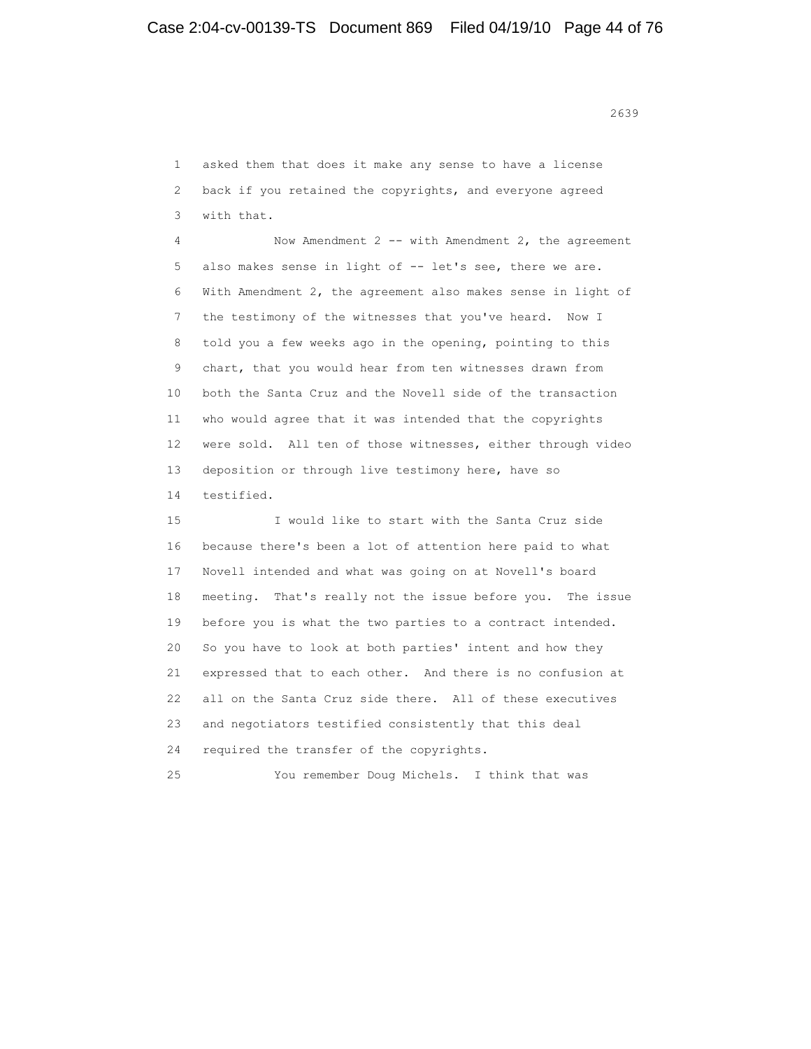asked them that does it make any sense to have a license back if you retained the copyrights, and everyone agreed with that.

Now Amendment 2 -- with Amendment 2, the agreement also makes sense in light of -- let's see, there we are. With Amendment 2, the agreement also makes sense in light of the testimony of the witnesses that you've heard. Now I told you a few weeks ago in the opening, pointing to this chart, that you would hear from ten witnesses drawn from both the Santa Cruz and the Novell side of the transaction who would agree that it was intended that the copyrights were sold. All ten of those witnesses, either through video deposition or through live testimony here, have so testified.

I would like to start with the Santa Cruz side because there's been a lot of attention here paid to what Novell intended and what was going on at Novell's board meeting. That's really not the issue before you. The issue before you is what the two parties to a contract intended. So you have to look at both parties' intent and how they expressed that to each other. And there is no confusion at all on the Santa Cruz side there. All of these executives and negotiators testified consistently that this deal required the transfer of the copyrights.

You remember Doug Michels. I think that was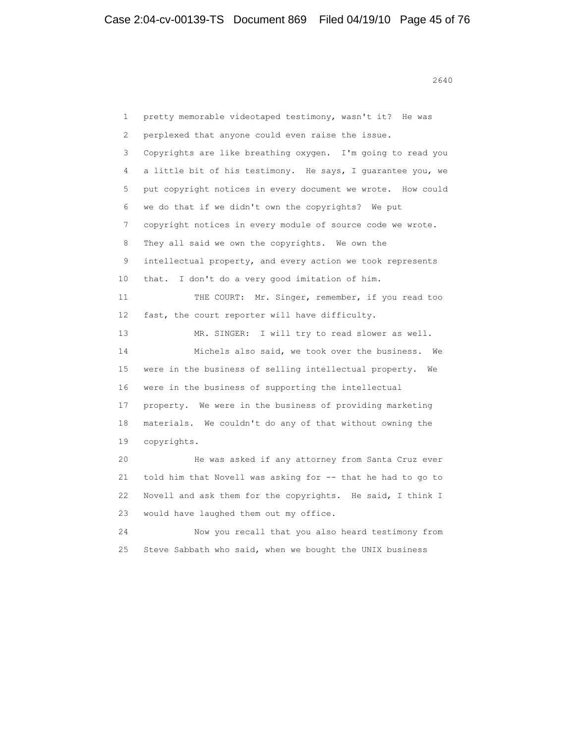pretty memorable videotaped testimony, wasn't it? He was perplexed that anyone could even raise the issue. Copyrights are like breathing oxygen. I'm going to read you a little bit of his testimony. He says, I guarantee you, we put copyright notices in every document we wrote. How could we do that if we didn't own the copyrights? We put copyright notices in every module of source code we wrote. They all said we own the copyrights. We own the intellectual property, and every action we took represents that. I don't do a very good imitation of him.

THE COURT: Mr. Singer, remember, if you read too fast, the court reporter will have difficulty.

MR. SINGER: I will try to read slower as well.

Michels also said, we took over the business. We were in the business of selling intellectual property. We were in the business of supporting the intellectual property. We were in the business of providing marketing materials. We couldn't do any of that without owning the copyrights.

He was asked if any attorney from Santa Cruz ever told him that Novell was asking for -- that he had to go to Novell and ask them for the copyrights. He said, I think I would have laughed them out my office.

Now you recall that you also heard testimony from Steve Sabbath who said, when we bought the UNIX business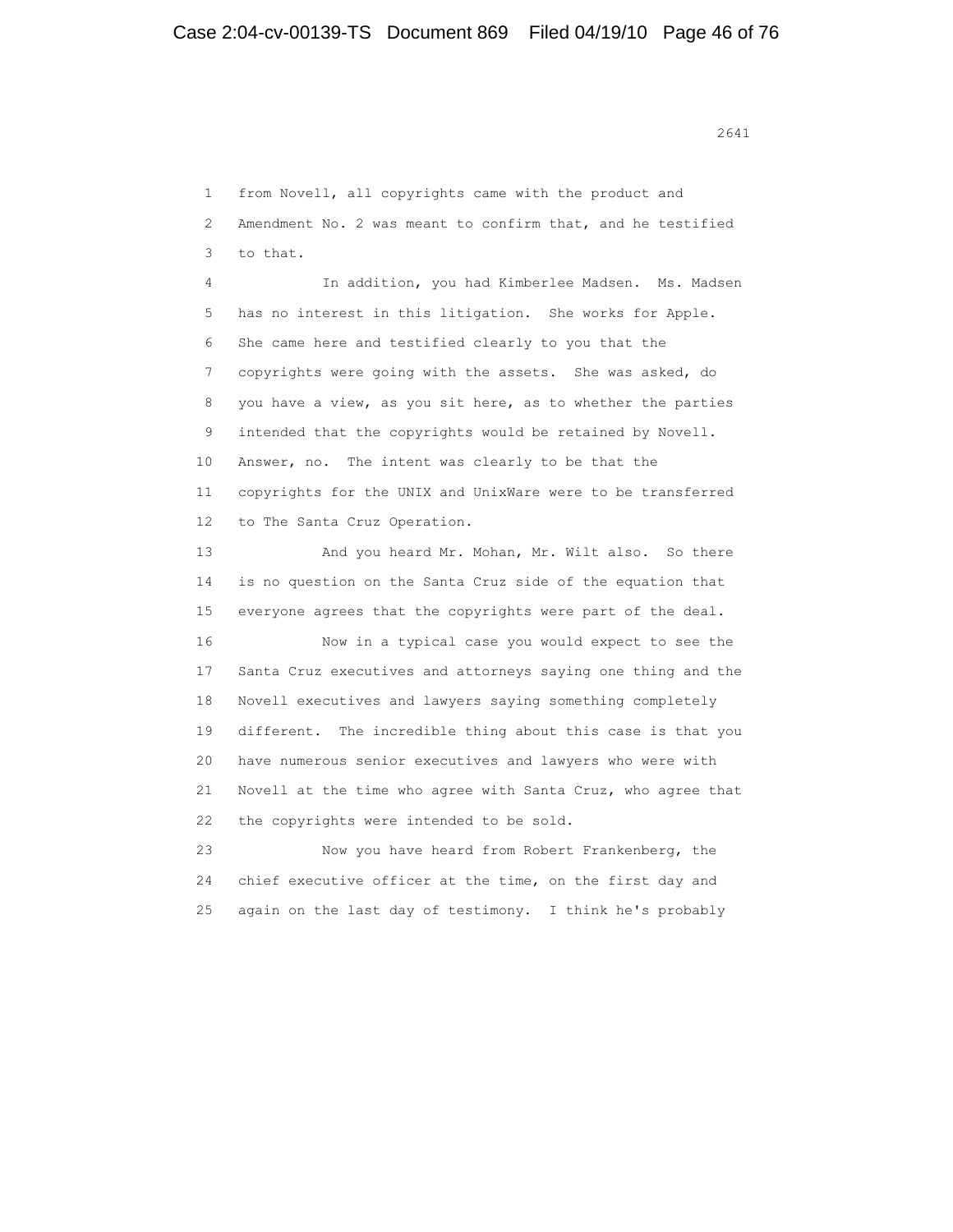1 from Novell, all copyrights came with the product and
2 Amendment No. 2 was meant to confirm that, and he testified
3 to that.

4 In addition, you had Kimberlee Madsen. Ms. Madsen
5 has no interest in this litigation. She works for Apple.
6 She came here and testified clearly to you that the
7 copyrights were going with the assets. She was asked, do
8 you have a view, as you sit here, as to whether the parties
9 intended that the copyrights would be retained by Novell.
10 Answer, no. The intent was clearly to be that the
11 copyrights for the UNIX and UnixWare were to be transferred
12 to The Santa Cruz Operation.

13 And you heard Mr. Mohan, Mr. Wilt also. So there
14 is no question on the Santa Cruz side of the equation that
15 everyone agrees that the copyrights were part of the deal.

16 Now in a typical case you would expect to see the
17 Santa Cruz executives and attorneys saying one thing and the
18 Novell executives and lawyers saying something completely
19 different. The incredible thing about this case is that you
20 have numerous senior executives and lawyers who were with
21 Novell at the time who agree with Santa Cruz, who agree that
22 the copyrights were intended to be sold.

23 Now you have heard from Robert Frankenberg, the
24 chief executive officer at the time, on the first day and
25 again on the last day of testimony. I think he's probably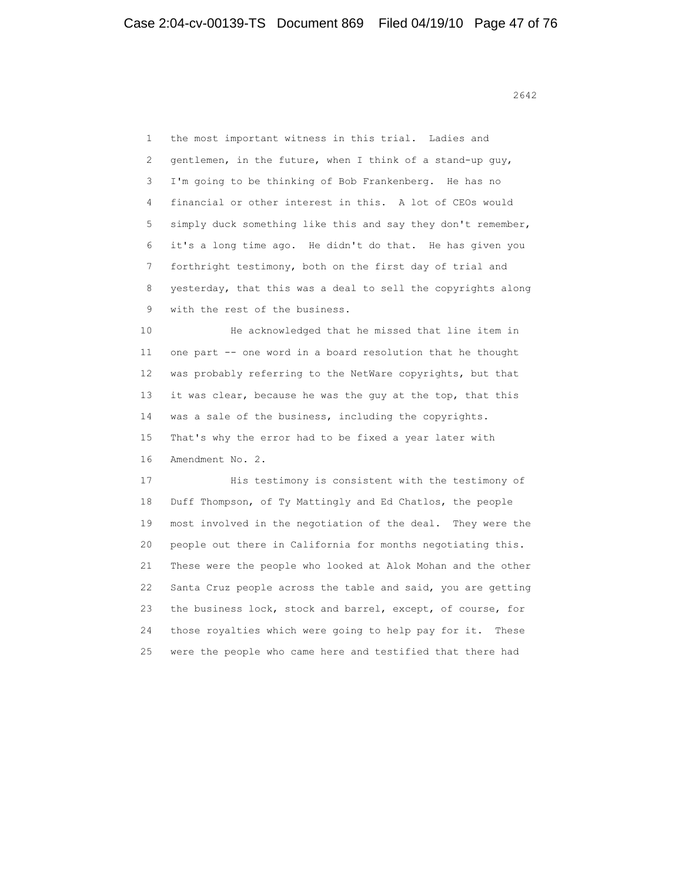the most important witness in this trial. Ladies and gentlemen, in the future, when I think of a stand-up guy, I'm going to be thinking of Bob Frankenberg. He has no financial or other interest in this. A lot of CEOs would simply duck something like this and say they don't remember, it's a long time ago. He didn't do that. He has given you forthright testimony, both on the first day of trial and yesterday, that this was a deal to sell the copyrights along with the rest of the business.

He acknowledged that he missed that line item in one part -- one word in a board resolution that he thought was probably referring to the NetWare copyrights, but that it was clear, because he was the guy at the top, that this was a sale of the business, including the copyrights. That's why the error had to be fixed a year later with Amendment No. 2.

His testimony is consistent with the testimony of Duff Thompson, of Ty Mattingly and Ed Chatlos, the people most involved in the negotiation of the deal. They were the people out there in California for months negotiating this. These were the people who looked at Alok Mohan and the other Santa Cruz people across the table and said, you are getting the business lock, stock and barrel, except, of course, for those royalties which were going to help pay for it. These were the people who came here and testified that there had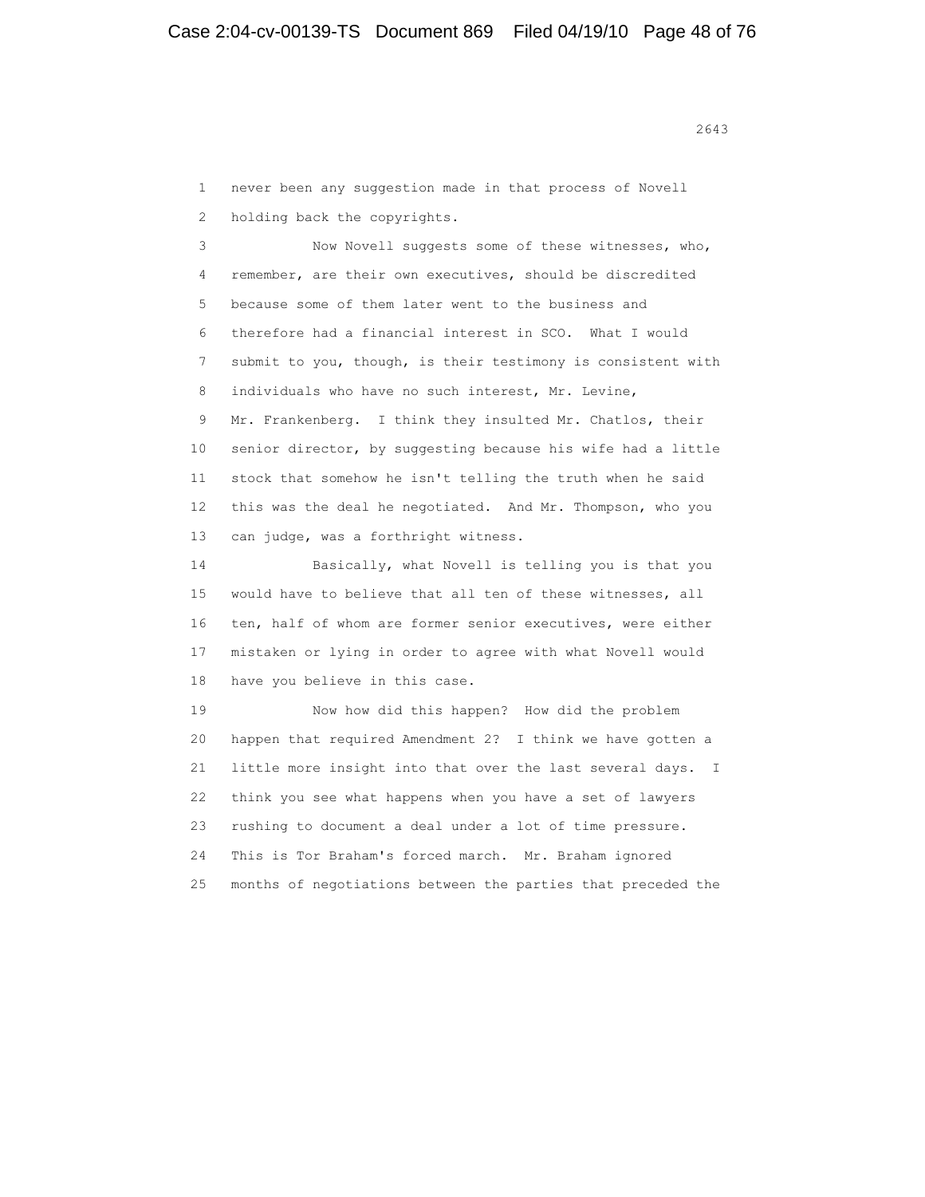never been any suggestion made in that process of Novell holding back the copyrights.

Now Novell suggests some of these witnesses, who, remember, are their own executives, should be discredited because some of them later went to the business and therefore had a financial interest in SCO. What I would submit to you, though, is their testimony is consistent with individuals who have no such interest, Mr. Levine, Mr. Frankenberg. I think they insulted Mr. Chatlos, their senior director, by suggesting because his wife had a little stock that somehow he isn't telling the truth when he said this was the deal he negotiated. And Mr. Thompson, who you can judge, was a forthright witness.

Basically, what Novell is telling you is that you would have to believe that all ten of these witnesses, all ten, half of whom are former senior executives, were either mistaken or lying in order to agree with what Novell would have you believe in this case.

Now how did this happen? How did the problem happen that required Amendment 2? I think we have gotten a little more insight into that over the last several days. I think you see what happens when you have a set of lawyers rushing to document a deal under a lot of time pressure. This is Tor Braham's forced march. Mr. Braham ignored months of negotiations between the parties that preceded the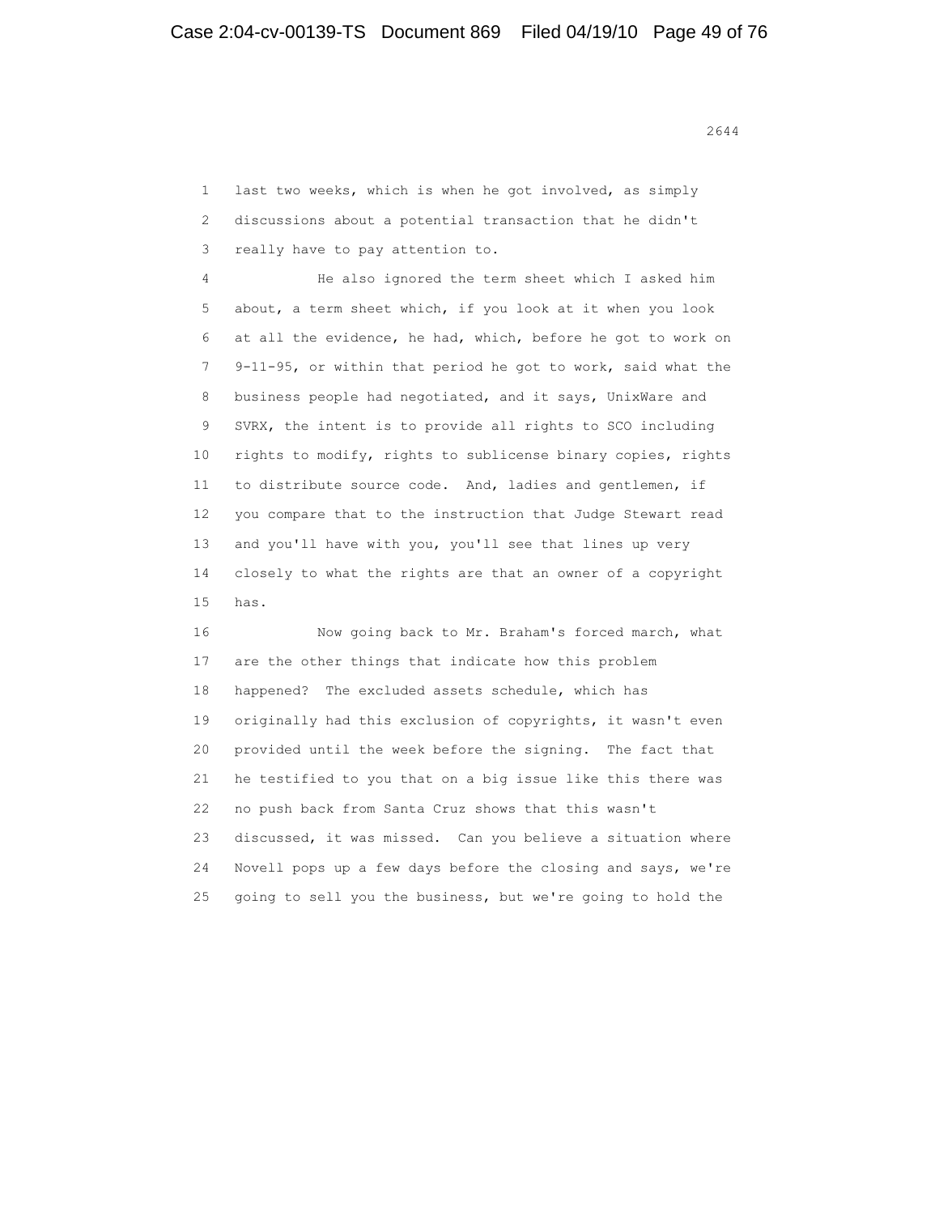last two weeks, which is when he got involved, as simply discussions about a potential transaction that he didn't really have to pay attention to.

He also ignored the term sheet which I asked him about, a term sheet which, if you look at it when you look at all the evidence, he had, which, before he got to work on 9-11-95, or within that period he got to work, said what the business people had negotiated, and it says, UnixWare and SVRX, the intent is to provide all rights to SCO including rights to modify, rights to sublicense binary copies, rights to distribute source code. And, ladies and gentlemen, if you compare that to the instruction that Judge Stewart read and you'll have with you, you'll see that lines up very closely to what the rights are that an owner of a copyright has.

Now going back to Mr. Braham's forced march, what are the other things that indicate how this problem happened? The excluded assets schedule, which has originally had this exclusion of copyrights, it wasn't even provided until the week before the signing. The fact that he testified to you that on a big issue like this there was no push back from Santa Cruz shows that this wasn't discussed, it was missed. Can you believe a situation where Novell pops up a few days before the closing and says, we're going to sell you the business, but we're going to hold the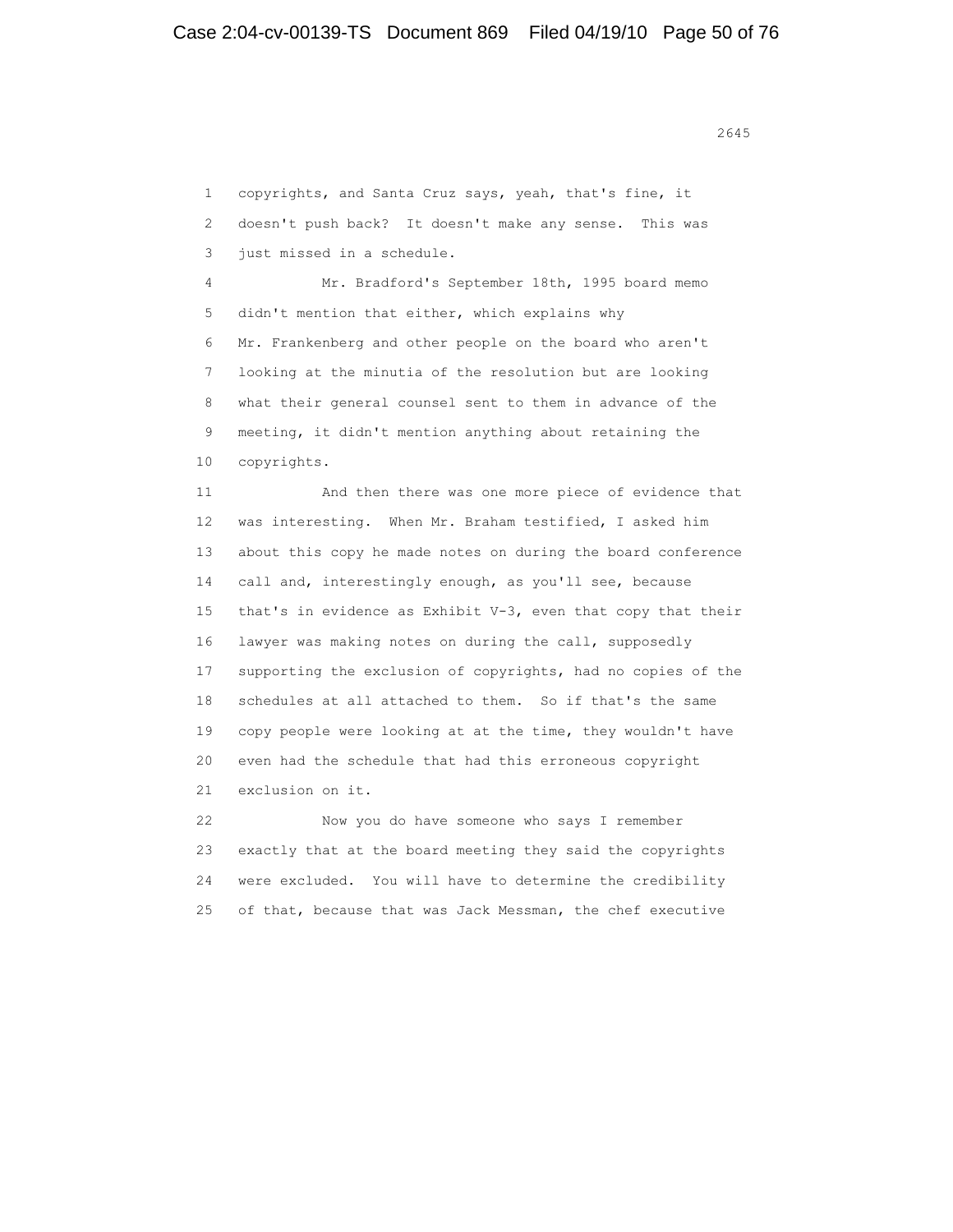copyrights, and Santa Cruz says, yeah, that's fine, it doesn't push back? It doesn't make any sense. This was just missed in a schedule.

Mr. Bradford's September 18th, 1995 board memo didn't mention that either, which explains why Mr. Frankenberg and other people on the board who aren't looking at the minutia of the resolution but are looking what their general counsel sent to them in advance of the meeting, it didn't mention anything about retaining the copyrights.

And then there was one more piece of evidence that was interesting. When Mr. Braham testified, I asked him about this copy he made notes on during the board conference call and, interestingly enough, as you'll see, because that's in evidence as Exhibit V-3, even that copy that their lawyer was making notes on during the call, supposedly supporting the exclusion of copyrights, had no copies of the schedules at all attached to them. So if that's the same copy people were looking at at the time, they wouldn't have even had the schedule that had this erroneous copyright exclusion on it.

Now you do have someone who says I remember exactly that at the board meeting they said the copyrights were excluded. You will have to determine the credibility of that, because that was Jack Messman, the chef executive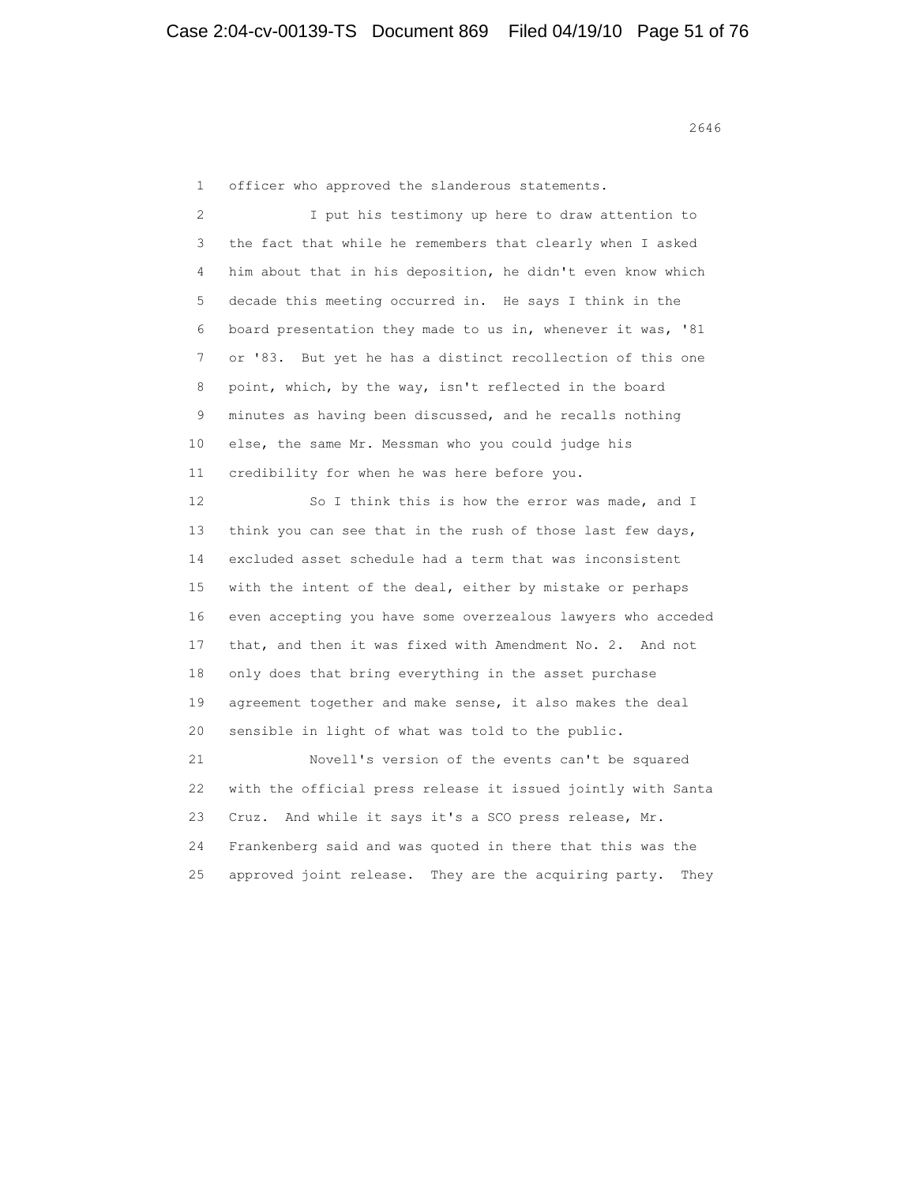officer who approved the slanderous statements.

I put his testimony up here to draw attention to the fact that while he remembers that clearly when I asked him about that in his deposition, he didn't even know which decade this meeting occurred in. He says I think in the board presentation they made to us in, whenever it was, '81 or '83. But yet he has a distinct recollection of this one point, which, by the way, isn't reflected in the board minutes as having been discussed, and he recalls nothing else, the same Mr. Messman who you could judge his credibility for when he was here before you.

So I think this is how the error was made, and I think you can see that in the rush of those last few days, excluded asset schedule had a term that was inconsistent with the intent of the deal, either by mistake or perhaps even accepting you have some overzealous lawyers who acceded that, and then it was fixed with Amendment No. 2. And not only does that bring everything in the asset purchase agreement together and make sense, it also makes the deal sensible in light of what was told to the public.

Novell's version of the events can't be squared with the official press release it issued jointly with Santa Cruz. And while it says it's a SCO press release, Mr. Frankenberg said and was quoted in there that this was the approved joint release. They are the acquiring party. They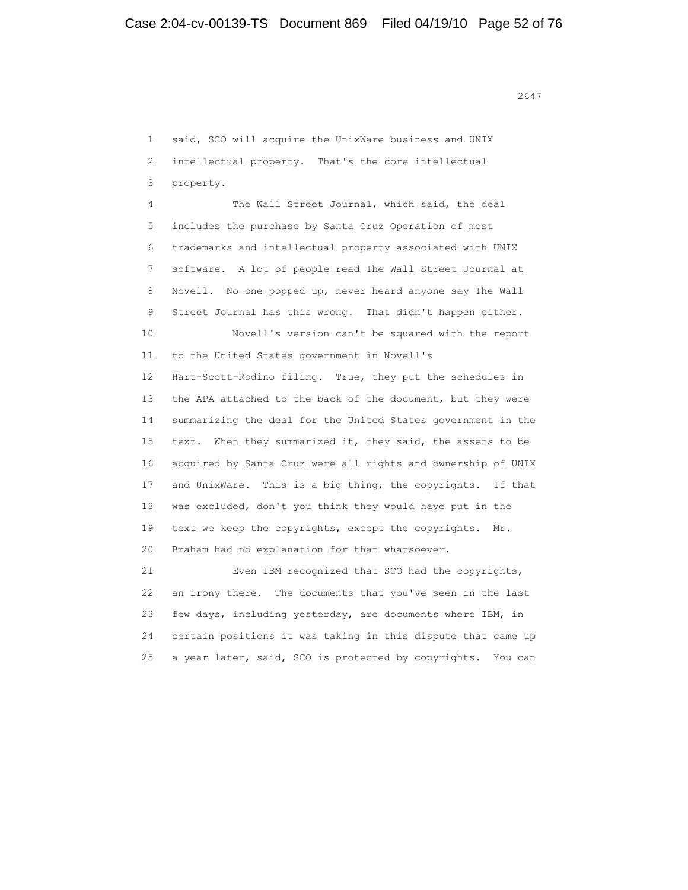1 said, SCO will acquire the UnixWare business and UNIX
2 intellectual property. That's the core intellectual
3 property.
4 The Wall Street Journal, which said, the deal
5 includes the purchase by Santa Cruz Operation of most
6 trademarks and intellectual property associated with UNIX
7 software. A lot of people read The Wall Street Journal at
8 Novell. No one popped up, never heard anyone say The Wall
9 Street Journal has this wrong. That didn't happen either.
10 Novell's version can't be squared with the report
11 to the United States government in Novell's
12 Hart-Scott-Rodino filing. True, they put the schedules in
13 the APA attached to the back of the document, but they were
14 summarizing the deal for the United States government in the
15 text. When they summarized it, they said, the assets to be
16 acquired by Santa Cruz were all rights and ownership of UNIX
17 and UnixWare. This is a big thing, the copyrights. If that
18 was excluded, don't you think they would have put in the
19 text we keep the copyrights, except the copyrights. Mr.
20 Braham had no explanation for that whatsoever.
21 Even IBM recognized that SCO had the copyrights,
22 an irony there. The documents that you've seen in the last
23 few days, including yesterday, are documents where IBM, in
24 certain positions it was taking in this dispute that came up
25 a year later, said, SCO is protected by copyrights. You can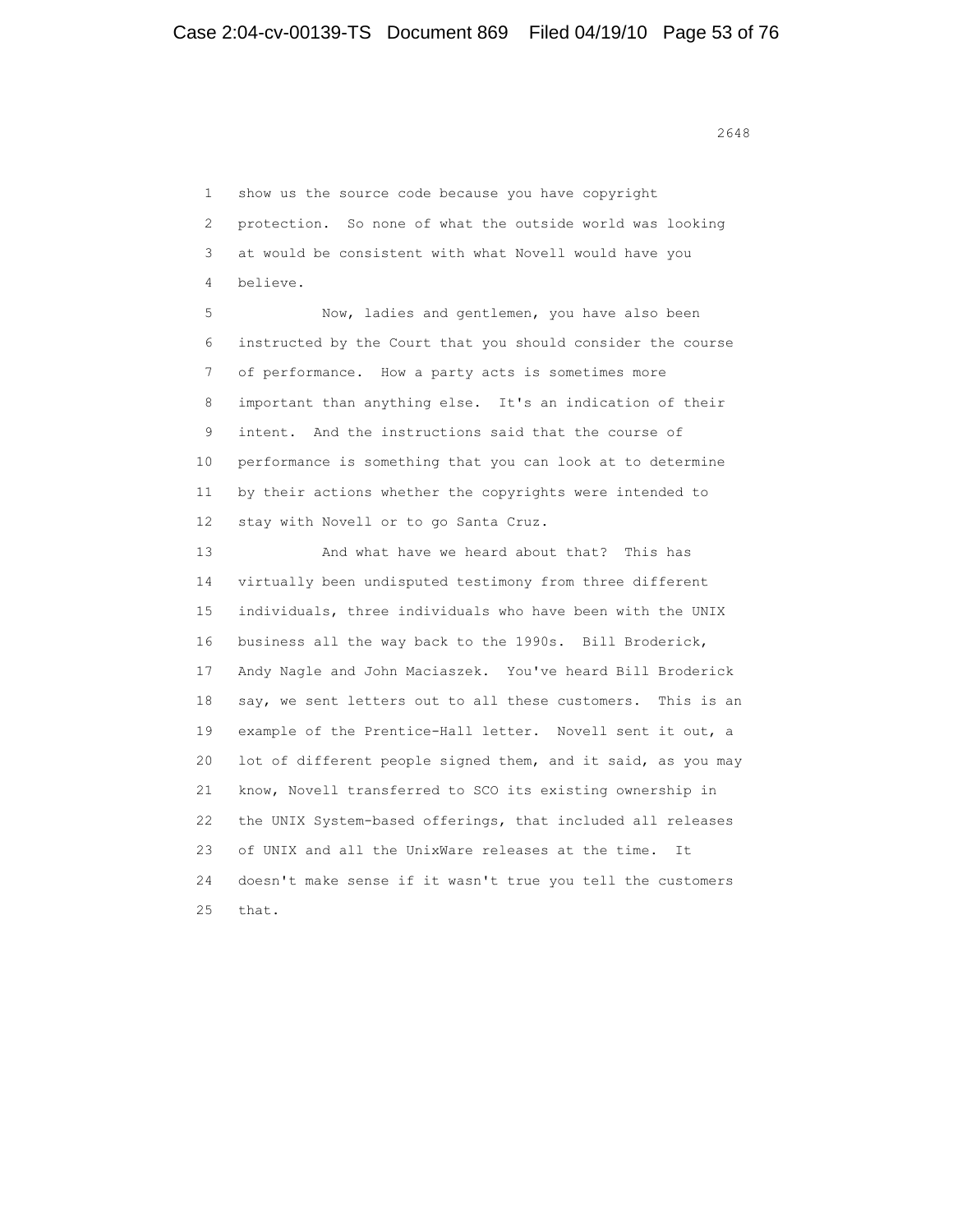1 show us the source code because you have copyright
2 protection. So none of what the outside world was looking
3 at would be consistent with what Novell would have you
4 believe.

5 Now, ladies and gentlemen, you have also been
6 instructed by the Court that you should consider the course
7 of performance. How a party acts is sometimes more
8 important than anything else. It's an indication of their
9 intent. And the instructions said that the course of
10 performance is something that you can look at to determine
11 by their actions whether the copyrights were intended to
12 stay with Novell or to go Santa Cruz.

13 And what have we heard about that? This has
14 virtually been undisputed testimony from three different
15 individuals, three individuals who have been with the UNIX
16 business all the way back to the 1990s. Bill Broderick,
17 Andy Nagle and John Maciaszek. You've heard Bill Broderick
18 say, we sent letters out to all these customers. This is an
19 example of the Prentice-Hall letter. Novell sent it out, a
20 lot of different people signed them, and it said, as you may
21 know, Novell transferred to SCO its existing ownership in
22 the UNIX System-based offerings, that included all releases
23 of UNIX and all the UnixWare releases at the time. It
24 doesn't make sense if it wasn't true you tell the customers
25 that.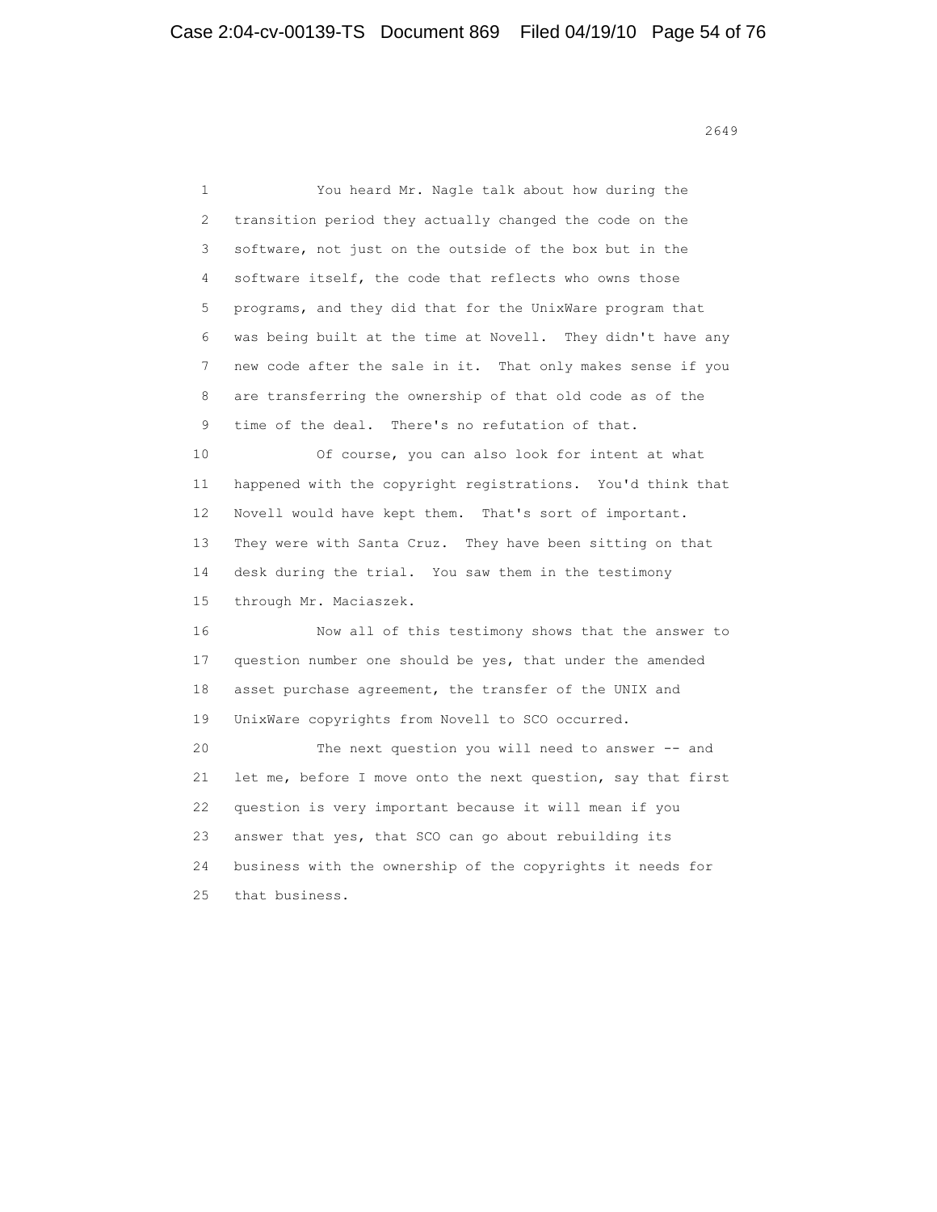You heard Mr. Nagle talk about how during the transition period they actually changed the code on the software, not just on the outside of the box but in the software itself, the code that reflects who owns those programs, and they did that for the UnixWare program that was being built at the time at Novell. They didn't have any new code after the sale in it. That only makes sense if you are transferring the ownership of that old code as of the time of the deal. There's no refutation of that.

Of course, you can also look for intent at what happened with the copyright registrations. You'd think that Novell would have kept them. That's sort of important. They were with Santa Cruz. They have been sitting on that desk during the trial. You saw them in the testimony through Mr. Maciaszek.

Now all of this testimony shows that the answer to question number one should be yes, that under the amended asset purchase agreement, the transfer of the UNIX and UnixWare copyrights from Novell to SCO occurred.

The next question you will need to answer -- and let me, before I move onto the next question, say that first question is very important because it will mean if you answer that yes, that SCO can go about rebuilding its business with the ownership of the copyrights it needs for that business.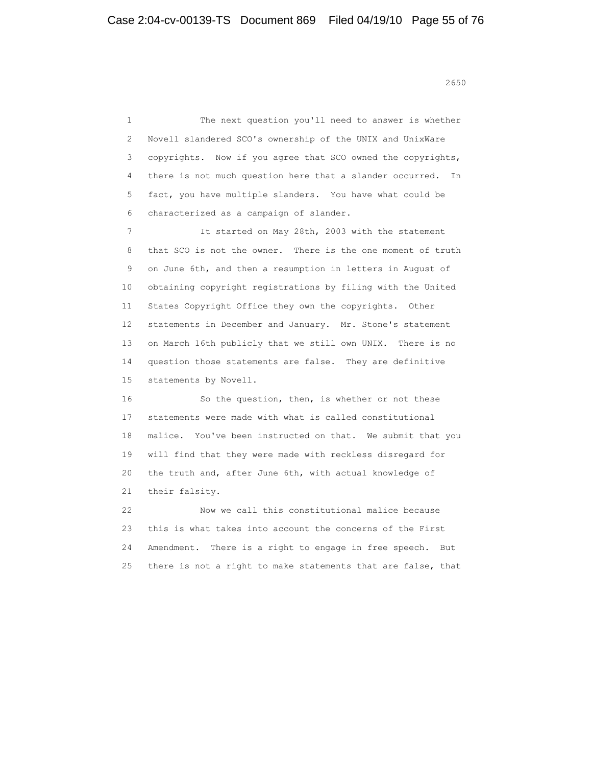The next question you'll need to answer is whether Novell slandered SCO's ownership of the UNIX and UnixWare copyrights. Now if you agree that SCO owned the copyrights, there is not much question here that a slander occurred. In fact, you have multiple slanders. You have what could be characterized as a campaign of slander.

It started on May 28th, 2003 with the statement that SCO is not the owner. There is the one moment of truth on June 6th, and then a resumption in letters in August of obtaining copyright registrations by filing with the United States Copyright Office they own the copyrights. Other statements in December and January. Mr. Stone's statement on March 16th publicly that we still own UNIX. There is no question those statements are false. They are definitive statements by Novell.

So the question, then, is whether or not these statements were made with what is called constitutional malice. You've been instructed on that. We submit that you will find that they were made with reckless disregard for the truth and, after June 6th, with actual knowledge of their falsity.

Now we call this constitutional malice because this is what takes into account the concerns of the First Amendment. There is a right to engage in free speech. But there is not a right to make statements that are false, that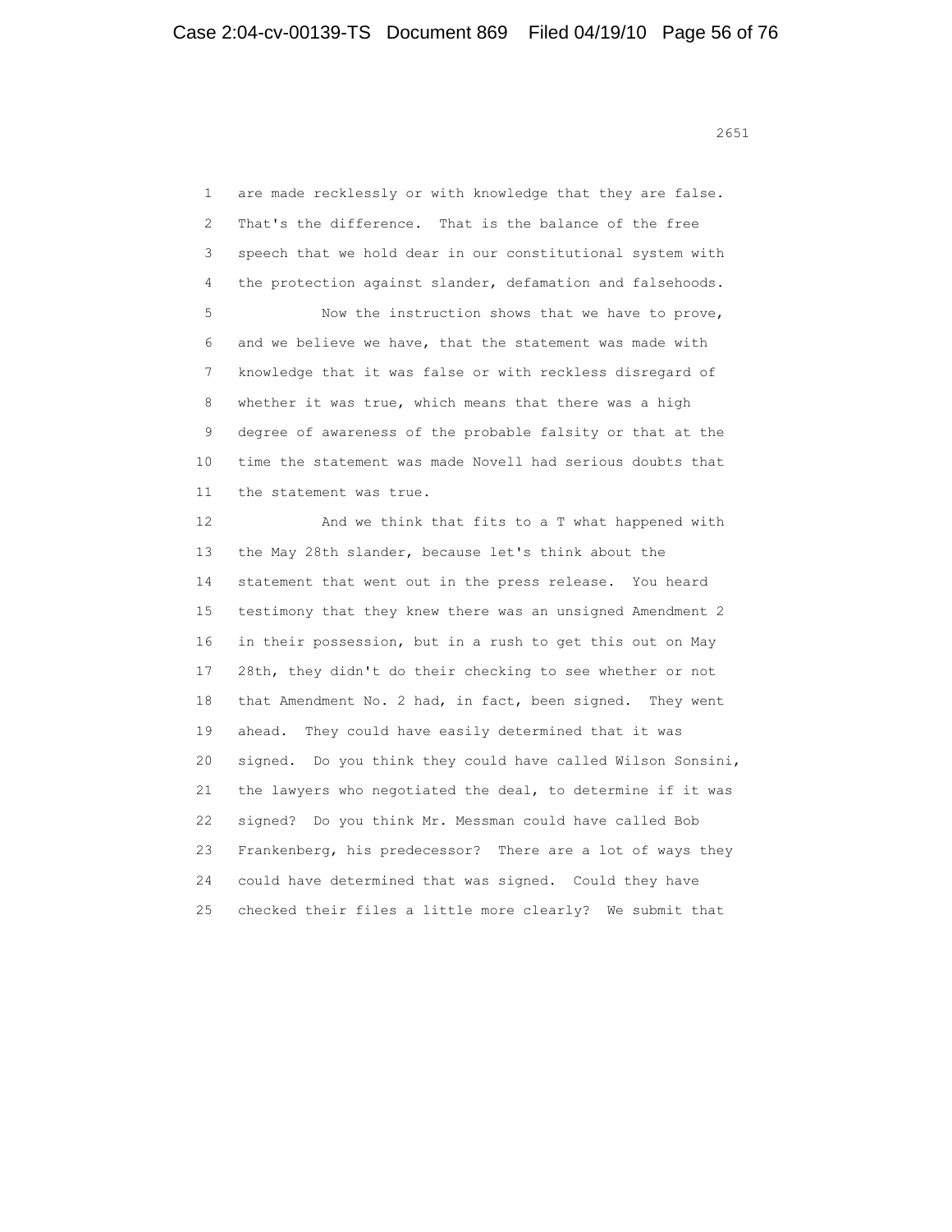are made recklessly or with knowledge that they are false. That's the difference. That is the balance of the free speech that we hold dear in our constitutional system with the protection against slander, defamation and falsehoods.

Now the instruction shows that we have to prove, and we believe we have, that the statement was made with knowledge that it was false or with reckless disregard of whether it was true, which means that there was a high degree of awareness of the probable falsity or that at the time the statement was made Novell had serious doubts that the statement was true.

And we think that fits to a T what happened with the May 28th slander, because let's think about the statement that went out in the press release. You heard testimony that they knew there was an unsigned Amendment 2 in their possession, but in a rush to get this out on May 28th, they didn't do their checking to see whether or not that Amendment No. 2 had, in fact, been signed. They went ahead. They could have easily determined that it was signed. Do you think they could have called Wilson Sonsini, the lawyers who negotiated the deal, to determine if it was signed? Do you think Mr. Messman could have called Bob Frankenberg, his predecessor? There are a lot of ways they could have determined that was signed. Could they have checked their files a little more clearly? We submit that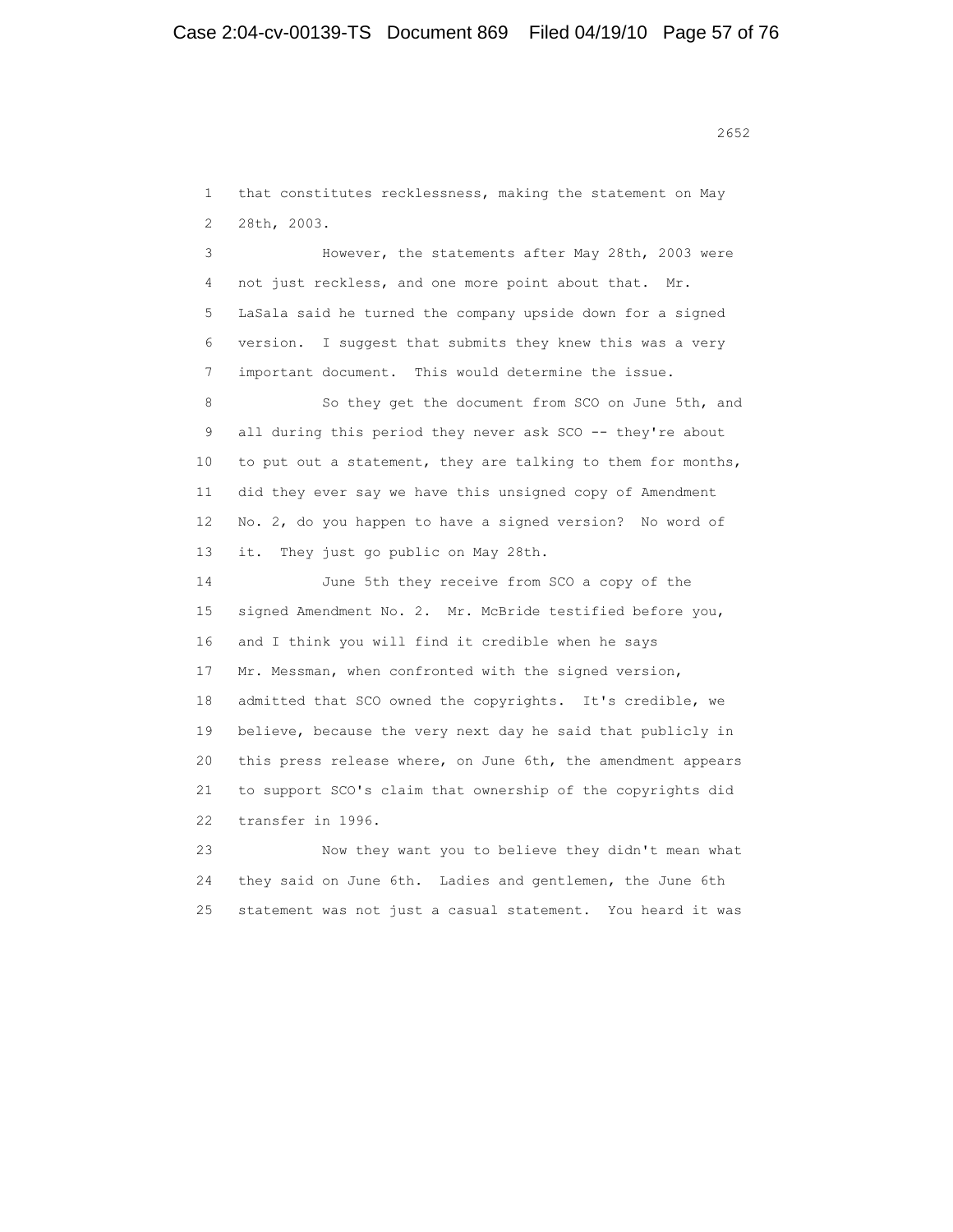that constitutes recklessness, making the statement on May 28th, 2003.

However, the statements after May 28th, 2003 were not just reckless, and one more point about that. Mr. LaSala said he turned the company upside down for a signed version. I suggest that submits they knew this was a very important document. This would determine the issue.

So they get the document from SCO on June 5th, and all during this period they never ask SCO -- they're about to put out a statement, they are talking to them for months, did they ever say we have this unsigned copy of Amendment No. 2, do you happen to have a signed version? No word of it. They just go public on May 28th.

June 5th they receive from SCO a copy of the signed Amendment No. 2. Mr. McBride testified before you, and I think you will find it credible when he says Mr. Messman, when confronted with the signed version, admitted that SCO owned the copyrights. It's credible, we believe, because the very next day he said that publicly in this press release where, on June 6th, the amendment appears to support SCO's claim that ownership of the copyrights did transfer in 1996.

Now they want you to believe they didn't mean what they said on June 6th. Ladies and gentlemen, the June 6th statement was not just a casual statement. You heard it was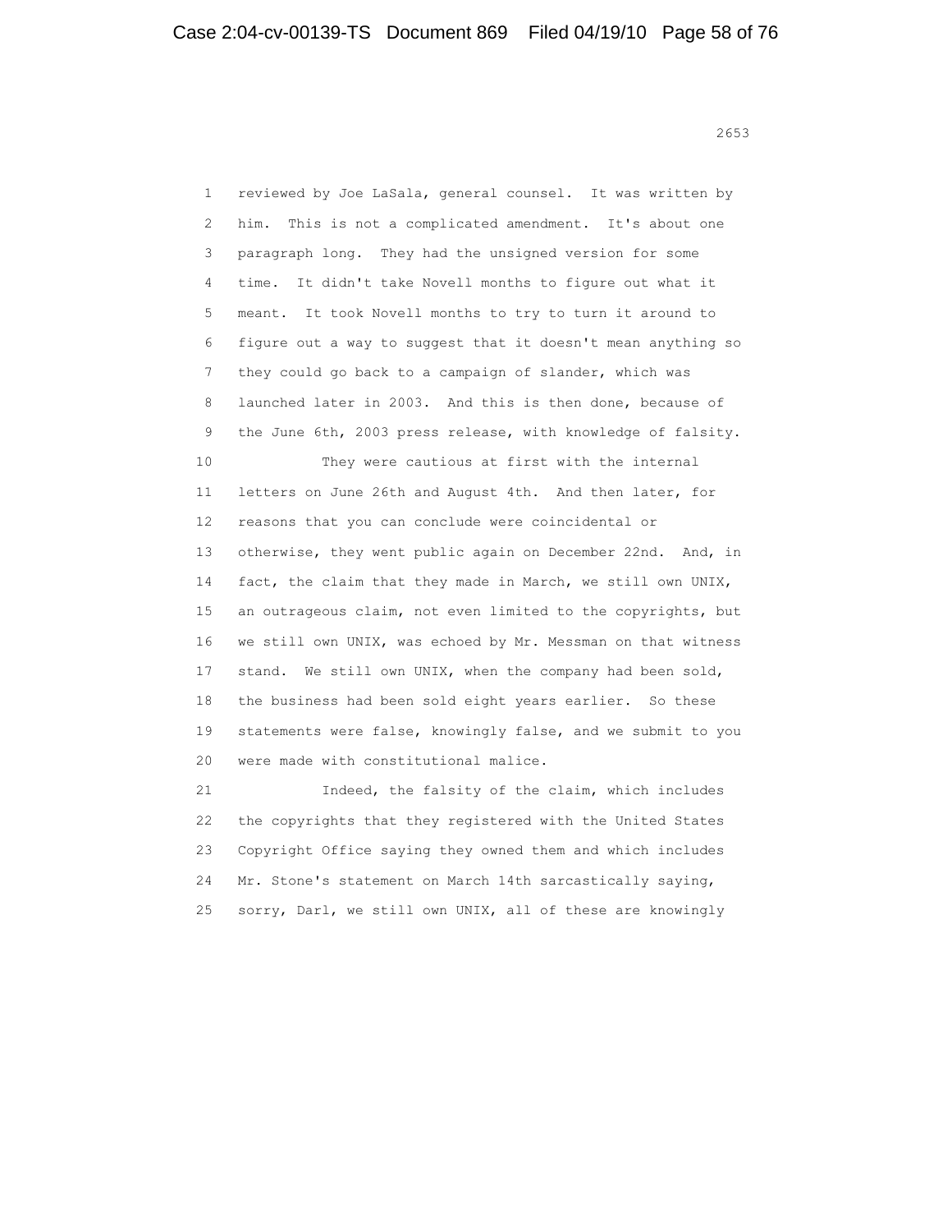reviewed by Joe LaSala, general counsel. It was written by him. This is not a complicated amendment. It's about one paragraph long. They had the unsigned version for some time. It didn't take Novell months to figure out what it meant. It took Novell months to try to turn it around to figure out a way to suggest that it doesn't mean anything so they could go back to a campaign of slander, which was launched later in 2003. And this is then done, because of the June 6th, 2003 press release, with knowledge of falsity.

They were cautious at first with the internal letters on June 26th and August 4th. And then later, for reasons that you can conclude were coincidental or otherwise, they went public again on December 22nd. And, in fact, the claim that they made in March, we still own UNIX, an outrageous claim, not even limited to the copyrights, but we still own UNIX, was echoed by Mr. Messman on that witness stand. We still own UNIX, when the company had been sold, the business had been sold eight years earlier. So these statements were false, knowingly false, and we submit to you were made with constitutional malice.

Indeed, the falsity of the claim, which includes the copyrights that they registered with the United States Copyright Office saying they owned them and which includes Mr. Stone's statement on March 14th sarcastically saying, sorry, Darl, we still own UNIX, all of these are knowingly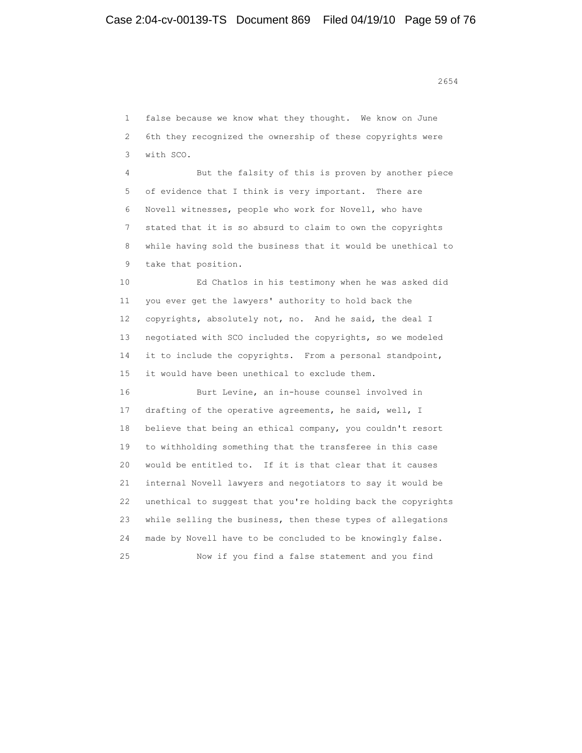false because we know what they thought. We know on June 6th they recognized the ownership of these copyrights were with SCO.

But the falsity of this is proven by another piece of evidence that I think is very important. There are Novell witnesses, people who work for Novell, who have stated that it is so absurd to claim to own the copyrights while having sold the business that it would be unethical to take that position.

Ed Chatlos in his testimony when he was asked did you ever get the lawyers' authority to hold back the copyrights, absolutely not, no. And he said, the deal I negotiated with SCO included the copyrights, so we modeled it to include the copyrights. From a personal standpoint, it would have been unethical to exclude them.

Burt Levine, an in-house counsel involved in drafting of the operative agreements, he said, well, I believe that being an ethical company, you couldn't resort to withholding something that the transferee in this case would be entitled to. If it is that clear that it causes internal Novell lawyers and negotiators to say it would be unethical to suggest that you're holding back the copyrights while selling the business, then these types of allegations made by Novell have to be concluded to be knowingly false.

Now if you find a false statement and you find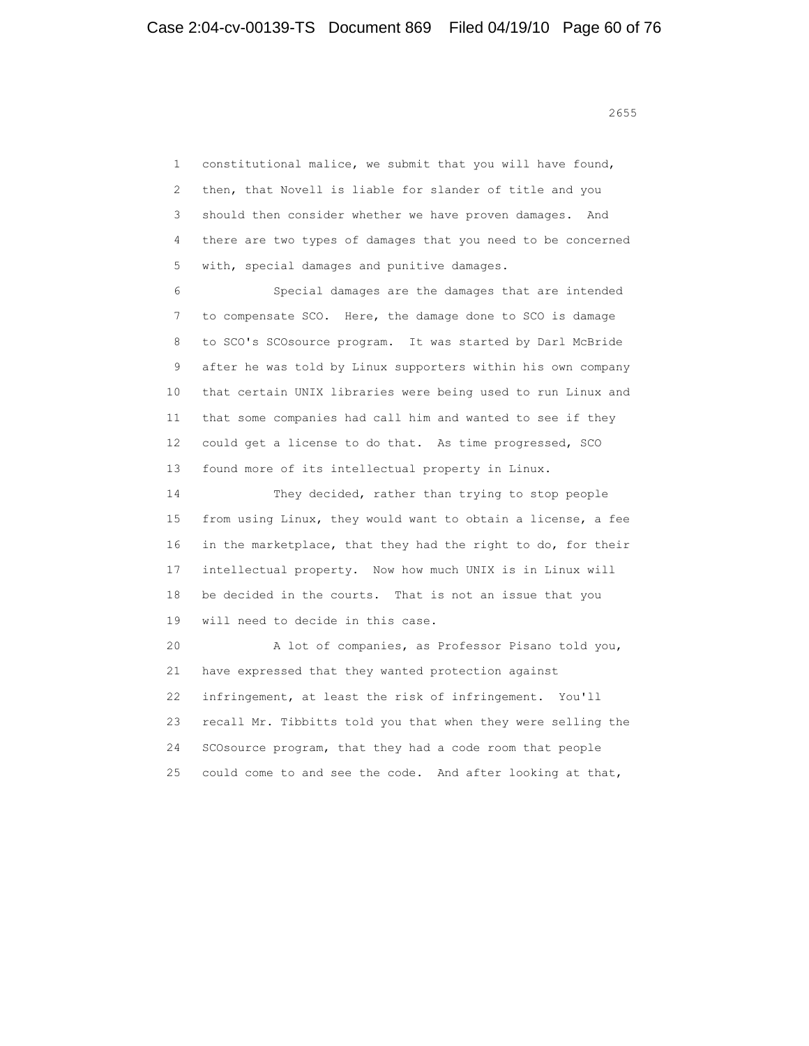constitutional malice, we submit that you will have found, then, that Novell is liable for slander of title and you should then consider whether we have proven damages. And there are two types of damages that you need to be concerned with, special damages and punitive damages.

Special damages are the damages that are intended to compensate SCO. Here, the damage done to SCO is damage to SCO's SCOsource program. It was started by Darl McBride after he was told by Linux supporters within his own company that certain UNIX libraries were being used to run Linux and that some companies had call him and wanted to see if they could get a license to do that. As time progressed, SCO found more of its intellectual property in Linux.

They decided, rather than trying to stop people from using Linux, they would want to obtain a license, a fee in the marketplace, that they had the right to do, for their intellectual property. Now how much UNIX is in Linux will be decided in the courts. That is not an issue that you will need to decide in this case.

A lot of companies, as Professor Pisano told you, have expressed that they wanted protection against infringement, at least the risk of infringement. You'll recall Mr. Tibbitts told you that when they were selling the SCOsource program, that they had a code room that people could come to and see the code. And after looking at that,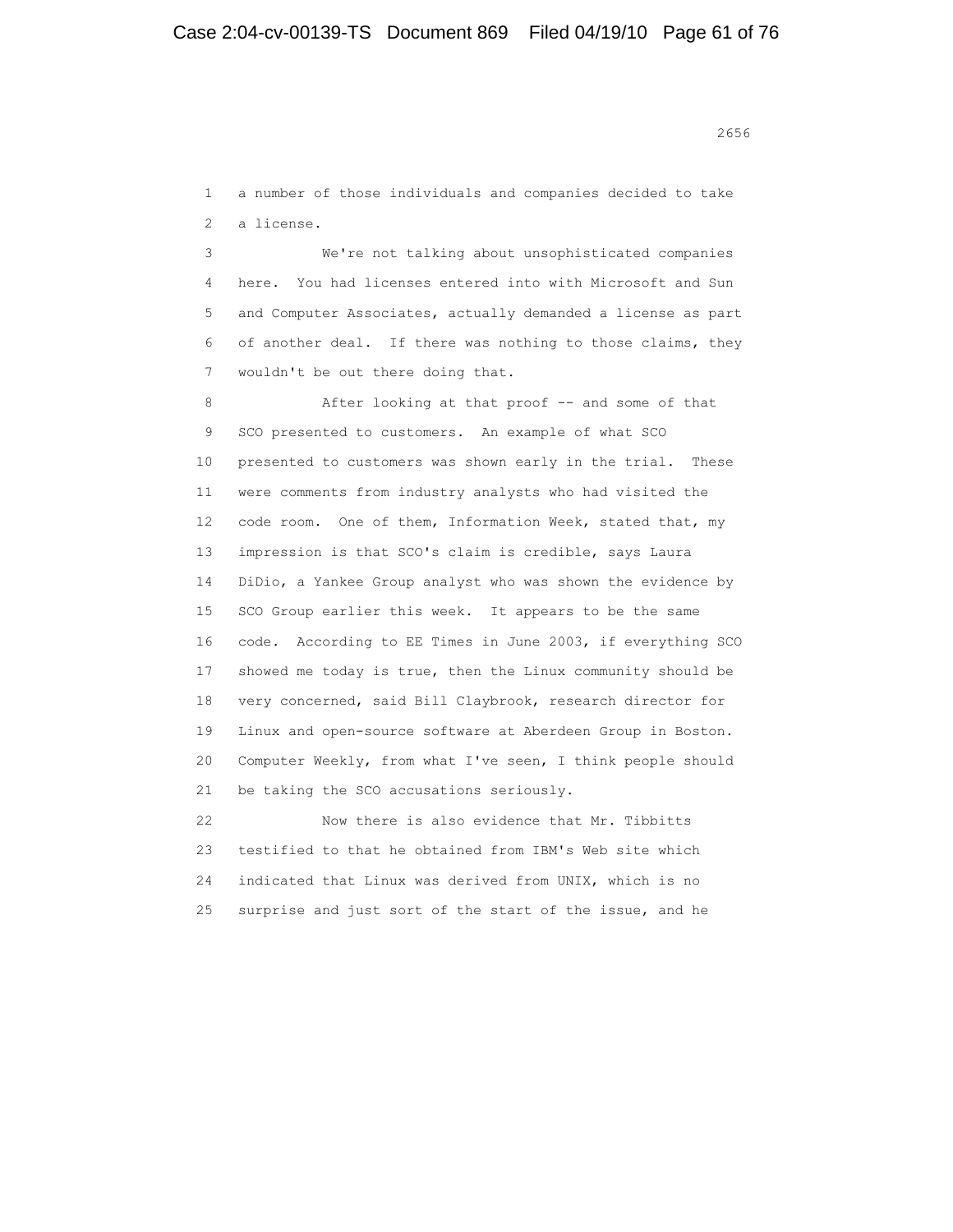1 a number of those individuals and companies decided to take
2 a license.

3 We're not talking about unsophisticated companies
4 here. You had licenses entered into with Microsoft and Sun
5 and Computer Associates, actually demanded a license as part
6 of another deal. If there was nothing to those claims, they
7 wouldn't be out there doing that.

8 After looking at that proof -- and some of that
9 SCO presented to customers. An example of what SCO
10 presented to customers was shown early in the trial. These
11 were comments from industry analysts who had visited the
12 code room. One of them, Information Week, stated that, my
13 impression is that SCO's claim is credible, says Laura
14 DiDio, a Yankee Group analyst who was shown the evidence by
15 SCO Group earlier this week. It appears to be the same
16 code. According to EE Times in June 2003, if everything SCO
17 showed me today is true, then the Linux community should be
18 very concerned, said Bill Claybrook, research director for
19 Linux and open-source software at Aberdeen Group in Boston.
20 Computer Weekly, from what I've seen, I think people should
21 be taking the SCO accusations seriously.

22 Now there is also evidence that Mr. Tibbitts
23 testified to that he obtained from IBM's Web site which
24 indicated that Linux was derived from UNIX, which is no
25 surprise and just sort of the start of the issue, and he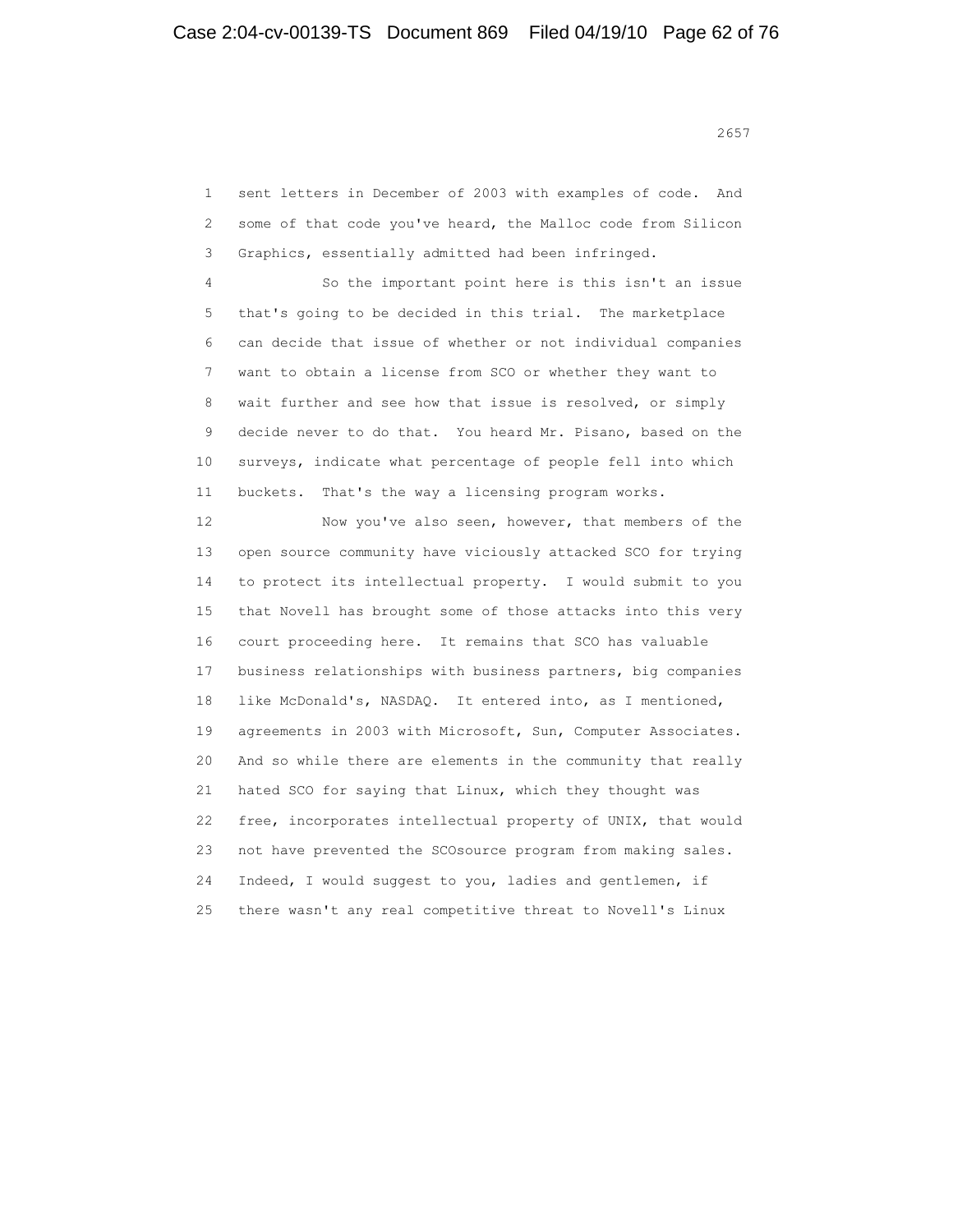sent letters in December of 2003 with examples of code. And some of that code you've heard, the Malloc code from Silicon Graphics, essentially admitted had been infringed.

So the important point here is this isn't an issue that's going to be decided in this trial. The marketplace can decide that issue of whether or not individual companies want to obtain a license from SCO or whether they want to wait further and see how that issue is resolved, or simply decide never to do that. You heard Mr. Pisano, based on the surveys, indicate what percentage of people fell into which buckets. That's the way a licensing program works.

Now you've also seen, however, that members of the open source community have viciously attacked SCO for trying to protect its intellectual property. I would submit to you that Novell has brought some of those attacks into this very court proceeding here. It remains that SCO has valuable business relationships with business partners, big companies like McDonald's, NASDAQ. It entered into, as I mentioned, agreements in 2003 with Microsoft, Sun, Computer Associates. And so while there are elements in the community that really hated SCO for saying that Linux, which they thought was free, incorporates intellectual property of UNIX, that would not have prevented the SCOsource program from making sales. Indeed, I would suggest to you, ladies and gentlemen, if there wasn't any real competitive threat to Novell's Linux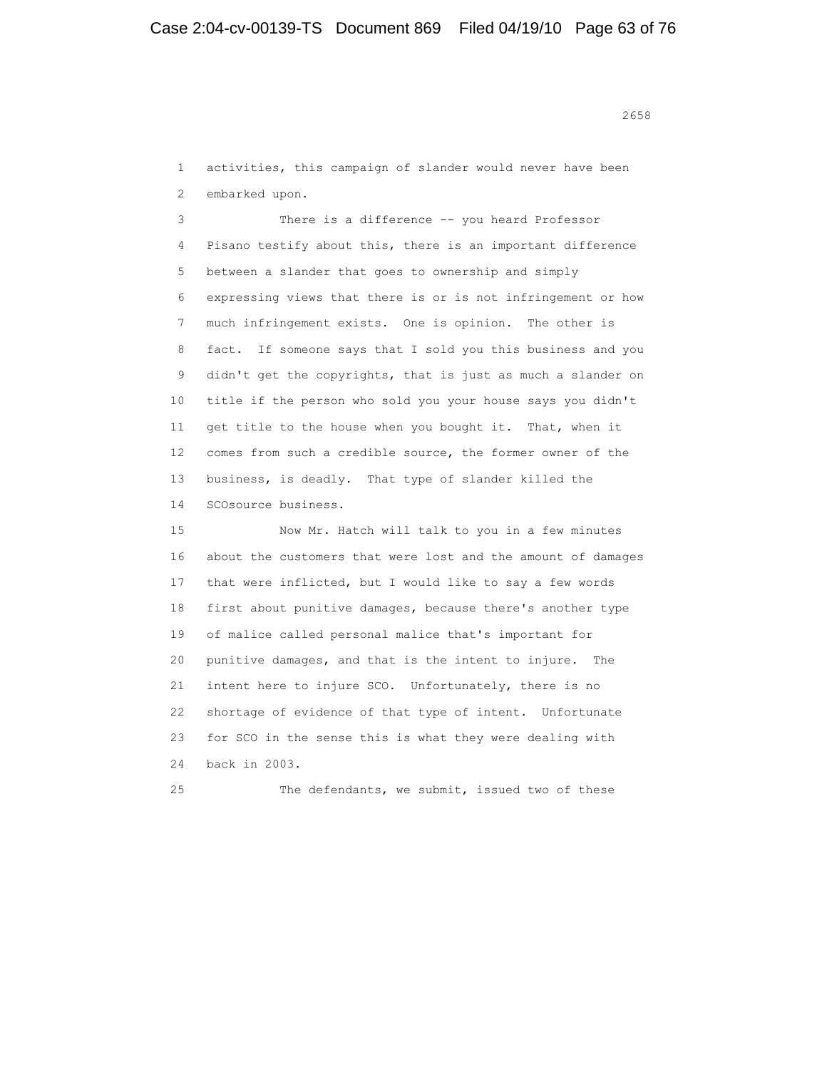activities, this campaign of slander would never have been embarked upon.

There is a difference -- you heard Professor Pisano testify about this, there is an important difference between a slander that goes to ownership and simply expressing views that there is or is not infringement or how much infringement exists. One is opinion. The other is fact. If someone says that I sold you this business and you didn't get the copyrights, that is just as much a slander on title if the person who sold you your house says you didn't get title to the house when you bought it. That, when it comes from such a credible source, the former owner of the business, is deadly. That type of slander killed the SCOsource business.

Now Mr. Hatch will talk to you in a few minutes about the customers that were lost and the amount of damages that were inflicted, but I would like to say a few words first about punitive damages, because there's another type of malice called personal malice that's important for punitive damages, and that is the intent to injure. The intent here to injure SCO. Unfortunately, there is no shortage of evidence of that type of intent. Unfortunate for SCO in the sense this is what they were dealing with back in 2003.

The defendants, we submit, issued two of these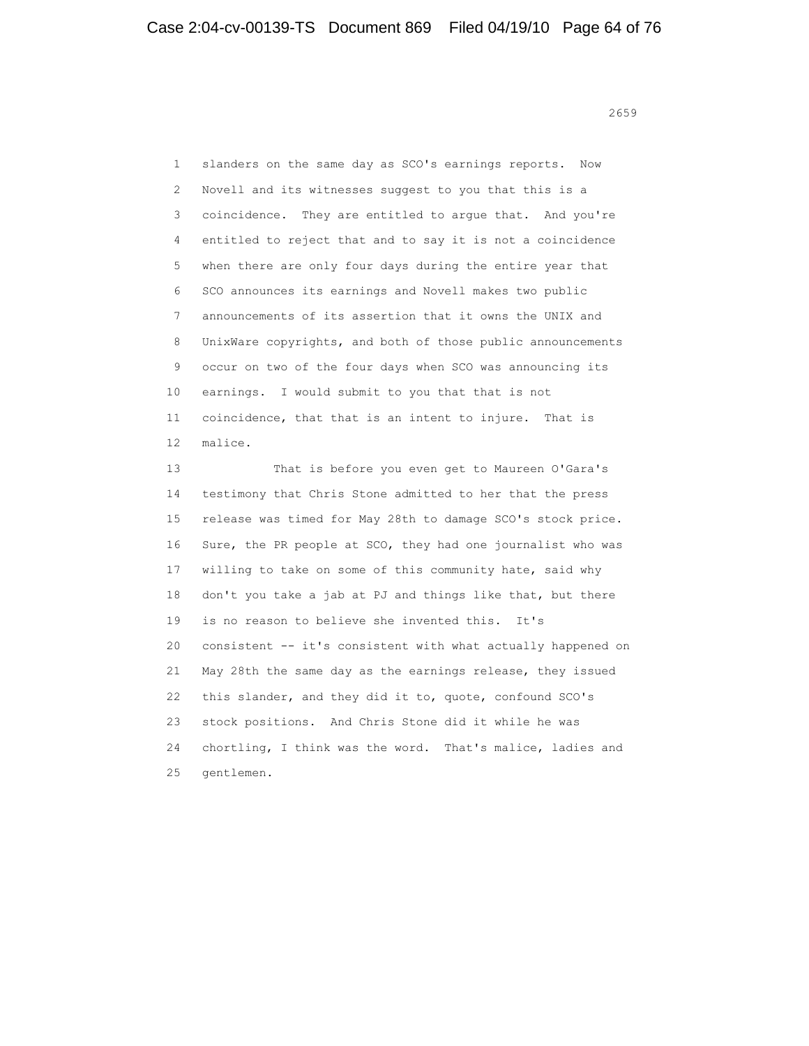1 slanders on the same day as SCO's earnings reports. Now
2 Novell and its witnesses suggest to you that this is a
3 coincidence. They are entitled to argue that. And you're
4 entitled to reject that and to say it is not a coincidence
5 when there are only four days during the entire year that
6 SCO announces its earnings and Novell makes two public
7 announcements of its assertion that it owns the UNIX and
8 UnixWare copyrights, and both of those public announcements
9 occur on two of the four days when SCO was announcing its
10 earnings. I would submit to you that that is not
11 coincidence, that that is an intent to injure. That is
12 malice.

13 That is before you even get to Maureen O'Gara's
14 testimony that Chris Stone admitted to her that the press
15 release was timed for May 28th to damage SCO's stock price.
16 Sure, the PR people at SCO, they had one journalist who was
17 willing to take on some of this community hate, said why
18 don't you take a jab at PJ and things like that, but there
19 is no reason to believe she invented this. It's
20 consistent -- it's consistent with what actually happened on
21 May 28th the same day as the earnings release, they issued
22 this slander, and they did it to, quote, confound SCO's
23 stock positions. And Chris Stone did it while he was
24 chortling, I think was the word. That's malice, ladies and
25 gentlemen.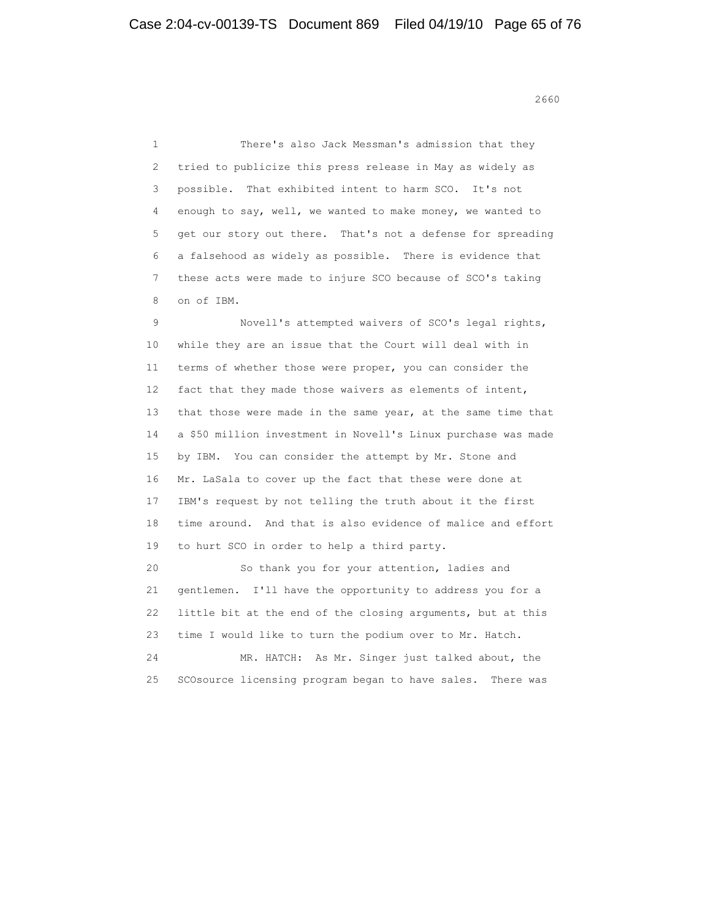There's also Jack Messman's admission that they tried to publicize this press release in May as widely as possible. That exhibited intent to harm SCO. It's not enough to say, well, we wanted to make money, we wanted to get our story out there. That's not a defense for spreading a falsehood as widely as possible. There is evidence that these acts were made to injure SCO because of SCO's taking on of IBM.

Novell's attempted waivers of SCO's legal rights, while they are an issue that the Court will deal with in terms of whether those were proper, you can consider the fact that they made those waivers as elements of intent, that those were made in the same year, at the same time that a $50 million investment in Novell's Linux purchase was made by IBM. You can consider the attempt by Mr. Stone and Mr. LaSala to cover up the fact that these were done at IBM's request by not telling the truth about it the first time around. And that is also evidence of malice and effort to hurt SCO in order to help a third party.

So thank you for your attention, ladies and gentlemen. I'll have the opportunity to address you for a little bit at the end of the closing arguments, but at this time I would like to turn the podium over to Mr. Hatch.

MR. HATCH: As Mr. Singer just talked about, the SCOsource licensing program began to have sales. There was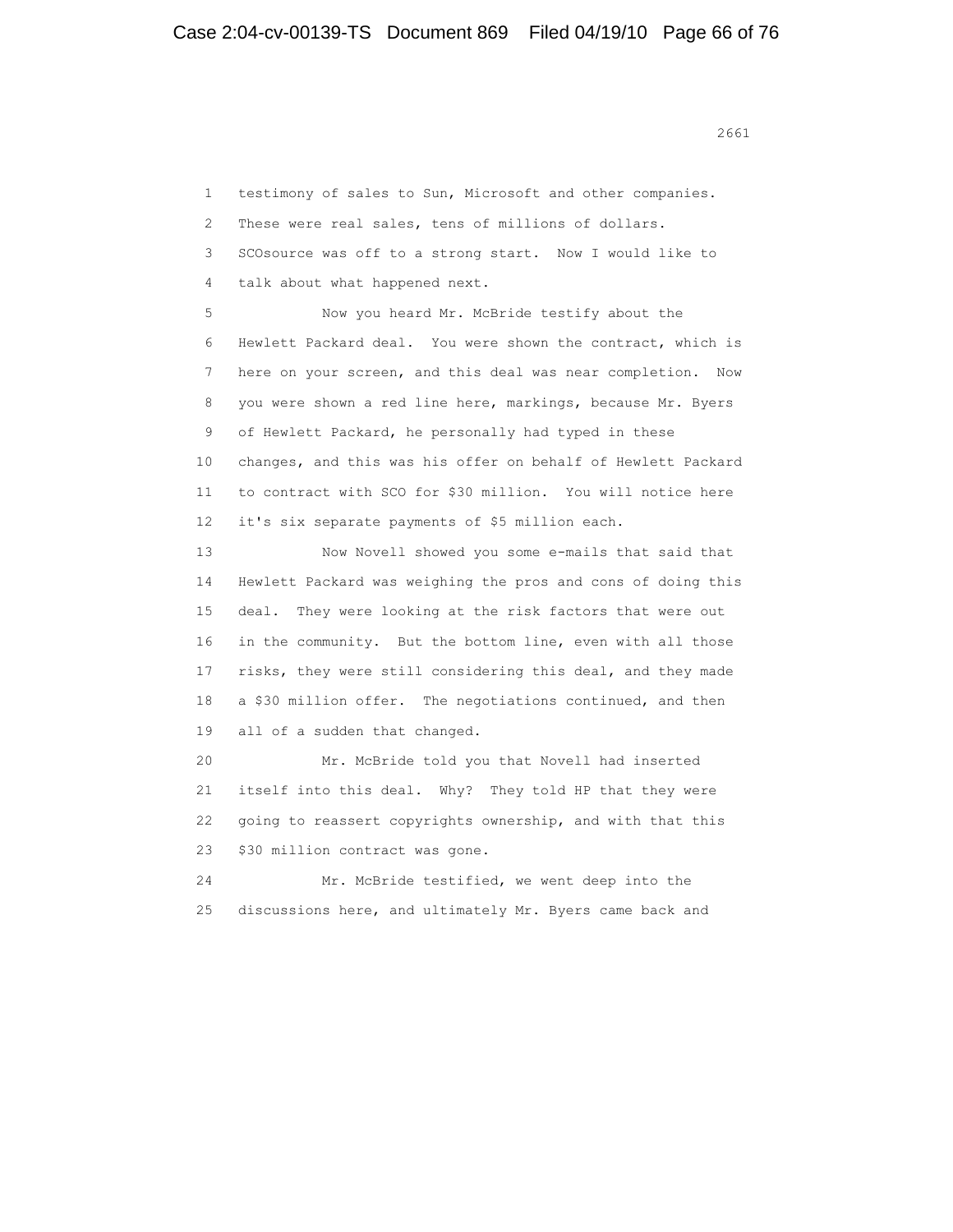1 testimony of sales to Sun, Microsoft and other companies.
2 These were real sales, tens of millions of dollars.
3 SCOsource was off to a strong start. Now I would like to
4 talk about what happened next.

5 Now you heard Mr. McBride testify about the
6 Hewlett Packard deal. You were shown the contract, which is
7 here on your screen, and this deal was near completion. Now
8 you were shown a red line here, markings, because Mr. Byers
9 of Hewlett Packard, he personally had typed in these
10 changes, and this was his offer on behalf of Hewlett Packard
11 to contract with SCO for $30 million. You will notice here
12 it's six separate payments of $5 million each.

13 Now Novell showed you some e-mails that said that
14 Hewlett Packard was weighing the pros and cons of doing this
15 deal. They were looking at the risk factors that were out
16 in the community. But the bottom line, even with all those
17 risks, they were still considering this deal, and they made
18 a $30 million offer. The negotiations continued, and then
19 all of a sudden that changed.

20 Mr. McBride told you that Novell had inserted
21 itself into this deal. Why? They told HP that they were
22 going to reassert copyrights ownership, and with that this
23 $30 million contract was gone.

24 Mr. McBride testified, we went deep into the
25 discussions here, and ultimately Mr. Byers came back and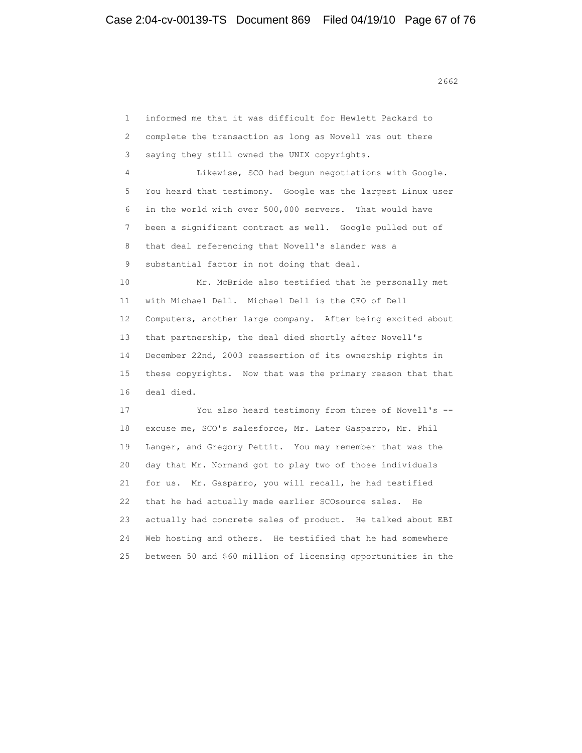1 informed me that it was difficult for Hewlett Packard to
2 complete the transaction as long as Novell was out there
3 saying they still owned the UNIX copyrights.

4 Likewise, SCO had begun negotiations with Google.
5 You heard that testimony. Google was the largest Linux user
6 in the world with over 500,000 servers. That would have
7 been a significant contract as well. Google pulled out of
8 that deal referencing that Novell's slander was a
9 substantial factor in not doing that deal.

10 Mr. McBride also testified that he personally met
11 with Michael Dell. Michael Dell is the CEO of Dell
12 Computers, another large company. After being excited about
13 that partnership, the deal died shortly after Novell's
14 December 22nd, 2003 reassertion of its ownership rights in
15 these copyrights. Now that was the primary reason that that
16 deal died.

17 You also heard testimony from three of Novell's --
18 excuse me, SCO's salesforce, Mr. Later Gasparro, Mr. Phil
19 Langer, and Gregory Pettit. You may remember that was the
20 day that Mr. Normand got to play two of those individuals
21 for us. Mr. Gasparro, you will recall, he had testified
22 that he had actually made earlier SCOsource sales. He
23 actually had concrete sales of product. He talked about EBI
24 Web hosting and others. He testified that he had somewhere
25 between 50 and $60 million of licensing opportunities in the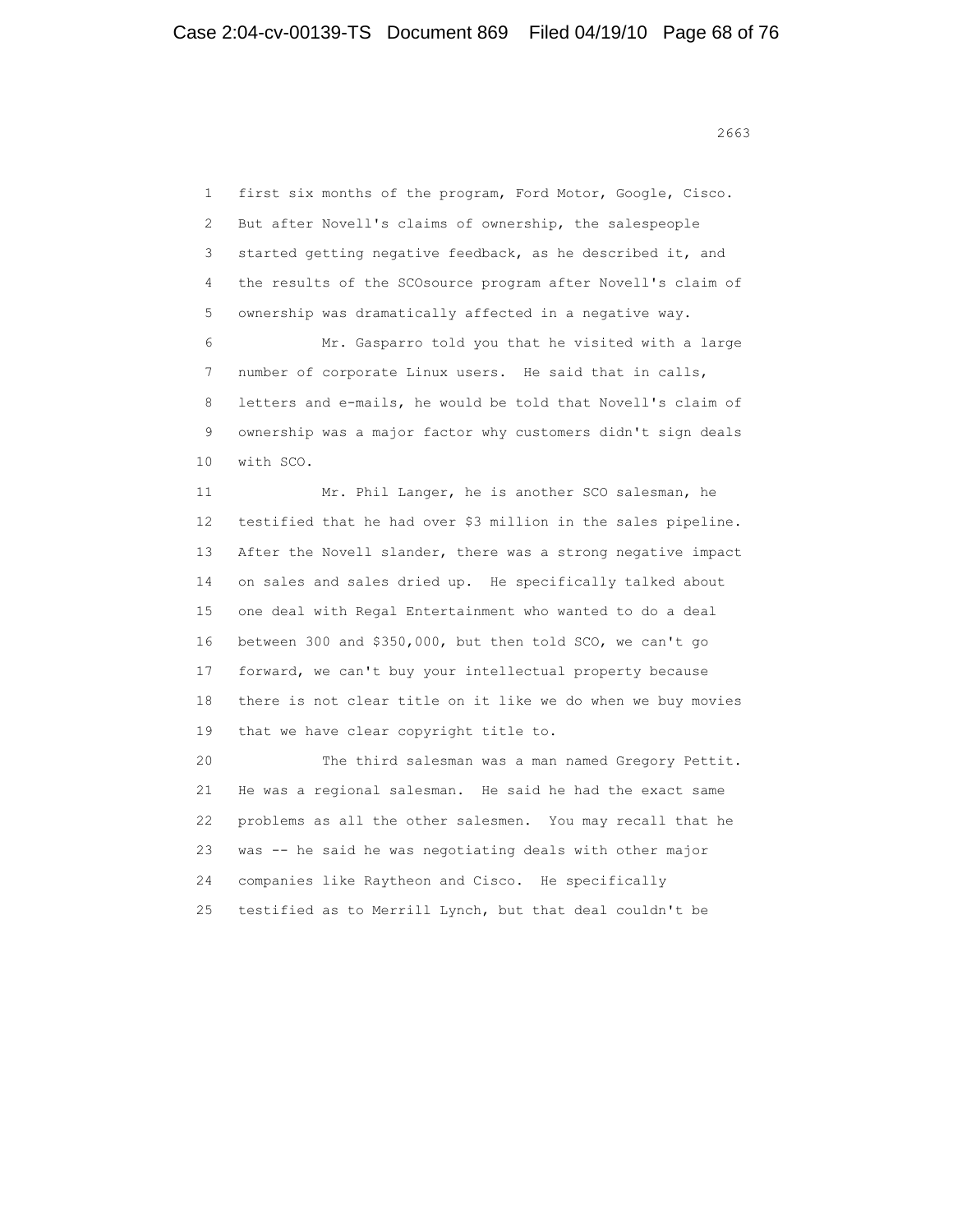1 first six months of the program, Ford Motor, Google, Cisco.
2 But after Novell's claims of ownership, the salespeople
3 started getting negative feedback, as he described it, and
4 the results of the SCOsource program after Novell's claim of
5 ownership was dramatically affected in a negative way.
6 Mr. Gasparro told you that he visited with a large
7 number of corporate Linux users. He said that in calls,
8 letters and e-mails, he would be told that Novell's claim of
9 ownership was a major factor why customers didn't sign deals
10 with SCO.
11 Mr. Phil Langer, he is another SCO salesman, he
12 testified that he had over $3 million in the sales pipeline.
13 After the Novell slander, there was a strong negative impact
14 on sales and sales dried up. He specifically talked about
15 one deal with Regal Entertainment who wanted to do a deal
16 between 300 and $350,000, but then told SCO, we can't go
17 forward, we can't buy your intellectual property because
18 there is not clear title on it like we do when we buy movies
19 that we have clear copyright title to.
20 The third salesman was a man named Gregory Pettit.
21 He was a regional salesman. He said he had the exact same
22 problems as all the other salesmen. You may recall that he
23 was -- he said he was negotiating deals with other major
24 companies like Raytheon and Cisco. He specifically
25 testified as to Merrill Lynch, but that deal couldn't be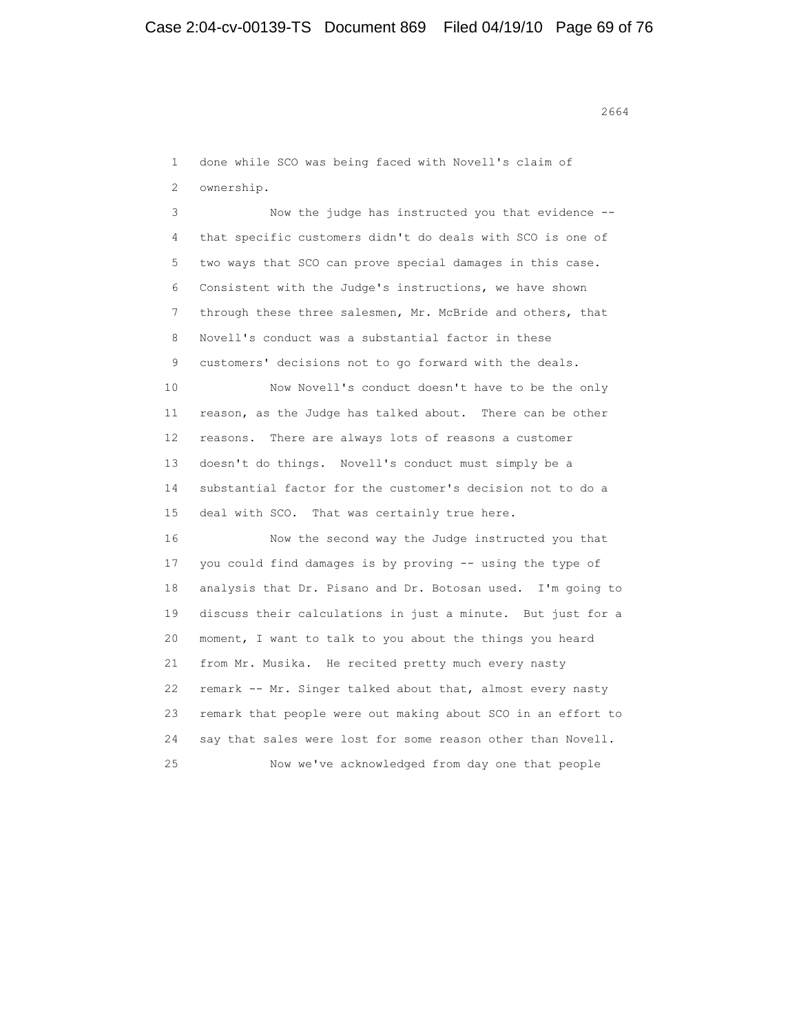1 done while SCO was being faced with Novell's claim of
2 ownership.
3 Now the judge has instructed you that evidence --
4 that specific customers didn't do deals with SCO is one of
5 two ways that SCO can prove special damages in this case.
6 Consistent with the Judge's instructions, we have shown
7 through these three salesmen, Mr. McBride and others, that
8 Novell's conduct was a substantial factor in these
9 customers' decisions not to go forward with the deals.
10 Now Novell's conduct doesn't have to be the only
11 reason, as the Judge has talked about. There can be other
12 reasons. There are always lots of reasons a customer
13 doesn't do things. Novell's conduct must simply be a
14 substantial factor for the customer's decision not to do a
15 deal with SCO. That was certainly true here.
16 Now the second way the Judge instructed you that
17 you could find damages is by proving -- using the type of
18 analysis that Dr. Pisano and Dr. Botosan used. I'm going to
19 discuss their calculations in just a minute. But just for a
20 moment, I want to talk to you about the things you heard
21 from Mr. Musika. He recited pretty much every nasty
22 remark -- Mr. Singer talked about that, almost every nasty
23 remark that people were out making about SCO in an effort to
24 say that sales were lost for some reason other than Novell.
25 Now we've acknowledged from day one that people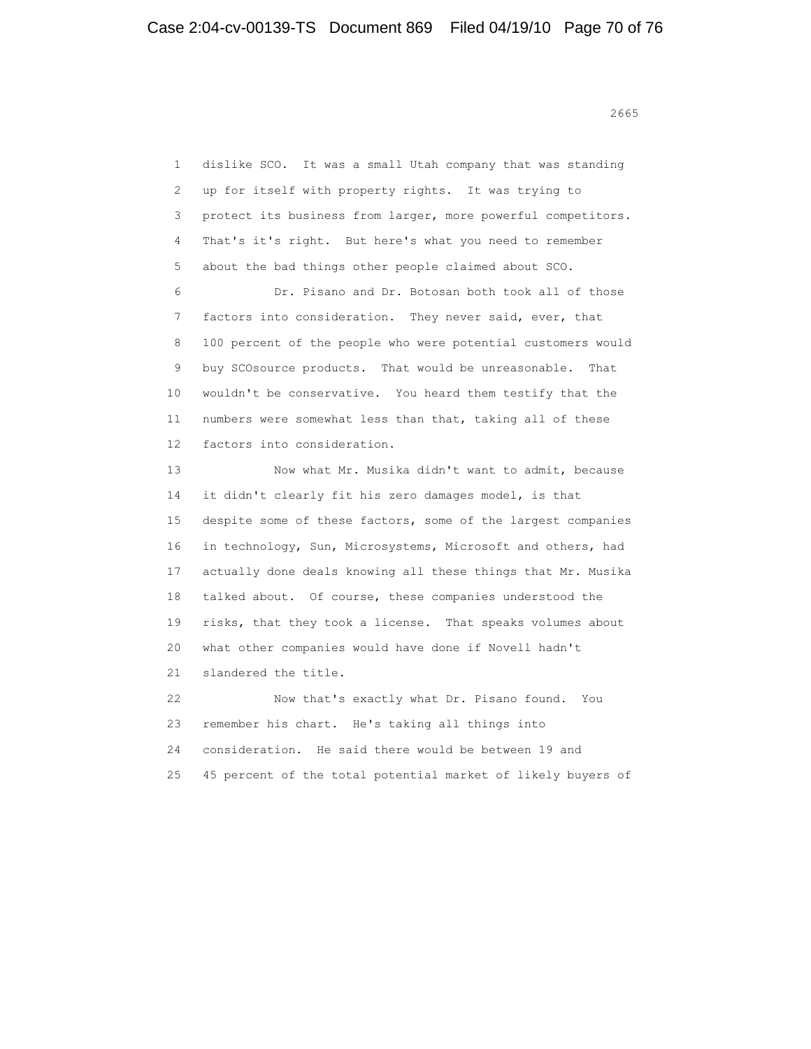1 dislike SCO. It was a small Utah company that was standing
2 up for itself with property rights. It was trying to
3 protect its business from larger, more powerful competitors.
4 That's it's right. But here's what you need to remember
5 about the bad things other people claimed about SCO.

6 Dr. Pisano and Dr. Botosan both took all of those
7 factors into consideration. They never said, ever, that
8 100 percent of the people who were potential customers would
9 buy SCOsource products. That would be unreasonable. That
10 wouldn't be conservative. You heard them testify that the
11 numbers were somewhat less than that, taking all of these
12 factors into consideration.

13 Now what Mr. Musika didn't want to admit, because
14 it didn't clearly fit his zero damages model, is that
15 despite some of these factors, some of the largest companies
16 in technology, Sun, Microsystems, Microsoft and others, had
17 actually done deals knowing all these things that Mr. Musika
18 talked about. Of course, these companies understood the
19 risks, that they took a license. That speaks volumes about
20 what other companies would have done if Novell hadn't
21 slandered the title.

22 Now that's exactly what Dr. Pisano found. You
23 remember his chart. He's taking all things into
24 consideration. He said there would be between 19 and
25 45 percent of the total potential market of likely buyers of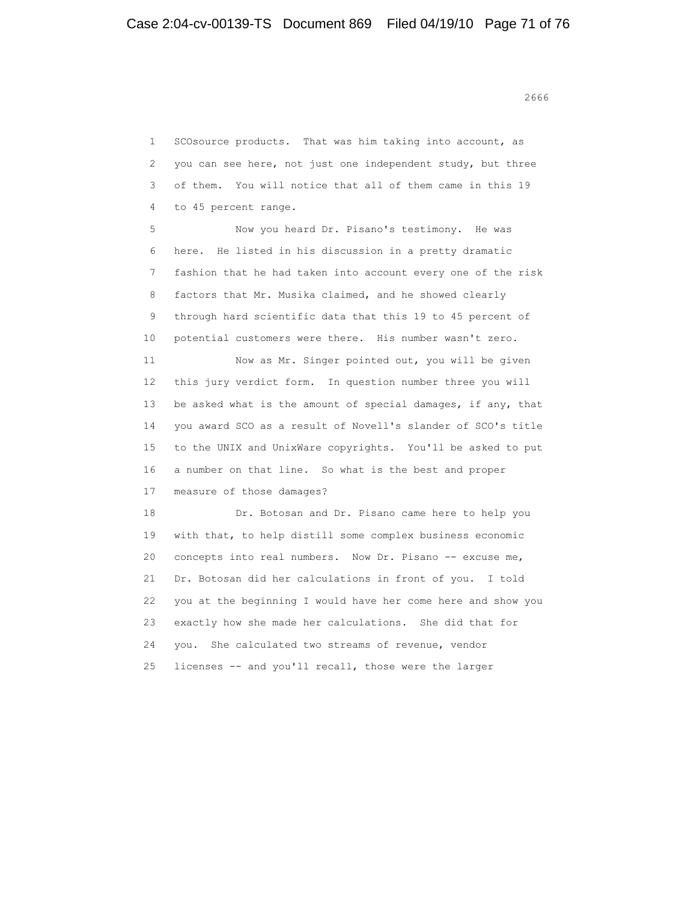SCOsource products. That was him taking into account, as you can see here, not just one independent study, but three of them. You will notice that all of them came in this 19 to 45 percent range.

Now you heard Dr. Pisano's testimony. He was here. He listed in his discussion in a pretty dramatic fashion that he had taken into account every one of the risk factors that Mr. Musika claimed, and he showed clearly through hard scientific data that this 19 to 45 percent of potential customers were there. His number wasn't zero.

Now as Mr. Singer pointed out, you will be given this jury verdict form. In question number three you will be asked what is the amount of special damages, if any, that you award SCO as a result of Novell's slander of SCO's title to the UNIX and UnixWare copyrights. You'll be asked to put a number on that line. So what is the best and proper measure of those damages?

Dr. Botosan and Dr. Pisano came here to help you with that, to help distill some complex business economic concepts into real numbers. Now Dr. Pisano -- excuse me, Dr. Botosan did her calculations in front of you. I told you at the beginning I would have her come here and show you exactly how she made her calculations. She did that for you. She calculated two streams of revenue, vendor licenses -- and you'll recall, those were the larger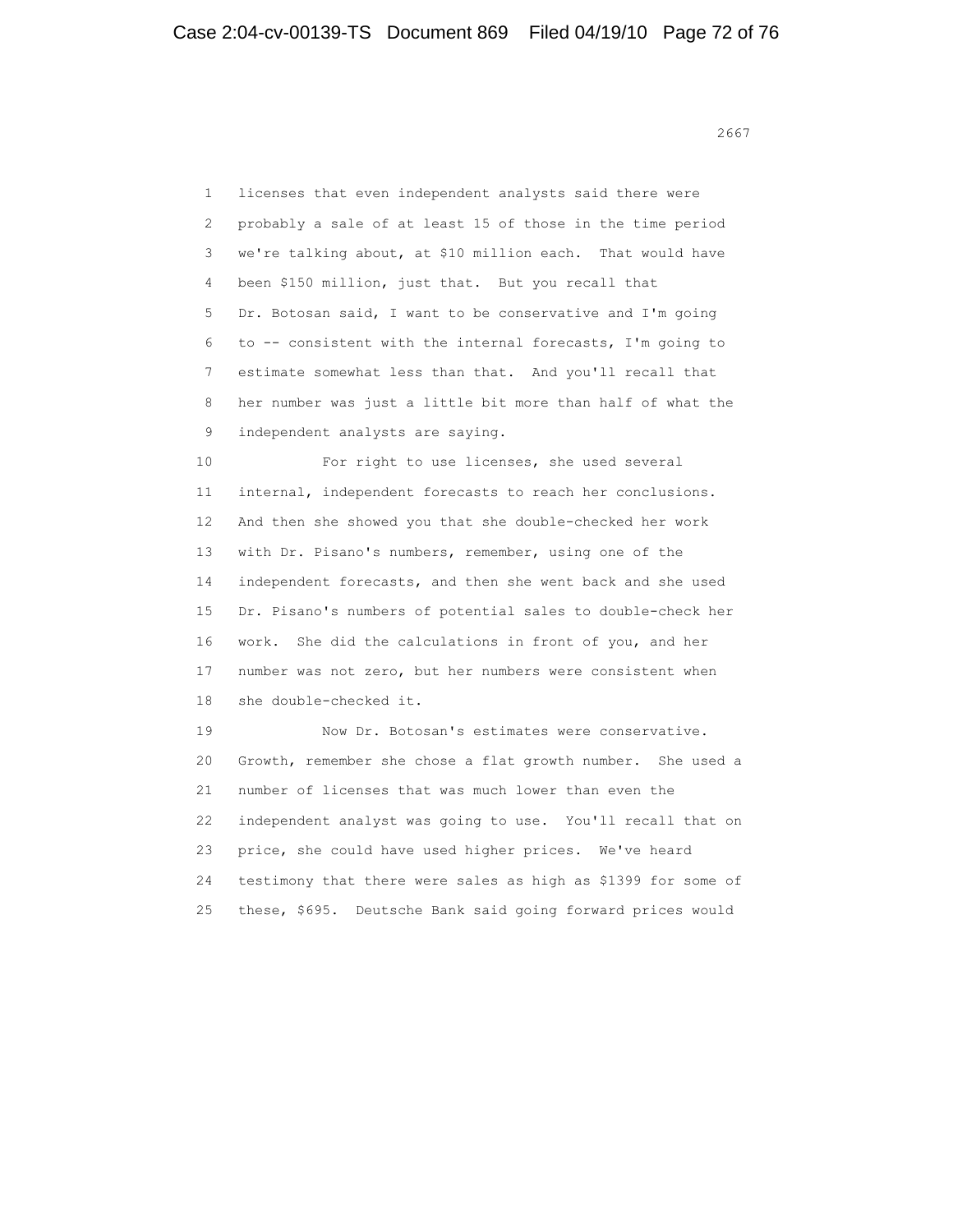licenses that even independent analysts said there were probably a sale of at least 15 of those in the time period we're talking about, at $10 million each. That would have been $150 million, just that. But you recall that Dr. Botosan said, I want to be conservative and I'm going to -- consistent with the internal forecasts, I'm going to estimate somewhat less than that. And you'll recall that her number was just a little bit more than half of what the independent analysts are saying.

For right to use licenses, she used several internal, independent forecasts to reach her conclusions. And then she showed you that she double-checked her work with Dr. Pisano's numbers, remember, using one of the independent forecasts, and then she went back and she used Dr. Pisano's numbers of potential sales to double-check her work. She did the calculations in front of you, and her number was not zero, but her numbers were consistent when she double-checked it.

Now Dr. Botosan's estimates were conservative. Growth, remember she chose a flat growth number. She used a number of licenses that was much lower than even the independent analyst was going to use. You'll recall that on price, she could have used higher prices. We've heard testimony that there were sales as high as $1399 for some of these, $695. Deutsche Bank said going forward prices would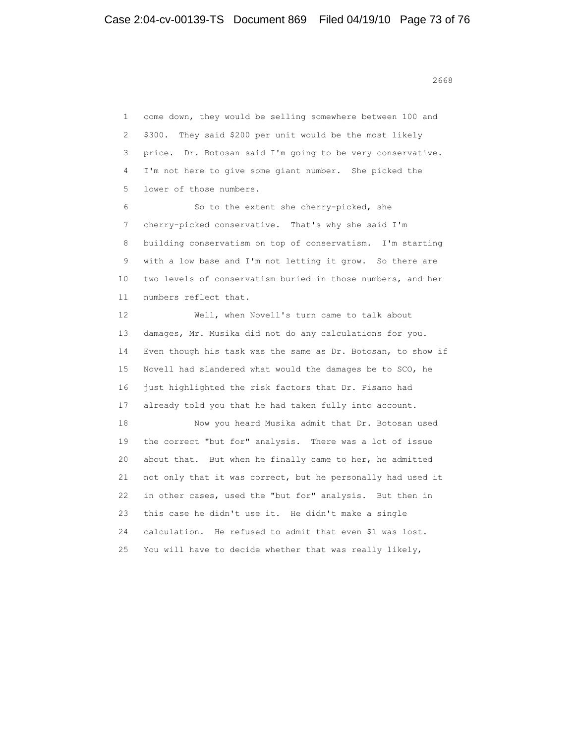come down, they would be selling somewhere between 100 and $300. They said $200 per unit would be the most likely price. Dr. Botosan said I'm going to be very conservative. I'm not here to give some giant number. She picked the lower of those numbers.

So to the extent she cherry-picked, she cherry-picked conservative. That's why she said I'm building conservatism on top of conservatism. I'm starting with a low base and I'm not letting it grow. So there are two levels of conservatism buried in those numbers, and her numbers reflect that.

Well, when Novell's turn came to talk about damages, Mr. Musika did not do any calculations for you. Even though his task was the same as Dr. Botosan, to show if Novell had slandered what would the damages be to SCO, he just highlighted the risk factors that Dr. Pisano had already told you that he had taken fully into account.

Now you heard Musika admit that Dr. Botosan used the correct "but for" analysis. There was a lot of issue about that. But when he finally came to her, he admitted not only that it was correct, but he personally had used it in other cases, used the "but for" analysis. But then in this case he didn't use it. He didn't make a single calculation. He refused to admit that even $1 was lost. You will have to decide whether that was really likely,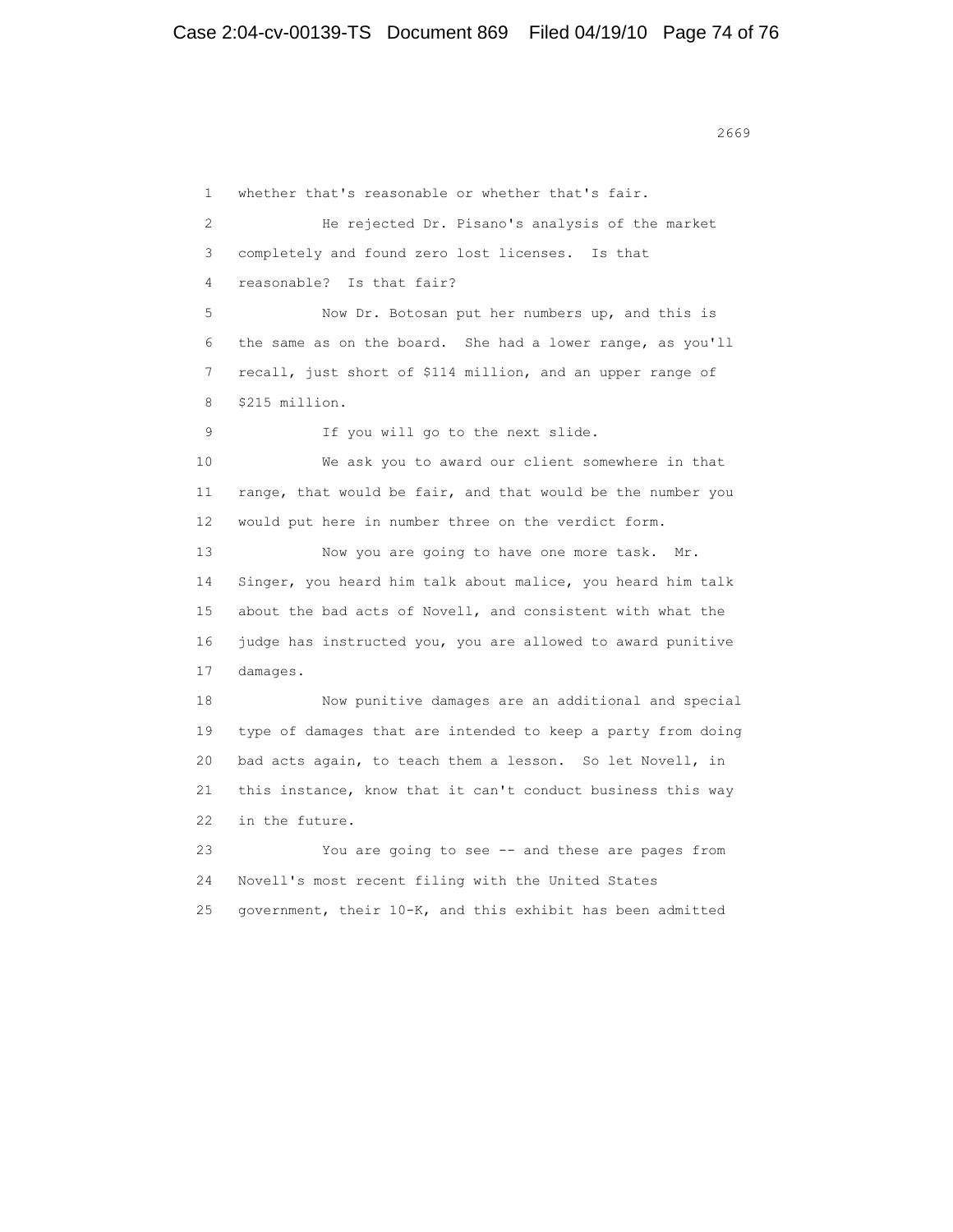1 whether that's reasonable or whether that's fair.

2 He rejected Dr. Pisano's analysis of the market
3 completely and found zero lost licenses. Is that
4 reasonable? Is that fair?

5 Now Dr. Botosan put her numbers up, and this is
6 the same as on the board. She had a lower range, as you'll
7 recall, just short of $114 million, and an upper range of
8 $215 million.

9 If you will go to the next slide.

10 We ask you to award our client somewhere in that
11 range, that would be fair, and that would be the number you
12 would put here in number three on the verdict form.

13 Now you are going to have one more task. Mr.
14 Singer, you heard him talk about malice, you heard him talk
15 about the bad acts of Novell, and consistent with what the
16 judge has instructed you, you are allowed to award punitive
17 damages.

18 Now punitive damages are an additional and special
19 type of damages that are intended to keep a party from doing
20 bad acts again, to teach them a lesson. So let Novell, in
21 this instance, know that it can't conduct business this way
22 in the future.

23 You are going to see -- and these are pages from
24 Novell's most recent filing with the United States
25 government, their 10-K, and this exhibit has been admitted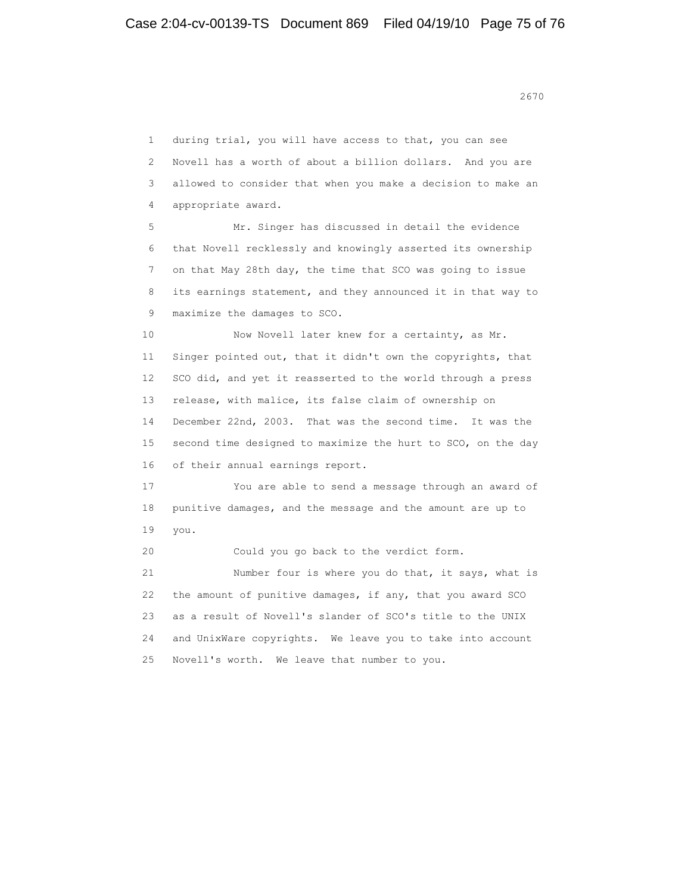1 during trial, you will have access to that, you can see
2 Novell has a worth of about a billion dollars. And you are
3 allowed to consider that when you make a decision to make an
4 appropriate award.

5 Mr. Singer has discussed in detail the evidence
6 that Novell recklessly and knowingly asserted its ownership
7 on that May 28th day, the time that SCO was going to issue
8 its earnings statement, and they announced it in that way to
9 maximize the damages to SCO.

10 Now Novell later knew for a certainty, as Mr.
11 Singer pointed out, that it didn't own the copyrights, that
12 SCO did, and yet it reasserted to the world through a press
13 release, with malice, its false claim of ownership on
14 December 22nd, 2003. That was the second time. It was the
15 second time designed to maximize the hurt to SCO, on the day
16 of their annual earnings report.

17 You are able to send a message through an award of
18 punitive damages, and the message and the amount are up to
19 you.

20 Could you go back to the verdict form.

21 Number four is where you do that, it says, what is
22 the amount of punitive damages, if any, that you award SCO
23 as a result of Novell's slander of SCO's title to the UNIX
24 and UnixWare copyrights. We leave you to take into account
25 Novell's worth. We leave that number to you.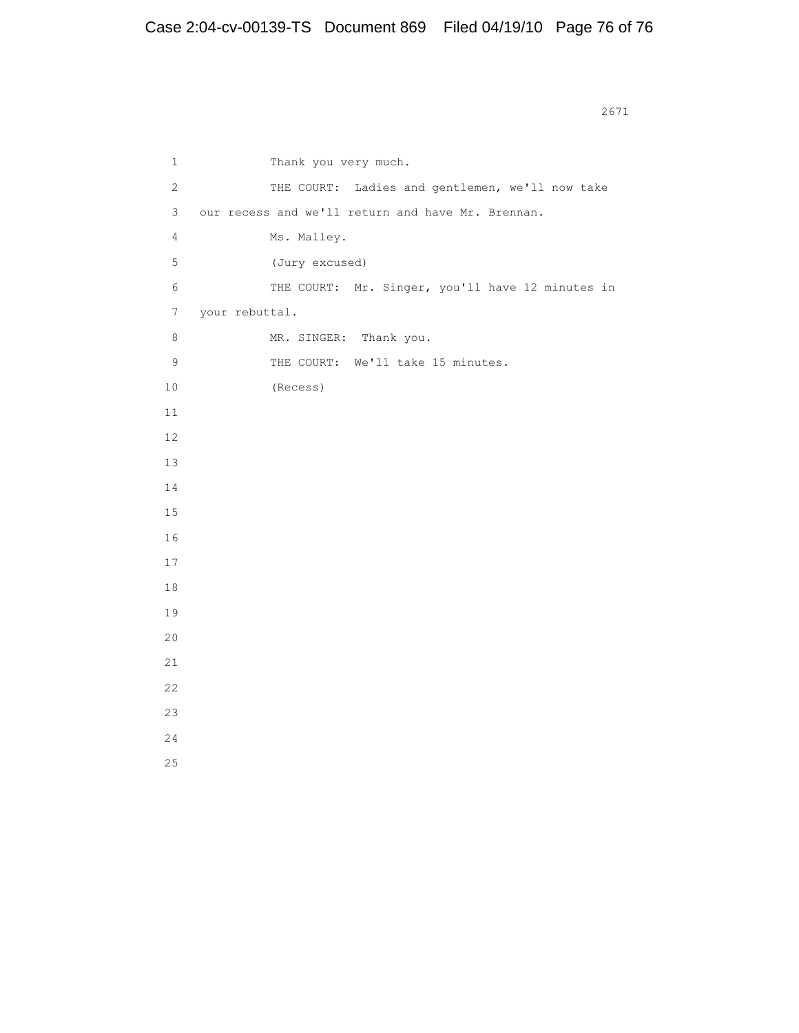Thank you very much.

THE COURT: Ladies and gentlemen, we'll now take our recess and we'll return and have Mr. Brennan.

Ms. Malley.

(Jury excused)

THE COURT: Mr. Singer, you'll have 12 minutes in your rebuttal.

MR. SINGER: Thank you.

THE COURT: We'll take 15 minutes.

(Recess)